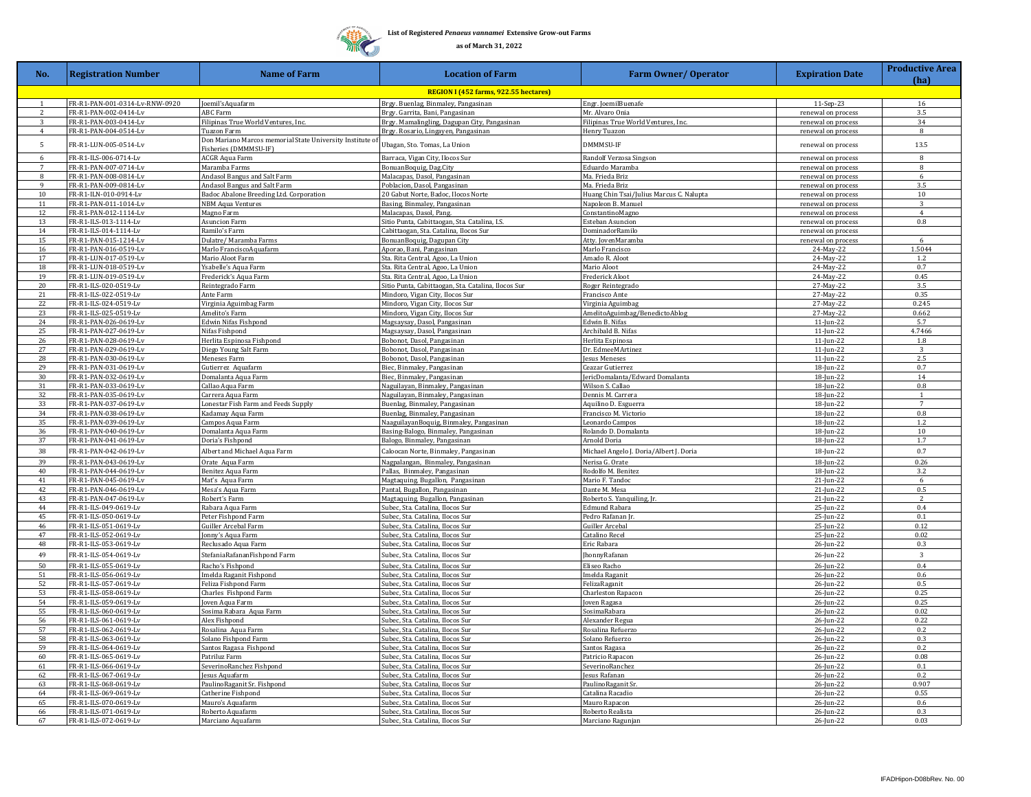List of Registered *Penaeus vannamei* Extensive Grow-out Farms

as of March 31, 2022

| No. | Registration Number | Name of Farm | Location of Farm | Farm Owner/ Operator | Expiration Date | Productive Area (ha) |
|---|---|---|---|---|---|---|
| **REGION I (452 farms, 922.55 hectares)** | | | | | | |
| 1 | FR-R1-PAN-001-0314-Lv-RNW-0920 | Joemil'sAquafarm | Brgy. Buenlag, Binmaley, Pangasinan | Engr. JoemilBuenafe | 11-Sep-23 | 16 |
| 2 | FR-R1-PAN-002-0414-Lv | ABC Farm | Brgy. Garrita, Bani, Pangasinan | Mr. Alvaro Onia | renewal on process | 3.5 |
| 3 | FR-R1-PAN-003-0414-Lv | Filipinas True World Ventures, Inc. | Brgy. Mamalingling, Dagupan City, Pangasinan | Filipinas True World Ventures, Inc. | renewal on process | 34 |
| 4 | FR-R1-PAN-004-0514-Lv | Tuazon Farm | Brgy. Rosario, Lingayen, Pangasinan | Henry Tuazon | renewal on process | 8 |
| 5 | FR-R1-LUN-005-0514-Lv | Don Mariano Marcos memorial State University Institute of Fisheries (DMMMSU-IF) | Ubagan, Sto. Tomas, La Union | DMMMSU-IF | renewal on process | 13.5 |
| 6 | FR-R1-ILS-006-0714-Lv | ACGR Aqua Farm | Barraca, Vigan City, Ilocos Sur | Randolf Verzosa Singson | renewal on process | 8 |
| 7 | FR-R1-PAN-007-0714-Lv | Maramba Farms | BonuanBoquig, Dag.City | Eduardo Maramba | renewal on process | 8 |
| 8 | FR-R1-PAN-008-0814-Lv | Andasol Bangus and Salt Farm | Malacapas, Dasol, Pangasinan | Ma. Frieda Briz | renewal on process | 6 |
| 9 | FR-R1-PAN-009-0814-Lv | Andasol Bangus and Salt Farm | Poblacion, Dasol, Pangasinan | Ma. Frieda Briz | renewal on process | 3.5 |
| 10 | FR-R1-ILN-010-0914-Lv | Badoc Abalone Breeding Ltd. Corporation | 20 Gabut Norte, Badoc, Ilocos Norte | Huang Chin Tsai/Julius Marcus C. Nalupta | renewal on process | 10 |
| 11 | FR-R1-PAN-011-1014-Lv | NBM Aqua Ventures | Basing, Binmaley, Pangasinan | Napoleon B. Manuel | renewal on process | 3 |
| 12 | FR-R1-PAN-012-1114-Lv | Magno Farm | Malacapas, Dasol, Pang. | ConstantinoMagno | renewal on process | 4 |
| 13 | FR-R1-ILS-013-1114-Lv | Asuncion Farm | Sitio Punta, Cabittaogan, Sta. Catalina, I.S. | Esteban Asuncion | renewal on process | 0.8 |
| 14 | FR-R1-ILS-014-1114-Lv | Ramilo's Farm | Cabittaogan, Sta. Catalina, Ilocos Sur | DominadorRamilo | renewal on process | |
| 15 | FR-R1-PAN-015-1214-Lv | Dulatre/ Maramba Farms | BonuanBoquig, Dagupan City | Atty. JovenMaramba | renewal on process | 6 |
| 16 | FR-R1-PAN-016-0519-Lv | Marlo FranciscoAquafarm | Aporao, Bani, Pangasinan | Marlo Francisco | 24-May-22 | 1.5044 |
| 17 | FR-R1-LUN-017-0519-Lv | Mario Aloot Farm | Sta. Rita Central, Agoo, La Union | Amado R. Aloot | 24-May-22 | 1.2 |
| 18 | FR-R1-LUN-018-0519-Lv | Ysabelle's Aqua Farm | Sta. Rita Central, Agoo, La Union | Mario Aloot | 24-May-22 | 0.7 |
| 19 | FR-R1-LUN-019-0519-Lv | Frederick's Aqua Farm | Sta. Rita Central, Agoo, La Union | Frederick Aloot | 24-May-22 | 0.45 |
| 20 | FR-R1-ILS-020-0519-Lv | Reintegrado Farm | Sitio Punta, Cabittaogan, Sta. Catalina, Ilocos Sur | Roger Reintegrado | 27-May-22 | 3.5 |
| 21 | FR-R1-ILS-022-0519-Lv | Ante Farm | Mindoro, Vigan City, Ilocos Sur | Francisco Ante | 27-May-22 | 0.35 |
| 22 | FR-R1-ILS-024-0519-Lv | Virginia Aguimbag Farm | Mindoro, Vigan City, Ilocos Sur | Virginia Aguimbag | 27-May-22 | 0.245 |
| 23 | FR-R1-ILS-025-0519-Lv | Amelito's Farm | Mindoro, Vigan City, Ilocos Sur | AmelitoAguimbag/BenedictoAblog | 27-May-22 | 0.662 |
| 24 | FR-R1-PAN-026-0619-Lv | Edwin Nifas Fishpond | Magsaysay, Dasol, Pangasinan | Edwin B. Nifas | 11-Jun-22 | 5.7 |
| 25 | FR-R1-PAN-027-0619-Lv | Nifas Fishpond | Magsaysay, Dasol, Pangasinan | Archibald B. Nifas | 11-Jun-22 | 4.7466 |
| 26 | FR-R1-PAN-028-0619-Lv | Herlita Espinosa Fishpond | Bobonot, Dasol, Pangasinan | Herlita Espinosa | 11-Jun-22 | 1.8 |
| 27 | FR-R1-PAN-029-0619-Lv | Diego Young Salt Farm | Bobonot, Dasol, Pangasinan | Dr. EdmeeMArtinez | 11-Jun-22 | 3 |
| 28 | FR-R1-PAN-030-0619-Lv | Meneses Farm | Bobonot, Dasol, Pangasinan | Jesus Meneses | 11-Jun-22 | 2.5 |
| 29 | FR-R1-PAN-031-0619-Lv | Gutierrez Aquafarm | Biec, Binmaley, Pangasinan | Ceazar Gutierrez | 18-Jun-22 | 0.7 |
| 30 | FR-R1-PAN-032-0619-Lv | Domalanta Aqua Farm | Biec, Binmaley, Pangasinan | JericDomalanta/Edward Domalanta | 18-Jun-22 | 14 |
| 31 | FR-R1-PAN-033-0619-Lv | Callao Aqua Farm | Naguilayan, Binmaley, Pangasinan | Wilson S. Callao | 18-Jun-22 | 0.8 |
| 32 | FR-R1-PAN-035-0619-Lv | Carrera Aqua Farm | Naguilayan, Binmaley, Pangasinan | Dennis M. Carrera | 18-Jun-22 | 1 |
| 33 | FR-R1-PAN-037-0619-Lv | Lonestar Fish Farm and Feeds Supply | Buenlag, Binmaley, Pangasinan | Aquilino D. Esguerra | 18-Jun-22 | 7 |
| 34 | FR-R1-PAN-038-0619-Lv | Kadamay Aqua Farm | Buenlag, Binmaley, Pangasinan | Francisco M. Victorio | 18-Jun-22 | 0.8 |
| 35 | FR-R1-PAN-039-0619-Lv | Campos Aqua Farm | NaaguilayanBoquig, Binmaley, Pangasinan | Leonardo Campos | 18-Jun-22 | 1.2 |
| 36 | FR-R1-PAN-040-0619-Lv | Domalanta Aqua Farm | Basing-Balogo, Binmaley, Pangasinan | Rolando D. Domalanta | 18-Jun-22 | 10 |
| 37 | FR-R1-PAN-041-0619-Lv | Doria's Fishpond | Balogo, Binmaley, Pangasinan | Arnold Doria | 18-Jun-22 | 1.7 |
| 38 | FR-R1-PAN-042-0619-Lv | Albert and Michael Aqua Farm | Caloocan Norte, Binmaley, Pangasinan | Michael Angelo J. Doria/Albert J. Doria | 18-Jun-22 | 0.7 |
| 39 | FR-R1-PAN-043-0619-Lv | Orate Aqua Farm | Nagpalangan, Binmaley, Pangasinan | Nerisa G. Orate | 18-Jun-22 | 0.26 |
| 40 | FR-R1-PAN-044-0619-Lv | Benitez Aqua Farm | Pallas, Binmaley, Pangasinan | Rodolfo M. Benitez | 18-Jun-22 | 3.2 |
| 41 | FR-R1-PAN-045-0619-Lv | Mat's Aqua Farm | Magtaquing, Bugallon, Pangasinan | Mario F. Tandoc | 21-Jun-22 | 6 |
| 42 | FR-R1-PAN-046-0619-Lv | Mesa's Aqua Farm | Pantal, Bugallon, Pangasinan | Dante M. Mesa | 21-Jun-22 | 0.5 |
| 43 | FR-R1-PAN-047-0619-Lv | Robert's Farm | Magtaquing, Bugallon, Pangasinan | Roberto S. Yanquiling, Jr. | 21-Jun-22 | 2 |
| 44 | FR-R1-ILS-049-0619-Lv | Rabara Aqua Farm | Subec, Sta. Catalina, Ilocos Sur | Edmund Rabara | 25-Jun-22 | 0.4 |
| 45 | FR-R1-ILS-050-0619-Lv | Peter Fishpond Farm | Subec, Sta. Catalina, Ilocos Sur | Pedro Rafanan Jr. | 25-Jun-22 | 0.1 |
| 46 | FR-R1-ILS-051-0619-Lv | Guiller Arcebal Farm | Subec, Sta. Catalina, Ilocos Sur | Guiller Arcebal | 25-Jun-22 | 0.12 |
| 47 | FR-R1-ILS-052-0619-Lv | Jonny's Aqua Farm | Subec, Sta. Catalina, Ilocos Sur | Catalino Recel | 25-Jun-22 | 0.02 |
| 48 | FR-R1-ILS-053-0619-Lv | Reclusado Aqua Farm | Subec, Sta. Catalina, Ilocos Sur | Eric Rabara | 26-Jun-22 | 0.3 |
| 49 | FR-R1-ILS-054-0619-Lv | StefaniaRafananFishpond Farm | Subec, Sta. Catalina, Ilocos Sur | JhonnyRafanan | 26-Jun-22 | 3 |
| 50 | FR-R1-ILS-055-0619-Lv | Racho's Fishpond | Subec, Sta. Catalina, Ilocos Sur | Eliseo Racho | 26-Jun-22 | 0.4 |
| 51 | FR-R1-ILS-056-0619-Lv | Imelda Raganit Fishpond | Subec, Sta. Catalina, Ilocos Sur | Imelda Raganit | 26-Jun-22 | 0.6 |
| 52 | FR-R1-ILS-057-0619-Lv | Feliza Fishpond Farm | Subec, Sta. Catalina, Ilocos Sur | FelizaRaganit | 26-Jun-22 | 0.5 |
| 53 | FR-R1-ILS-058-0619-Lv | Charles Fishpond Farm | Subec, Sta. Catalina, Ilocos Sur | Charleston Rapacon | 26-Jun-22 | 0.25 |
| 54 | FR-R1-ILS-059-0619-Lv | Joven Aqua Farm | Subec, Sta. Catalina, Ilocos Sur | Joven Ragasa | 26-Jun-22 | 0.25 |
| 55 | FR-R1-ILS-060-0619-Lv | Sosima Rabara Aqua Farm | Subec, Sta. Catalina, Ilocos Sur | SosimaRabara | 26-Jun-22 | 0.02 |
| 56 | FR-R1-ILS-061-0619-Lv | Alex Fishpond | Subec, Sta. Catalina, Ilocos Sur | Alexander Regua | 26-Jun-22 | 0.22 |
| 57 | FR-R1-ILS-062-0619-Lv | Rosalina Aqua Farm | Subec, Sta. Catalina, Ilocos Sur | Rosalina Refuerzo | 26-Jun-22 | 0.2 |
| 58 | FR-R1-ILS-063-0619-Lv | Solano Fishpond Farm | Subec, Sta. Catalina, Ilocos Sur | Solano Refuerzo | 26-Jun-22 | 0.3 |
| 59 | FR-R1-ILS-064-0619-Lv | Santos Ragasa Fishpond | Subec, Sta. Catalina, Ilocos Sur | Santos Ragasa | 26-Jun-22 | 0.2 |
| 60 | FR-R1-ILS-065-0619-Lv | Patriluz Farm | Subec, Sta. Catalina, Ilocos Sur | Patricio Rapacon | 26-Jun-22 | 0.08 |
| 61 | FR-R1-ILS-066-0619-Lv | SeverinoRanchez Fishpond | Subec, Sta. Catalina, Ilocos Sur | SeverinoRanchez | 26-Jun-22 | 0.1 |
| 62 | FR-R1-ILS-067-0619-Lv | Jesus Aquafarm | Subec, Sta. Catalina, Ilocos Sur | Jesus Rafanan | 26-Jun-22 | 0.2 |
| 63 | FR-R1-ILS-068-0619-Lv | PaulinoRaganit Sr. Fishpond | Subec, Sta. Catalina, Ilocos Sur | PaulinoRaganit Sr. | 26-Jun-22 | 0.907 |
| 64 | FR-R1-ILS-069-0619-Lv | Catherine Fishpond | Subec, Sta. Catalina, Ilocos Sur | Catalina Racadio | 26-Jun-22 | 0.55 |
| 65 | FR-R1-ILS-070-0619-Lv | Mauro's Aquafarm | Subec, Sta. Catalina, Ilocos Sur | Mauro Rapacon | 26-Jun-22 | 0.6 |
| 66 | FR-R1-ILS-071-0619-Lv | Roberto Aquafarm | Subec, Sta. Catalina, Ilocos Sur | Roberto Realista | 26-Jun-22 | 0.3 |
| 67 | FR-R1-ILS-072-0619-Lv | Marciano Aquafarm | Subec, Sta. Catalina, Ilocos Sur | Marciano Ragunjan | 26-Jun-22 | 0.03 |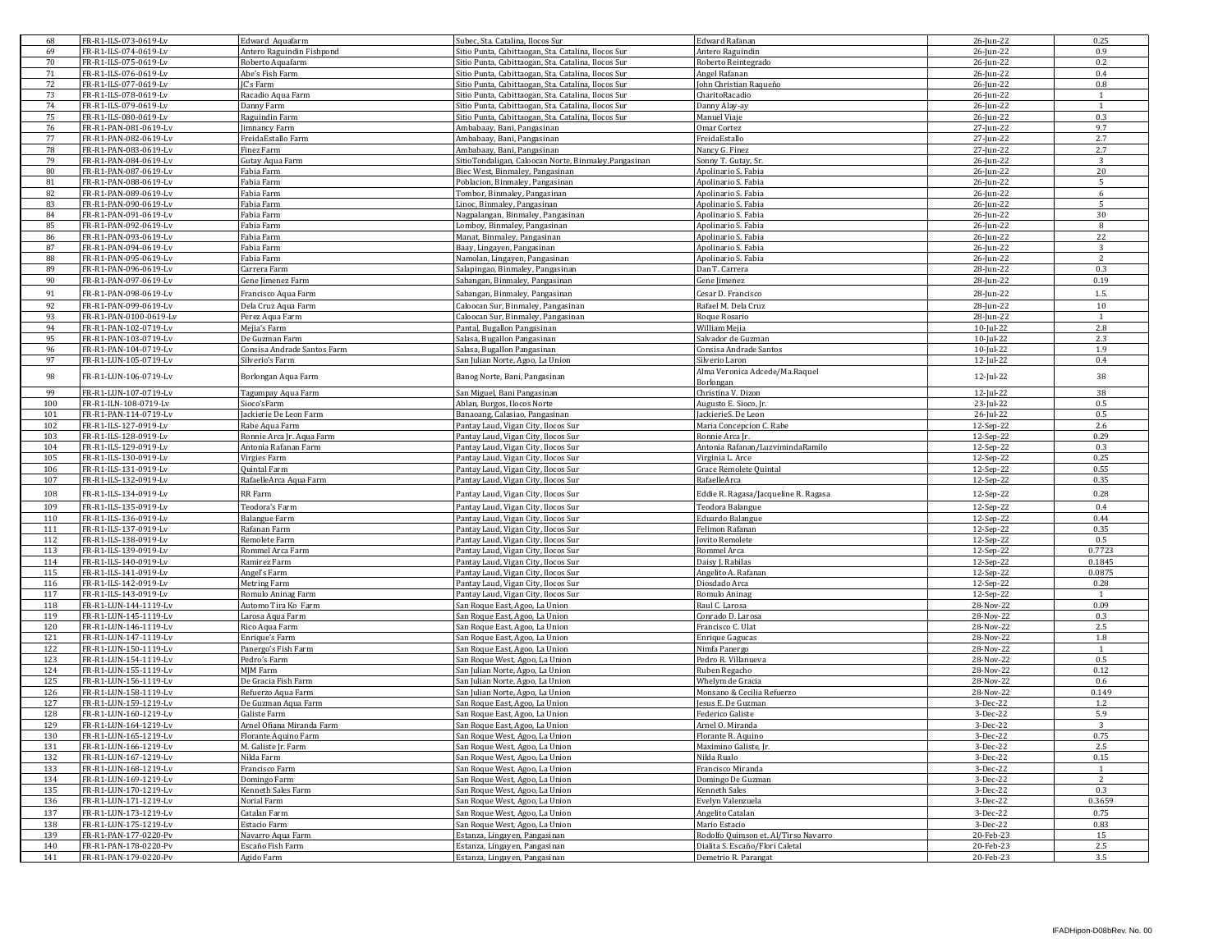| | | | | | | |
|---|---|---|---|---|---|---|
| 68 | FR-R1-ILS-073-0619-Lv | Edward Aquafarm | Subec, Sta. Catalina, Ilocos Sur | Edward Rafanan | 26-Jun-22 | 0.25 |
| 69 | FR-R1-ILS-074-0619-Lv | Antero Raguindin Fishpond | Sitio Punta, Cabittaogan, Sta. Catalina, Ilocos Sur | Antero Raguindin | 26-Jun-22 | 0.9 |
| 70 | FR-R1-ILS-075-0619-Lv | Roberto Aquafarm | Sitio Punta, Cabittaogan, Sta. Catalina, Ilocos Sur | Roberto Reintegrado | 26-Jun-22 | 0.2 |
| 71 | FR-R1-ILS-076-0619-Lv | Abe's Fish Farm | Sitio Punta, Cabittaogan, Sta. Catalina, Ilocos Sur | Angel Rafanan | 26-Jun-22 | 0.4 |
| 72 | FR-R1-ILS-077-0619-Lv | JC's Farm | Sitio Punta, Cabittaogan, Sta. Catalina, Ilocos Sur | John Christian Raqueño | 26-Jun-22 | 0.8 |
| 73 | FR-R1-ILS-078-0619-Lv | Racadio Aqua Farm | Sitio Punta, Cabittaogan, Sta. Catalina, Ilocos Sur | CharitoRacadio | 26-Jun-22 | 1 |
| 74 | FR-R1-ILS-079-0619-Lv | Danny Farm | Sitio Punta, Cabittaogan, Sta. Catalina, Ilocos Sur | Danny Alay-ay | 26-Jun-22 | 1 |
| 75 | FR-R1-ILS-080-0619-Lv | Raguindin Farm | Sitio Punta, Cabittaogan, Sta. Catalina, Ilocos Sur | Manuel Viaje | 26-Jun-22 | 0.3 |
| 76 | FR-R1-PAN-081-0619-Lv | Jimnancy Farm | Ambabaay, Bani, Pangasinan | Omar Cortez | 27-Jun-22 | 9.7 |
| 77 | FR-R1-PAN-082-0619-Lv | FreidaEstallo Farm | Ambabaay, Bani, Pangasinan | FreidaEstallo | 27-Jun-22 | 2.7 |
| 78 | FR-R1-PAN-083-0619-Lv | Finez Farm | Ambabaay, Bani, Pangasinan | Nancy G. Finez | 27-Jun-22 | 2.7 |
| 79 | FR-R1-PAN-084-0619-Lv | Gutay Aqua Farm | SitioTondaligan, Caloocan Norte, Binmaley,Pangasinan | Sonny T. Gutay, Sr. | 26-Jun-22 | 3 |
| 80 | FR-R1-PAN-087-0619-Lv | Fabia Farm | Biec West, Binmaley, Pangasinan | Apolinario S. Fabia | 26-Jun-22 | 20 |
| 81 | FR-R1-PAN-088-0619-Lv | Fabia Farm | Poblacion, Binmaley, Pangasinan | Apolinario S. Fabia | 26-Jun-22 | 5 |
| 82 | FR-R1-PAN-089-0619-Lv | Fabia Farm | Tombor, Binmaley, Pangasinan | Apolinario S. Fabia | 26-Jun-22 | 6 |
| 83 | FR-R1-PAN-090-0619-Lv | Fabia Farm | Linoc, Binmaley, Pangasinan | Apolinario S. Fabia | 26-Jun-22 | 5 |
| 84 | FR-R1-PAN-091-0619-Lv | Fabia Farm | Nagpalangan, Binmaley, Pangasinan | Apolinario S. Fabia | 26-Jun-22 | 30 |
| 85 | FR-R1-PAN-092-0619-Lv | Fabia Farm | Lomboy, Binmaley, Pangasinan | Apolinario S. Fabia | 26-Jun-22 | 8 |
| 86 | FR-R1-PAN-093-0619-Lv | Fabia Farm | Manat, Binmaley, Pangasinan | Apolinario S. Fabia | 26-Jun-22 | 22 |
| 87 | FR-R1-PAN-094-0619-Lv | Fabia Farm | Baay, Lingayen, Pangasinan | Apolinario S. Fabia | 26-Jun-22 | 3 |
| 88 | FR-R1-PAN-095-0619-Lv | Fabia Farm | Namolan, Lingayen, Pangasinan | Apolinario S. Fabia | 26-Jun-22 | 2 |
| 89 | FR-R1-PAN-096-0619-Lv | Carrera Farm | Salapingao, Binmaley, Pangasinan | Dan T. Carrera | 28-Jun-22 | 0.3 |
| 90 | FR-R1-PAN-097-0619-Lv | Gene Jimenez Farm | Sabangan, Binmaley, Pangasinan | Gene Jimenez | 28-Jun-22 | 0.19 |
| 91 | FR-R1-PAN-098-0619-Lv | Francisco Aqua Farm | Sabangan, Binmaley, Pangasinan | Cesar D. Francisco | 28-Jun-22 | 1.5. |
| 92 | FR-R1-PAN-099-0619-Lv | Dela Cruz Aqua Farm | Caloocan Sur, Binmaley, Pangasinan | Rafael M. Dela Cruz | 28-Jun-22 | 10 |
| 93 | FR-R1-PAN-0100-0619-Lv | Perez Aqua Farm | Caloocan Sur, Binmaley, Pangasinan | Roque Rosario | 28-Jun-22 | 1 |
| 94 | FR-R1-PAN-102-0719-Lv | Mejia's Farm | Pantal, Bugallon Pangasinan | William Mejia | 10-Jul-22 | 2.8 |
| 95 | FR-R1-PAN-103-0719-Lv | De Guzman Farm | Salasa, Bugallon Pangasinan | Salvador de Guzman | 10-Jul-22 | 2.3 |
| 96 | FR-R1-PAN-104-0719-Lv | Consisa Andrade Santos Farm | Salasa, Bugallon Pangasinan | Consisa Andrade Santos | 10-Jul-22 | 1.9 |
| 97 | FR-R1-LUN-105-0719-Lv | Silverio's Farm | San Julian Norte, Agoo, La Union | Silverio Laron | 12-Jul-22 | 0.4 |
| 98 | FR-R1-LUN-106-0719-Lv | Borlongan Aqua Farm | Banog Norte, Bani, Pangasinan | Alma Veronica Adcede/Ma.Raquel Borlongan | 12-Jul-22 | 38 |
| 99 | FR-R1-LUN-107-0719-Lv | Tagumpay Aqua Farm | San Miguel, Bani Pangasinan | Christina V. Dizon | 12-Jul-22 | 38 |
| 100 | FR-R1-ILN-108-0719-Lv | Sioco'sFarm | Ablan, Burgos, Ilocos Norte | Augusto E. Sioco, Jr. | 23-Jul-22 | 0.5 |
| 101 | FR-R1-PAN-114-0719-Lv | Jackierie De Leon Farm | Banaoang, Calasiao, Pangasinan | JackierieS. De Leon | 26-Jul-22 | 0.5 |
| 102 | FR-R1-ILS-127-0919-Lv | Rabe Aqua Farm | Pantay Laud, Vigan City, Ilocos Sur | Maria Concepcion C. Rabe | 12-Sep-22 | 2.6 |
| 103 | FR-R1-ILS-128-0919-Lv | Ronnie Arca Jr. Aqua Farm | Pantay Laud, Vigan City, Ilocos Sur | Ronnie Arca Jr. | 12-Sep-22 | 0.29 |
| 104 | FR-R1-ILS-129-0919-Lv | Antonia Rafanan Farm | Pantay Laud, Vigan City, Ilocos Sur | Antonia Rafanan/LuzvimindaRamilo | 12-Sep-22 | 0.3 |
| 105 | FR-R1-ILS-130-0919-Lv | Virgies Farm | Pantay Laud, Vigan City, Ilocos Sur | Virginia L. Arce | 12-Sep-22 | 0.25 |
| 106 | FR-R1-ILS-131-0919-Lv | Quintal Farm | Pantay Laud, Vigan City, Ilocos Sur | Grace Remolete Quintal | 12-Sep-22 | 0.55 |
| 107 | FR-R1-ILS-132-0919-Lv | RafaelleArca Aqua Farm | Pantay Laud, Vigan City, Ilocos Sur | RafaelleArca | 12-Sep-22 | 0.35 |
| 108 | FR-R1-ILS-134-0919-Lv | RR Farm | Pantay Laud, Vigan City, Ilocos Sur | Eddie R. Ragasa/Jacqueline R. Ragasa | 12-Sep-22 | 0.28 |
| 109 | FR-R1-ILS-135-0919-Lv | Teodora's Farm | Pantay Laud, Vigan City, Ilocos Sur | Teodora Balangue | 12-Sep-22 | 0.4 |
| 110 | FR-R1-ILS-136-0919-Lv | Balangue Farm | Pantay Laud, Vigan City, Ilocos Sur | Eduardo Balangue | 12-Sep-22 | 0.44 |
| 111 | FR-R1-ILS-137-0919-Lv | Rafanan Farm | Pantay Laud, Vigan City, Ilocos Sur | Felimon Rafanan | 12-Sep-22 | 0.35 |
| 112 | FR-R1-ILS-138-0919-Lv | Remolete Farm | Pantay Laud, Vigan City, Ilocos Sur | Jovito Remolete | 12-Sep-22 | 0.5 |
| 113 | FR-R1-ILS-139-0919-Lv | Rommel Arca Farm | Pantay Laud, Vigan City, Ilocos Sur | Rommel Arca | 12-Sep-22 | 0.7723 |
| 114 | FR-R1-ILS-140-0919-Lv | Ramirez Farm | Pantay Laud, Vigan City, Ilocos Sur | Daisy J. Rabilas | 12-Sep-22 | 0.1845 |
| 115 | FR-R1-ILS-141-0919-Lv | Angel's Farm | Pantay Laud, Vigan City, Ilocos Sur | Angelito A. Rafanan | 12-Sep-22 | 0.0875 |
| 116 | FR-R1-ILS-142-0919-Lv | Metring Farm | Pantay Laud, Vigan City, Ilocos Sur | Diosdado Arca | 12-Sep-22 | 0.28 |
| 117 | FR-R1-ILS-143-0919-Lv | Romulo Aninag Farm | Pantay Laud, Vigan City, Ilocos Sur | Romulo Aninag | 12-Sep-22 | 1 |
| 118 | FR-R1-LUN-144-1119-Lv | Automo Tira Ko Farm | San Roque East, Agoo, La Union | Raul C. Larosa | 28-Nov-22 | 0.09 |
| 119 | FR-R1-LUN-145-1119-Lv | Larosa Aqua Farm | San Roque East, Agoo, La Union | Conrado D. Larosa | 28-Nov-22 | 0.3 |
| 120 | FR-R1-LUN-146-1119-Lv | Rico Aqua Farm | San Roque East, Agoo, La Union | Francisco C. Ulat | 28-Nov-22 | 2.5 |
| 121 | FR-R1-LUN-147-1119-Lv | Enrique's Farm | San Roque East, Agoo, La Union | Enrique Gagucas | 28-Nov-22 | 1.8 |
| 122 | FR-R1-LUN-150-1119-Lv | Panergo's Fish Farm | San Roque East, Agoo, La Union | Nimfa Panergo | 28-Nov-22 | 1 |
| 123 | FR-R1-LUN-154-1119-Lv | Pedro's Farm | San Roque West, Agoo, La Union | Pedro R. Villanueva | 28-Nov-22 | 0.5 |
| 124 | FR-R1-LUN-155-1119-Lv | MJM Farm | San Julian Norte, Agoo, La Union | Ruben Regacho | 28-Nov-22 | 0.12 |
| 125 | FR-R1-LUN-156-1119-Lv | De Gracia Fish Farm | San Julian Norte, Agoo, La Union | Whelym de Gracia | 28-Nov-22 | 0.6 |
| 126 | FR-R1-LUN-158-1119-Lv | Refuerzo Aqua Farm | San Julian Norte, Agoo, La Union | Monsano & Cecilia Refuerzo | 28-Nov-22 | 0.149 |
| 127 | FR-R1-LUN-159-1219-Lv | De Guzman Aqua Farm | San Roque East, Agoo, La Union | Jesus E. De Guzman | 3-Dec-22 | 1.2 |
| 128 | FR-R1-LUN-160-1219-Lv | Galiste Farm | San Roque East, Agoo, La Union | Federico Galiste | 3-Dec-22 | 5.9 |
| 129 | FR-R1-LUN-164-1219-Lv | Arnel Ofiana Miranda Farm | San Roque East, Agoo, La Union | Arnel O. Miranda | 3-Dec-22 | 3 |
| 130 | FR-R1-LUN-165-1219-Lv | Florante Aquino Farm | San Roque West, Agoo, La Union | Florante R. Aquino | 3-Dec-22 | 0.75 |
| 131 | FR-R1-LUN-166-1219-Lv | M. Galiste Jr. Farm | San Roque West, Agoo, La Union | Maximino Galiste, Jr. | 3-Dec-22 | 2.5 |
| 132 | FR-R1-LUN-167-1219-Lv | Nilda Farm | San Roque West, Agoo, La Union | Nilda Rualo | 3-Dec-22 | 0.15 |
| 133 | FR-R1-LUN-168-1219-Lv | Francisco Farm | San Roque West, Agoo, La Union | Francisco Miranda | 3-Dec-22 | 1 |
| 134 | FR-R1-LUN-169-1219-Lv | Domingo Farm | San Roque West, Agoo, La Union | Domingo De Guzman | 3-Dec-22 | 2 |
| 135 | FR-R1-LUN-170-1219-Lv | Kenneth Sales Farm | San Roque West, Agoo, La Union | Kenneth Sales | 3-Dec-22 | 0.3 |
| 136 | FR-R1-LUN-171-1219-Lv | Norial Farm | San Roque West, Agoo, La Union | Evelyn Valenzuela | 3-Dec-22 | 0.3659 |
| 137 | FR-R1-LUN-173-1219-Lv | Catalan Farm | San Roque West, Agoo, La Union | Angelito Catalan | 3-Dec-22 | 0.75 |
| 138 | FR-R1-LUN-175-1219-Lv | Estacio Farm | San Roque West, Agoo, La Union | Mario Estacio | 3-Dec-22 | 0.83 |
| 139 | FR-R1-PAN-177-0220-Pv | Navarro Aqua Farm | Estanza, Lingayen, Pangasinan | Rodolfo Quimson et. Al/Tirso Navarro | 20-Feb-23 | 15 |
| 140 | FR-R1-PAN-178-0220-Pv | Escaño Fish Farm | Estanza, Lingayen, Pangasinan | Dialita S. Escaño/Flori Caletal | 20-Feb-23 | 2.5 |
| 141 | FR-R1-PAN-179-0220-Pv | Agido Farm | Estanza, Lingayen, Pangasinan | Demetrio R. Parangat | 20-Feb-23 | 3.5 |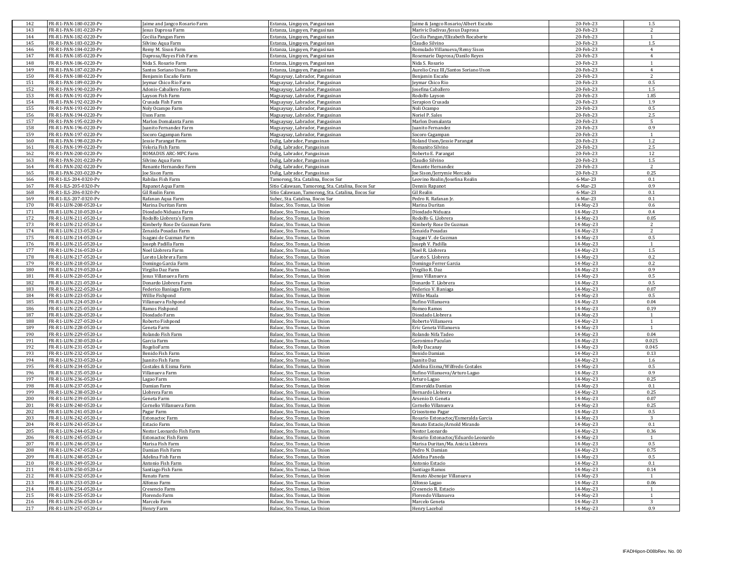| | | | | | |
|---|---|---|---|---|---|
| 142 | FR-R1-PAN-180-0220-Pv | Jaime and Jangco Rosario Farm | Estanza, Lingayen, Pangasinan | Jaime & Jangco Rosario/Albert Escaño | 20-Feb-23 | 1.5 |
| 143 | FR-R1-PAN-181-0220-Pv | Jesus Daprosa Farm | Estanza, Lingayen, Pangasinan | Marivic Dadivas/Jesus Daprosa | 20-Feb-23 | 2 |
| 144 | FR-R1-PAN-182-0220-Pv | Cecilia Pangan Farm | Estanza, Lingayen, Pangasinan | Cecilia Pangan/Elizabeth Rocaberte | 20-Feb-23 | 1 |
| 145 | FR-R1-PAN-183-0220-Pv | Silvino Aqua Farm | Estanza, Lingayen, Pangasinan | Claudio Silvino | 20-Feb-23 | 1.5 |
| 146 | FR-R1-PAN-184-0220-Pv | Remy M. Sison Farm | Estanza, Lingayen, Pangasinan | Romulado Villanueva/Remy Sison | 20-Feb-23 | 4 |
| 147 | FR-R1-PAN-185-0220-Pv | Daprosa/Reyes Fish Farm | Estanza, Lingayen, Pangasinan | Rosemarie Daprosa/Danilo Reyes | 20-Feb-23 | 4 |
| 148 | FR-R1-PAN-186-0220-Pv | Nida S. Rosario Farm | Estanza, Lingayen, Pangasinan | Nida S. Rosario | 20-Feb-23 | 1 |
| 149 | FR-R1-PAN-187-0220-Pv | Santos Soriano Uson Farm | Estanza, Lingayen, Pangasinan | Aurelio Cruz III/Santos Soriano Uson | 20-Feb-23 | 4 |
| 150 | FR-R1-PAN-188-0220-Pv | Benjamin Escaño Farm | Magsaysay, Labrador, Pangasinan | Benjamin Escaño | 20-Feb-23 | 2 |
| 151 | FR-R1-PAN-189-0220-Pv | Jeymar Chico Rio Farm | Magsaysay, Labrador, Pangasinan | Jeymar Chico Rio | 20-Feb-23 | 0.5 |
| 152 | FR-R1-PAN-190-0220-Pv | Adonis-Caballero Farm | Magsaysay, Labrador, Pangasinan | Josefina Caballero | 20-Feb-23 | 1.5 |
| 153 | FR-R1-PAN-191-0220-Pv | Layson Fish Farm | Magsaysay, Labrador, Pangasinan | Rodolfo Layson | 20-Feb-23 | 1.85 |
| 154 | FR-R1-PAN-192-0220-Pv | Crusada Fish Farm | Magsaysay, Labrador, Pangasinan | Serapion Crusada | 20-Feb-23 | 1.9 |
| 155 | FR-R1-PAN-193-0220-Pv | Noly Ocampo Farm | Magsaysay, Labrador, Pangasinan | Noli Ocampo | 20-Feb-23 | 0.5 |
| 156 | FR-R1-PAN-194-0220-Pv | Uson Farm | Magsaysay, Labrador, Pangasinan | Noriel P. Sales | 20-Feb-23 | 2.5 |
| 157 | FR-R1-PAN-195-0220-Pv | Marlon Domalanta Farm | Magsaysay, Labrador, Pangasinan | Marlon Domalanta | 20-Feb-23 | 5 |
| 158 | FR-R1-PAN-196-0220-Pv | Juanito Fernandez Farm | Magsaysay, Labrador, Pangasinan | Juanito Fernandez | 20-Feb-23 | 0.9 |
| 159 | FR-R1-PAN-197-0220-Pv | Socoro Cagampan Farm | Magsaysay, Labrador, Pangasinan | Socoro Cagampan | 20-Feb-23 | 1 |
| 160 | FR-R1-PAN-198-0220-Pv | Jessie Parangat Farm | Dulig, Labrador, Pangasinan | Roland Uson/Jessie Parangat | 20-Feb-23 | 1.2 |
| 161 | FR-R1-PAN-199-0220-Pv | Veloria Fish Farm | Dulig, Labrador, Pangasinan | Romanito Silvino | 20-Feb-23 | 2.5 |
| 162 | FR-R1-PAN-200-0220-Pv | BOMADUS ARC-MPC Farm | Dulig, Labrador, Pangasinan | Roberto E. Parangat | 20-Feb-23 | 12 |
| 163 | FR-R1-PAN-201-0220-Pv | Silvino Aqua Farm | Dulig, Labrador, Pangasinan | Claudio Silvino | 20-Feb-23 | 1.5 |
| 164 | FR-R1-PAN-202-0220-Pv | Renante Hernandez Farm | Dulig, Labrador, Pangasinan | Renante Hernandez | 20-Feb-23 | 2 |
| 165 | FR-R1-PAN-203-0220-Pv | Joe Sison Farm | Dulig, Labrador, Pangasinan | Joe Sison/Jerrymie Mercado | 20-Feb-23 | 0.25 |
| 166 | FR-R1-ILS-204-0320-Pv | Rabilas Fish Farm | Tamorong, Sta. Catalina, Ilocos Sur | Leovino Realin/Josefina Realin | 6-Mar-23 | 0.1 |
| 167 | FR-R1-ILS-205-0320-Pv | Rapanot Aqua Farm | Sitio Calawaan, Tamorong, Sta. Catalina, Ilocos Sur | Dennis Rapanot | 6-Mar-23 | 0.9 |
| 168 | FR-R1-ILS-206-0320-Pv | Gil Realin Farm | Sitio Calawaan, Tamorong, Sta. Catalina, Ilocos Sur | Gil Realin | 6-Mar-23 | 0.1 |
| 169 | FR-R1-ILS-207-0320-Pv | Rafanan Aqua Farm | Subec, Sta. Catalina, Ilocos Sur | Pedro R. Rafanan Jr. | 6-Mar-23 | 0.1 |
| 170 | FR-R1-LUN-208-0520-Lv | Marina Duritan Farm | Balaoc, Sto. Tomas, La Union | Marina Duritan | 14-May-23 | 0.6 |
| 171 | FR-R1-LUN-210-0520-Lv | Diosdado Niduaza Farm | Balaoc, Sto. Tomas, La Union | Diosdado Niduaza | 14-May-23 | 0.4 |
| 172 | FR-R1-LUN-211-0520-Lv | Rodolfo Llobrera's Farm | Balaoc, Sto. Tomas, La Union | Rodolfo G. Llobrera | 14-May-23 | 0.05 |
| 173 | FR-R1-LUN-212-0520-Lv | Kimberly Rose De Guzman Farm | Balaoc, Sto. Tomas, La Union | Kimberly Rose De Guzman | 14-May-23 | 2 |
| 174 | FR-R1-LUN-213-0520-Lv | Zenaida Posadas Farm | Balaoc, Sto. Tomas, La Union | Zenaida Posadas | 14-May-23 | 2 |
| 175 | FR-R1-LUN-214-0520-Lv | Isagani de Guzman Farm | Balaoc, Sto. Tomas, La Union | Isagani V. de Guzman | 14-May-23 | 0.5 |
| 176 | FR-R1-LUN-215-0520-Lv | Joseph Padilla Farm | Balaoc, Sto. Tomas, La Union | Joseph V. Padilla | 14-May-23 | 1 |
| 177 | FR-R1-LUN-216-0520-Lv | Noel Llobrera Farm | Balaoc, Sto. Tomas, La Union | Noel R. Llobrera | 14-May-23 | 1.5 |
| 178 | FR-R1-LUN-217-0520-Lv | Loreto Llobrera Farm | Balaoc, Sto. Tomas, La Union | Loreto S. Llobrera | 14-May-23 | 0.2 |
| 179 | FR-R1-LUN-218-0520-Lv | Domingo Garcia Farm | Balaoc, Sto. Tomas, La Union | Domingo Ferrer Garcia | 14-May-23 | 0.2 |
| 180 | FR-R1-LUN-219-0520-Lv | Virgilio Daz Farm | Balaoc, Sto. Tomas, La Union | Virgilio R. Daz | 14-May-23 | 0.9 |
| 181 | FR-R1-LUN-220-0520-Lv | Jesus Villanueva Farm | Balaoc, Sto. Tomas, La Union | Jesus Villanueva | 14-May-23 | 0.5 |
| 182 | FR-R1-LUN-221-0520-Lv | Donardo Llobrera Farm | Balaoc, Sto. Tomas, La Union | Donardo T. Llobrera | 14-May-23 | 0.5 |
| 183 | FR-R1-LUN-222-0520-Lv | Federico Baniaga Farm | Balaoc, Sto. Tomas, La Union | Federico V. Baniaga | 14-May-23 | 0.07 |
| 184 | FR-R1-LUN-223-0520-Lv | Willie Fishpond | Balaoc, Sto. Tomas, La Union | Willie Maala | 14-May-23 | 0.5 |
| 185 | FR-R1-LUN-224-0520-Lv | Villanueva Fishpond | Balaoc, Sto. Tomas, La Union | Rufino Villanueva | 14-May-23 | 0.04 |
| 186 | FR-R1-LUN-225-0520-Lv | Ramos Fishpond | Balaoc, Sto. Tomas, La Union | Romeo Ramos | 14-May-23 | 0.19 |
| 187 | FR-R1-LUN-226-0520-Lv | Diosdado Farm | Balaoc, Sto. Tomas, La Union | Diosdado Llobrera | 14-May-23 | 1 |
| 188 | FR-R1-LUN-227-0520-Lv | Roberto Fishpond | Balaoc, Sto. Tomas, La Union | Roberto Villanueva | 14-May-23 | 1 |
| 189 | FR-R1-LUN-228-0520-Lv | Geneta Farm | Balaoc, Sto. Tomas, La Union | Eric Geneta Villanueva | 14-May-23 | 1 |
| 190 | FR-R1-LUN-229-0520-Lv | Rolando Fish Farm | Balaoc, Sto. Tomas, La Union | Rolando Nifa Tadeo | 14-May-23 | 0.04 |
| 191 | FR-R1-LUN-230-0520-Lv | Garcia Farm | Balaoc, Sto. Tomas, La Union | Geronimo Paculan | 14-May-23 | 0.025 |
| 192 | FR-R1-LUN-231-0520-Lv | RogelioFarm | Balaoc, Sto. Tomas, La Union | Rolly Dacanay | 14-May-23 | 0.045 |
| 193 | FR-R1-LUN-232-0520-Lv | Benido Fish Farm | Balaoc, Sto. Tomas, La Union | Benido Damian | 14-May-23 | 0.13 |
| 194 | FR-R1-LUN-233-0520-Lv | Juanito Fish Farm | Balaoc, Sto. Tomas, La Union | Juanito Daz | 14-May-23 | 1.6 |
| 195 | FR-R1-LUN-234-0520-Lv | Costales & Eisma Farm | Balaoc, Sto. Tomas, La Union | Adelina Eisma/Wilfredo Costales | 14-May-23 | 0.5 |
| 196 | FR-R1-LUN-235-0520-Lv | Villanueva Farm | Balaoc, Sto. Tomas, La Union | Rufino Villanueva/Arturo Lagao | 14-May-23 | 0.9 |
| 197 | FR-R1-LUN-236-0520-Lv | Lagao Farm | Balaoc, Sto. Tomas, La Union | Arturo Lagao | 14-May-23 | 0.25 |
| 198 | FR-R1-LUN-237-0520-Lv | Damian Farm | Balaoc, Sto. Tomas, La Union | Esmeralda Damian | 14-May-23 | 0.1 |
| 199 | FR-R1-LUN-238-0520-Lv | Llobrera Farm | Balaoc, Sto. Tomas, La Union | Bernardo Llobrera | 14-May-23 | 0.25 |
| 200 | FR-R1-LUN-239-0520-Lv | Geneta Farm | Balaoc, Sto. Tomas, La Union | Arsenio D. Geneta | 14-May-23 | 0.07 |
| 201 | FR-R1-LUN-240-0520-Lv | Cornelio Villanueva Farm | Balaoc, Sto. Tomas, La Union | Cornelio Villanueva | 14-May-23 | 0.25 |
| 202 | FR-R1-LUN-241-0520-Lv | Pagar Farm | Balaoc, Sto. Tomas, La Union | Crisostomo Pagar | 14-May-23 | 0.5 |
| 203 | FR-R1-LUN-242-0520-Lv | Estonactoc Farm | Balaoc, Sto. Tomas, La Union | Rosario Estonactoc/Esmeralda Garcia | 14-May-23 | 3 |
| 204 | FR-R1-LUN-243-0520-Lv | Estacio Farm | Balaoc, Sto. Tomas, La Union | Renato Estacio/Arnold Mirando | 14-May-23 | 0.1 |
| 205 | FR-R1-LUN-244-0520-Lv | Nestor Leonardo Fish Farm | Balaoc, Sto. Tomas, La Union | Nestor Leonardo | 14-May-23 | 0.36 |
| 206 | FR-R1-LUN-245-0520-Lv | Estonactoc Fish Farm | Balaoc, Sto. Tomas, La Union | Rosario Estonactoc/Eduardo Leonardo | 14-May-23 | 1 |
| 207 | FR-R1-LUN-246-0520-Lv | Marisa Fish Farm | Balaoc, Sto. Tomas, La Union | Marisa Duritan/Ma. Anicia Llobrera | 14-May-23 | 0.5 |
| 208 | FR-R1-LUN-247-0520-Lv | Damian Fish Farm | Balaoc, Sto. Tomas, La Union | Pedro N. Damian | 14-May-23 | 0.75 |
| 209 | FR-R1-LUN-248-0520-Lv | Adelina Fish Farm | Balaoc, Sto. Tomas, La Union | Adelina Paneda | 14-May-23 | 0.5 |
| 210 | FR-R1-LUN-249-0520-Lv | Antonio Fish Farm | Balaoc, Sto. Tomas, La Union | Antonio Estacio | 14-May-23 | 0.1 |
| 211 | FR-R1-LUN-250-0520-Lv | Santiago Fish Farm | Balaoc, Sto. Tomas, La Union | Santiago Ramos | 14-May-23 | 0.14 |
| 212 | FR-R1-LUN-252-0520-Lv | Renato Farm | Balaoc, Sto. Tomas, La Union | Renato Abenojar Villanueva | 14-May-23 | 1 |
| 213 | FR-R1-LUN-253-0520-Lv | Alfonso Farm | Balaoc, Sto. Tomas, La Union | Alfonso Lagao | 14-May-23 | 0.06 |
| 214 | FR-R1-LUN-254-0520-Lv | Cresencio Farm | Balaoc, Sto. Tomas, La Union | Cresencio R. Estacio | 14-May-23 | 1 |
| 215 | FR-R1-LUN-255-0520-Lv | Florendo Farm | Balaoc, Sto. Tomas, La Union | Florendo Villanueva | 14-May-23 | 1 |
| 216 | FR-R1-LUN-256-0520-Lv | Marcelo Farm | Balaoc, Sto. Tomas, La Union | Marcelo Geneta | 14-May-23 | 3 |
| 217 | FR-R1-LUN-257-0520-Lv | Henry Farm | Balaoc, Sto. Tomas, La Union | Henry Lacebal | 14-May-23 | 0.9 |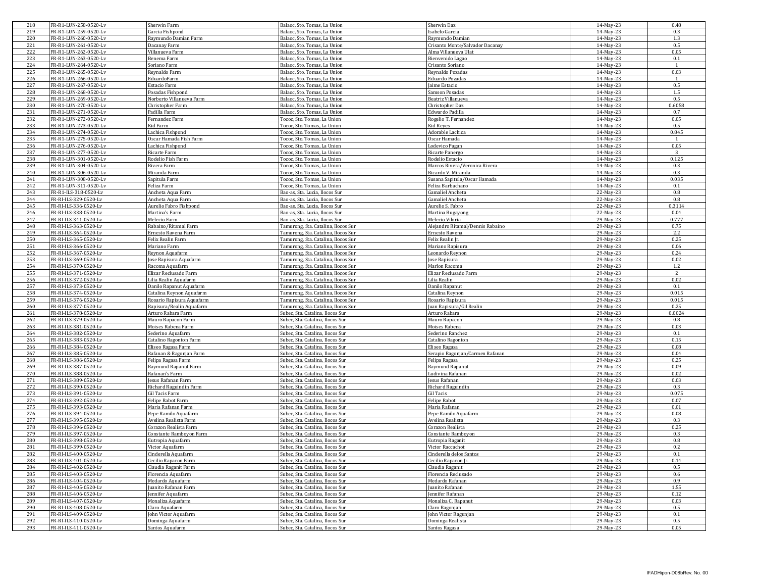| 218 | FR-R1-LUN-258-0520-Lv | Sherwin Farm | Balaoc, Sto. Tomas, La Union | Sherwin Daz | 14-May-23 | 0.48 |
|---|---|---|---|---|---|---|
| 219 | FR-R1-LUN-259-0520-Lv | Garcia Fishpond | Balaoc, Sto. Tomas, La Union | Isabelo Garcia | 14-May-23 | 0.3 |
| 220 | FR-R1-LUN-260-0520-Lv | Raymundo Damian Farm | Balaoc, Sto. Tomas, La Union | Raymundo Damian | 14-May-23 | 1.3 |
| 221 | FR-R1-LUN-261-0520-Lv | Dacanay Farm | Balaoc, Sto. Tomas, La Union | Crisanto Monte/Salvador Dacanay | 14-May-23 | 0.5 |
| 222 | FR-R1-LUN-262-0520-Lv | Villanueva Farm | Balaoc, Sto. Tomas, La Union | Alma Villanueva Ulat | 14-May-23 | 0.05 |
| 223 | FR-R1-LUN-263-0520-Lv | Benema Farm | Balaoc, Sto. Tomas, La Union | Bienvenido Lagao | 14-May-23 | 0.1 |
| 224 | FR-R1-LUN-264-0520-Lv | Soriano Farm | Balaoc, Sto. Tomas, La Union | Crisanto Soriano | 14-May-23 | 1 |
| 225 | FR-R1-LUN-265-0520-Lv | Reynaldo Farm | Balaoc, Sto. Tomas, La Union | Reynaldo Pozadas | 14-May-23 | 0.03 |
| 226 | FR-R1-LUN-266-0520-Lv | EduardoFarm | Balaoc, Sto. Tomas, La Union | Eduardo Pozadas | 14-May-23 | 1 |
| 227 | FR-R1-LUN-267-0520-Lv | Estacio Farm | Balaoc, Sto. Tomas, La Union | Jaime Estacio | 14-May-23 | 0.5 |
| 228 | FR-R1-LUN-268-0520-Lv | Posadas Fishpond | Balaoc, Sto. Tomas, La Union | Samson Posadas | 14-May-23 | 1.5 |
| 229 | FR-R1-LUN-269-0520-Lv | Norberto Villanueva Farm | Balaoc, Sto. Tomas, La Union | Beatriz Villanueva | 14-May-23 | 0.5 |
| 230 | FR-R1-LUN-270-0520-Lv | Christopher Farm | Balaoc, Sto. Tomas, La Union | Christopher Daz | 14-May-23 | 0.6058 |
| 231 | FR-R1-LUN-271-0520-Lv | Padilla Farm | Balaoc, Sto. Tomas, La Union | Edwardo Padilla | 14-May-23 | 0.7 |
| 232 | FR-R1-LUN-272-0520-Lv | Fernandez Farm | Tococ, Sto. Tomas, La Union | Rogelio T. Fernandez | 14-May-23 | 0.05 |
| 233 | FR-R1-LUN-273-0520-Lv | Kid Farm | Tococ, Sto. Tomas, La Union | Kid Reyes | 14-May-23 | 0.5 |
| 234 | FR-R1-LUN-274-0520-Lv | Lachica Fishpond | Tococ, Sto. Tomas, La Union | Adorable Lachica | 14-May-23 | 0.845 |
| 235 | FR-R1-LUN-275-0520-Lv | Oscar Hamada Fish Farm | Tococ, Sto. Tomas, La Union | Oscar Hamada | 14-May-23 | 1 |
| 236 | FR-R1-LUN-276-0520-Lv | Lachica Fishpond | Tococ, Sto. Tomas, La Union | Lodevico Pagan | 14-May-23 | 0.05 |
| 237 | FR-R1-LUN-277-0520-Lv | Ricarte Farm | Tococ, Sto. Tomas, La Union | Ricarte Panergo | 14-May-23 | 3 |
| 238 | FR-R1-LUN-301-0520-Lv | Rodelio Fish Farm | Tococ, Sto. Tomas, La Union | Rodelio Estacio | 14-May-23 | 0.125 |
| 239 | FR-R1-LUN-304-0520-Lv | Rivera Farm | Tococ, Sto. Tomas, La Union | Marcos Rivera/Veronica Rivera | 14-May-23 | 0.3 |
| 240 | FR-R1-LUN-306-0520-Lv | Miranda Farm | Tococ, Sto. Tomas, La Union | Ricardo V. Miranda | 14-May-23 | 0.3 |
| 241 | FR-R1-LUN-308-0520-Lv | Sapitula Farm | Tococ, Sto. Tomas, La Union | Susana Sapitula/Oscar Hamada | 14-May-23 | 0.035 |
| 242 | FR-R1-LUN-311-0520-Lv | Feliza Farm | Tococ, Sto. Tomas, La Union | Feliza Barbachano | 14-May-23 | 0.1 |
| 243 | FR-R1-ILS-318-0520-Lv | Ancheta Aqua Farm | Bao-as, Sta. Lucia, Ilocos Sur | Gamaliel Ancheta | 22-May-23 | 0.8 |
| 244 | FR-RI-ILS-329-0520-Lv | Ancheta Aqua Farm | Bao-as, Sta. Lucia, Ilocos Sur | Gamaliel Ancheta | 22-May-23 | 0.8 |
| 245 | FR-RI-ILS-336-0520-Lv | Aurelio Fabro Fishpond | Bao-as, Sta. Lucia, Ilocos Sur | Aurelio S. Fabro | 22-May-23 | 0.3114 |
| 246 | FR-RI-ILS-338-0520-Lv | Martina's Farm | Bao-as, Sta. Lucia, Ilocos Sur | Martina Bugayong | 22-May-23 | 0.04 |
| 247 | FR-RI-ILS-341-0520-Lv | Melecio Farm | Bao-as, Sta. Lucia, Ilocos Sur | Melecio Viloria | 29-May-23 | 0.777 |
| 248 | FR-RI-ILS-363-0520-Lv | Rabaino/Ritamal Farm | Tamurong, Sta. Catalina, Ilocos Sur | Alejandro Ritamal/Dennis Rabaino | 29-May-23 | 0.75 |
| 249 | FR-RI-ILS-364-0520-Lv | Ernesto Ravena Farm | Tamurong, Sta. Catalina, Ilocos Sur | Ernesto Ravena | 29-May-23 | 2.2 |
| 250 | FR-RI-ILS-365-0520-Lv | Felix Realin Farm | Tamurong, Sta. Catalina, Ilocos Sur | Felix Realin Jr. | 29-May-23 | 0.25 |
| 251 | FR-RI-ILS-366-0520-Lv | Mariano Farm | Tamurong, Sta. Catalina, Ilocos Sur | Mariano Rapisura | 29-May-23 | 0.06 |
| 252 | FR-RI-ILS-367-0520-Lv | Reynon Aquafarm | Tamurong, Sta. Catalina, Ilocos Sur | Leonardo Reynon | 29-May-23 | 0.24 |
| 253 | FR-RI-ILS-369-0520-Lv | Jose Rapisura Aquafarm | Tamurong, Sta. Catalina, Ilocos Sur | Jose Rapisura | 29-May-23 | 0.02 |
| 254 | FR-RI-ILS-370-0520-Lv | Racoma Aquafarm | Tamurong, Sta. Catalina, Ilocos Sur | Marlon Racoma | 29-May-23 | 1.2 |
| 255 | FR-RI-ILS-371-0520-Lv | Elizar Reclusado Farm | Tamurong, Sta. Catalina, Ilocos Sur | Elizar Reclusado Farm | 29-May-23 | 2 |
| 256 | FR-RI-ILS-372-0520-Lv | Lilia Realin Aquafarm | Tamurong, Sta. Catalina, Ilocos Sur | Lilia Realin | 29-May-23 | 0.02 |
| 257 | FR-RI-ILS-373-0520-Lv | Danilo Rapanut Aquafarm | Tamurong, Sta. Catalina, Ilocos Sur | Danilo Rapanut | 29-May-23 | 0.1 |
| 258 | FR-RI-ILS-374-0520-Lv | Catalina Reynon Aquafarm | Tamurong, Sta. Catalina, Ilocos Sur | Catalina Reynon | 29-May-23 | 0.015 |
| 259 | FR-RI-ILS-376-0520-Lv | Rosario Rapisura Aquafarm | Tamurong, Sta. Catalina, Ilocos Sur | Rosario Rapisura | 29-May-23 | 0.015 |
| 260 | FR-RI-ILS-377-0520-Lv | Rapisura/Realin Aquafarm | Tamurong, Sta. Catalina, Ilocos Sur | Juan Rapisura/Gil Realin | 29-May-23 | 0.25 |
| 261 | FR-RI-ILS-378-0520-Lv | Arturo Rabara Farm | Subec, Sta. Catalina, Ilocos Sur | Arturo Rabara | 29-May-23 | 0.0024 |
| 262 | FR-RI-ILS-379-0520-Lv | Mauro Rapacon Farm | Subec, Sta. Catalina, Ilocos Sur | Mauro Rapacon | 29-May-23 | 0.8 |
| 263 | FR-RI-ILS-381-0520-Lv | Moises Rabena Farm | Subec, Sta. Catalina, Ilocos Sur | Moises Rabena | 29-May-23 | 0.03 |
| 264 | FR-RI-ILS-382-0520-Lv | Sederino Aquafarm | Subec, Sta. Catalina, Ilocos Sur | Sederino Ranchez | 29-May-23 | 0.1 |
| 265 | FR-RI-ILS-383-0520-Lv | Catalino Ragonton Farm | Subec, Sta. Catalina, Ilocos Sur | Catalino Ragonton | 29-May-23 | 0.15 |
| 266 | FR-RI-ILS-384-0520-Lv | Eliseo Ragasa Farm | Subec, Sta. Catalina, Ilocos Sur | Eliseo Ragasa | 29-May-23 | 0.08 |
| 267 | FR-RI-ILS-385-0520-Lv | Rafanan & Ragonjan Farm | Subec, Sta. Catalina, Ilocos Sur | Serapio Ragonjan/Carmen Rafanan | 29-May-23 | 0.04 |
| 268 | FR-RI-ILS-386-0520-Lv | Felipa Ragasa Farm | Subec, Sta. Catalina, Ilocos Sur | Felipa Ragasa | 29-May-23 | 0.25 |
| 269 | FR-RI-ILS-387-0520-Lv | Raymund Rapanut Farm | Subec, Sta. Catalina, Ilocos Sur | Raymund Rapanut | 29-May-23 | 0.09 |
| 270 | FR-RI-ILS-388-0520-Lv | Rafanan's Farm | Subec, Sta. Catalina, Ilocos Sur | Ludivina Rafanan | 29-May-23 | 0.02 |
| 271 | FR-RI-ILS-389-0520-Lv | Jesus Rafanan Farm | Subec, Sta. Catalina, Ilocos Sur | Jesus Rafanan | 29-May-23 | 0.03 |
| 272 | FR-RI-ILS-390-0520-Lv | Richard Raguindin Farm | Subec, Sta. Catalina, Ilocos Sur | Richard Raguindin | 29-May-23 | 0.3 |
| 273 | FR-RI-ILS-391-0520-Lv | Gil Tacis Farm | Subec, Sta. Catalina, Ilocos Sur | Gil Tacis | 29-May-23 | 0.075 |
| 274 | FR-RI-ILS-392-0520-Lv | Felipe Rabot Farm | Subec, Sta. Catalina, Ilocos Sur | Felipe Rabot | 29-May-23 | 0.07 |
| 275 | FR-RI-ILS-393-0520-Lv | Maria Rafanan Farm | Subec, Sta. Catalina, Ilocos Sur | Maria Rafanan | 29-May-23 | 0.01 |
| 276 | FR-RI-ILS-394-0520-Lv | Pepe Ramilo Aquafarm | Subec, Sta. Catalina, Ilocos Sur | Pepe Ramilo Aquafarm | 29-May-23 | 0.08 |
| 277 | FR-RI-ILS-395-0520-Lv | Avelina Realista Farm | Subec, Sta. Catalina, Ilocos Sur | Avelina Realista | 29-May-23 | 0.3 |
| 278 | FR-RI-ILS-396-0520-Lv | Corazon Realista Farm | Subec, Sta. Catalina, Ilocos Sur | Corazon Realista | 29-May-23 | 0.25 |
| 279 | FR-RI-ILS-397-0520-Lv | Constante Ramboyon Farm | Subec, Sta. Catalina, Ilocos Sur | Constante Ramboyon | 29-May-23 | 0.3 |
| 280 | FR-RI-ILS-398-0520-Lv | Eutropia Aquafarm | Subec, Sta. Catalina, Ilocos Sur | Eutropia Raganit | 29-May-23 | 0.8 |
| 281 | FR-RI-ILS-399-0520-Lv | Victor Aquafarm | Subec, Sta. Catalina, Ilocos Sur | Victor Raccachot | 29-May-23 | 0.2 |
| 282 | FR-RI-ILS-400-0520-Lv | Cinderella Aquafarm | Subec, Sta. Catalina, Ilocos Sur | Cinderella delos Santos | 29-May-23 | 0.1 |
| 283 | FR-RI-ILS-401-0520-Lv | Cecilio Rapacon Farm | Subec, Sta. Catalina, Ilocos Sur | Cecilio Rapacon Jr. | 29-May-23 | 0.14 |
| 284 | FR-RI-ILS-402-0520-Lv | Claudia Raganit Farm | Subec, Sta. Catalina, Ilocos Sur | Claudia Raganit | 29-May-23 | 0.5 |
| 285 | FR-RI-ILS-403-0520-Lv | Florencia Aquafarm | Subec, Sta. Catalina, Ilocos Sur | Florencia Reclusado | 29-May-23 | 0.6 |
| 286 | FR-RI-ILS-404-0520-Lv | Medardo Aquafarm | Subec, Sta. Catalina, Ilocos Sur | Medardo Rafanan | 29-May-23 | 0.9 |
| 287 | FR-RI-ILS-405-0520-Lv | Juanito Rafanan Farm | Subec, Sta. Catalina, Ilocos Sur | Juanito Rafanan | 29-May-23 | 1.55 |
| 288 | FR-RI-ILS-406-0520-Lv | Jennifer Aquafarm | Subec, Sta. Catalina, Ilocos Sur | Jennifer Rafanan | 29-May-23 | 0.12 |
| 289 | FR-RI-ILS-407-0520-Lv | Monaliza Aquafarm | Subec, Sta. Catalina, Ilocos Sur | Monaliza C. Rapanut | 29-May-23 | 0.03 |
| 290 | FR-RI-ILS-408-0520-Lv | Claro Aquafarm | Subec, Sta. Catalina, Ilocos Sur | Claro Ragonjan | 29-May-23 | 0.5 |
| 291 | FR-RI-ILS-409-0520-Lv | John Victor Aquafarm | Subec, Sta. Catalina, Ilocos Sur | John Victor Ragunjan | 29-May-23 | 0.1 |
| 292 | FR-RI-ILS-410-0520-Lv | Dominga Aquafarm | Subec, Sta. Catalina, Ilocos Sur | Dominga Realista | 29-May-23 | 0.5 |
| 293 | FR-RI-ILS-411-0520-Lv | Santos Aquafarm | Subec, Sta. Catalina, Ilocos Sur | Santos Ragasa | 29-May-23 | 0.05 |

IFADHipon-D08bRev. No. 00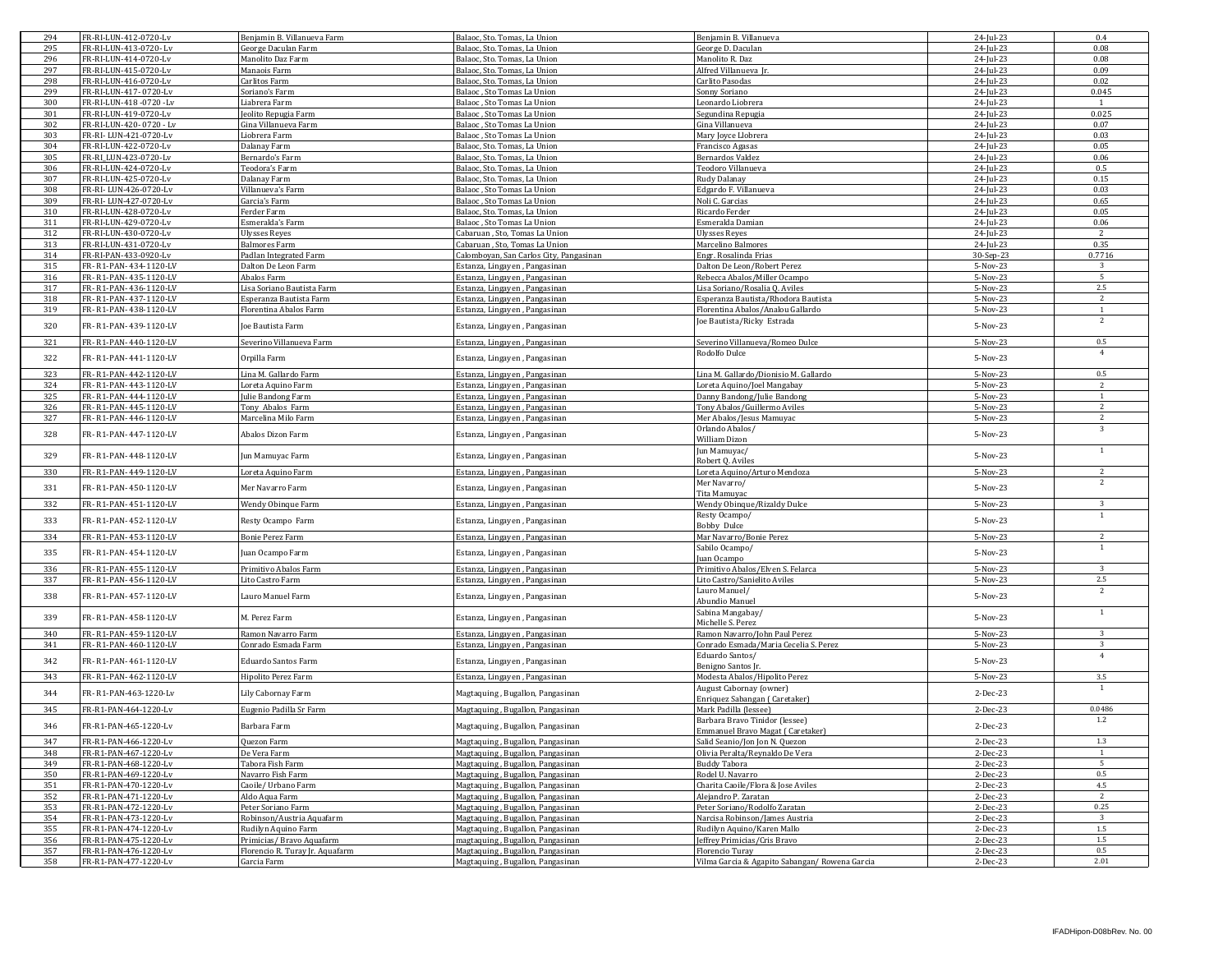| | | | | | | |
|---|---|---|---|---|---|---|
| 294 | FR-RI-LUN-412-0720-Lv | Benjamin B. Villanueva Farm | Balaoc, Sto. Tomas, La Union | Benjamin B. Villanueva | 24-Jul-23 | 0.4 |
| 295 | FR-RI-LUN-413-0720- Lv | George Daculan Farm | Balaoc, Sto. Tomas, La Union | George D. Daculan | 24-Jul-23 | 0.08 |
| 296 | FR-RI-LUN-414-0720-Lv | Manolito Daz Farm | Balaoc, Sto. Tomas, La Union | Manolito R. Daz | 24-Jul-23 | 0.08 |
| 297 | FR-RI-LUN-415-0720-Lv | Manaois Farm | Balaoc, Sto. Tomas, La Union | Alfred Villanueva Jr. | 24-Jul-23 | 0.09 |
| 298 | FR-RI-LUN-416-0720-Lv | Carlitos Farm | Balaoc, Sto. Tomas, La Union | Carlito Pasodas | 24-Jul-23 | 0.02 |
| 299 | FR-RI-LUN-417- 0720-Lv | Soriano's Farm | Balaoc , Sto Tomas La Union | Sonny Soriano | 24-Jul-23 | 0.045 |
| 300 | FR-RI-LUN-418 -0720 - Lv | Liabrera Farm | Balaoc , Sto Tomas La Union | Leonardo Liobrera | 24-Jul-23 | 1 |
| 301 | FR-RI-LUN-419-0720-Lv | Jeolito Repugia Farm | Balaoc , Sto Tomas La Union | Segundina Repugia | 24-Jul-23 | 0.025 |
| 302 | FR-RI-LUN-420- 0720 - Lv | Gina Villanueva Farm | Balaoc , Sto Tomas La Union | Gina Villanueva | 24-Jul-23 | 0.07 |
| 303 | FR-RI- LUN-421-0720-Lv | Liobrera Farm | Balaoc , Sto Tomas La Union | Mary Joyce Llobrera | 24-Jul-23 | 0.03 |
| 304 | FR-RI-LUN-422-0720-Lv | Dalanay Farm | Balaoc, Sto. Tomas, La Union | Francisco Agasas | 24-Jul-23 | 0.05 |
| 305 | FR-RI_LUN-423-0720-Lv | Bernardo's Farm | Balaoc, Sto. Tomas, La Union | Bernardos Valdez | 24-Jul-23 | 0.06 |
| 306 | FR-RI-LUN-424-0720-Lv | Teodora's Farm | Balaoc, Sto. Tomas, La Union | Teodoro Villanueva | 24-Jul-23 | 0.5 |
| 307 | FR-RI-LUN-425-0720-Lv | Dalanay Farm | Balaoc, Sto. Tomas, La Union | Rudy Dalanay | 24-Jul-23 | 0.15 |
| 308 | FR-RI- LUN-426-0720-Lv | Villanueva's Farm | Balaoc , Sto Tomas La Union | Edgardo F. Villanueva | 24-Jul-23 | 0.03 |
| 309 | FR-RI- LUN-427-0720-Lv | Garcia's Farm | Balaoc , Sto Tomas La Union | Noli C. Garcias | 24-Jul-23 | 0.65 |
| 310 | FR-RI-LUN-428-0720-Lv | Ferder Farm | Balaoc, Sto. Tomas, La Union | Ricardo Ferder | 24-Jul-23 | 0.05 |
| 311 | FR-RI-LUN-429-0720-Lv | Esmeralda's Farm | Balaoc , Sto Tomas La Union | Esmeralda Damian | 24-Jul-23 | 0.06 |
| 312 | FR-RI-LUN-430-0720-Lv | Ulysses Reyes | Cabaruan , Sto, Tomas La Union | Ulysses Reyes | 24-Jul-23 | 2 |
| 313 | FR-RI-LUN-431-0720-Lv | Balmores Farm | Cabaruan , Sto, Tomas La Union | Marcelino Balmores | 24-Jul-23 | 0.35 |
| 314 | FR-RI-PAN-433-0920-Lv | Padlan Integrated Farm | Calomboyan, San Carlos City, Pangasinan | Engr. Rosalinda Frias | 30-Sep-23 | 0.7716 |
| 315 | FR- R1-PAN- 434-1120-LV | Dalton De Leon Farm | Estanza, Lingayen , Pangasinan | Dalton De Leon/Robert Perez | 5-Nov-23 | 3 |
| 316 | FR- R1-PAN- 435-1120-LV | Abalos Farm | Estanza, Lingayen , Pangasinan | Rebecca Abalos/Miller Ocampo | 5-Nov-23 | 5 |
| 317 | FR- R1-PAN- 436-1120-LV | Lisa Soriano Bautista Farm | Estanza, Lingayen , Pangasinan | Lisa Soriano/Rosalia Q. Aviles | 5-Nov-23 | 2.5 |
| 318 | FR- R1-PAN- 437-1120-LV | Esperanza Bautista Farm | Estanza, Lingayen , Pangasinan | Esperanza Bautista/Rhodora Bautista | 5-Nov-23 | 2 |
| 319 | FR- R1-PAN- 438-1120-LV | Florentina Abalos Farm | Estanza, Lingayen , Pangasinan | Florentina Abalos/Analou Gallardo | 5-Nov-23 | 1 |
| 320 | FR- R1-PAN- 439-1120-LV | Joe Bautista Farm | Estanza, Lingayen , Pangasinan | Joe Bautista/Ricky Estrada | 5-Nov-23 | 2 |
| 321 | FR- R1-PAN- 440-1120-LV | Severino Villanueva Farm | Estanza, Lingayen , Pangasinan | Severino Villanueva/Romeo Dulce | 5-Nov-23 | 0.5 |
| 322 | FR- R1-PAN- 441-1120-LV | Orpilla Farm | Estanza, Lingayen , Pangasinan | Rodolfo Dulce | 5-Nov-23 | 4 |
| 323 | FR- R1-PAN- 442-1120-LV | Lina M. Gallardo Farm | Estanza, Lingayen , Pangasinan | Lina M. Gallardo/Dionisio M. Gallardo | 5-Nov-23 | 0.5 |
| 324 | FR- R1-PAN- 443-1120-LV | Loreta Aquino Farm | Estanza, Lingayen , Pangasinan | Loreta Aquino/Joel Mangabay | 5-Nov-23 | 2 |
| 325 | FR- R1-PAN- 444-1120-LV | Julie Bandong Farm | Estanza, Lingayen , Pangasinan | Danny Bandong/Julie Bandong | 5-Nov-23 | 1 |
| 326 | FR- R1-PAN- 445-1120-LV | Tony Abalos Farm | Estanza, Lingayen , Pangasinan | Tony Abalos/Guillermo Aviles | 5-Nov-23 | 2 |
| 327 | FR- R1-PAN- 446-1120-LV | Marcelina Milo Farm | Estanza, Lingayen , Pangasinan | Mer Abalos/Jesus Mamuyac | 5-Nov-23 | 2 |
| 328 | FR- R1-PAN- 447-1120-LV | Abalos Dizon Farm | Estanza, Lingayen , Pangasinan | Orlando Abalos/ William Dizon | 5-Nov-23 | 3 |
| 329 | FR- R1-PAN- 448-1120-LV | Jun Mamuyac Farm | Estanza, Lingayen , Pangasinan | Jun Mamuyac/ Robert Q. Aviles | 5-Nov-23 | 1 |
| 330 | FR- R1-PAN- 449-1120-LV | Loreta Aquino Farm | Estanza, Lingayen , Pangasinan | Loreta Aquino/Arturo Mendoza | 5-Nov-23 | 2 |
| 331 | FR- R1-PAN- 450-1120-LV | Mer Navarro Farm | Estanza, Lingayen , Pangasinan | Mer Navarro/ Tita Mamuyac | 5-Nov-23 | 2 |
| 332 | FR- R1-PAN- 451-1120-LV | Wendy Obinque Farm | Estanza, Lingayen , Pangasinan | Wendy Obinque/Rizaldy Dulce | 5-Nov-23 | 3 |
| 333 | FR- R1-PAN- 452-1120-LV | Resty Ocampo Farm | Estanza, Lingayen , Pangasinan | Resty Ocampo/ Bobby Dulce | 5-Nov-23 | 1 |
| 334 | FR- R1-PAN- 453-1120-LV | Bonie Perez Farm | Estanza, Lingayen , Pangasinan | Mar Navarro/Bonie Perez | 5-Nov-23 | 2 |
| 335 | FR- R1-PAN- 454-1120-LV | Juan Ocampo Farm | Estanza, Lingayen , Pangasinan | Sabilo Ocampo/ Juan Ocampo | 5-Nov-23 | 1 |
| 336 | FR- R1-PAN- 455-1120-LV | Primitivo Abalos Farm | Estanza, Lingayen , Pangasinan | Primitivo Abalos/Elven S. Felarca | 5-Nov-23 | 3 |
| 337 | FR- R1-PAN- 456-1120-LV | Lito Castro Farm | Estanza, Lingayen , Pangasinan | Lito Castro/Sanielito Aviles | 5-Nov-23 | 2.5 |
| 338 | FR- R1-PAN- 457-1120-LV | Lauro Manuel Farm | Estanza, Lingayen , Pangasinan | Lauro Manuel/ Abundio Manuel | 5-Nov-23 | 2 |
| 339 | FR- R1-PAN- 458-1120-LV | M. Perez Farm | Estanza, Lingayen , Pangasinan | Sabina Mangabay/ Michelle S. Perez | 5-Nov-23 | 1 |
| 340 | FR- R1-PAN- 459-1120-LV | Ramon Navarro Farm | Estanza, Lingayen , Pangasinan | Ramon Navarro/John Paul Perez | 5-Nov-23 | 3 |
| 341 | FR- R1-PAN- 460-1120-LV | Conrado Esmada Farm | Estanza, Lingayen , Pangasinan | Conrado Esmada/Maria Cecelia S. Perez | 5-Nov-23 | 3 |
| 342 | FR- R1-PAN- 461-1120-LV | Eduardo Santos Farm | Estanza, Lingayen , Pangasinan | Eduardo Santos/ Benigno Santos Jr. | 5-Nov-23 | 4 |
| 343 | FR- R1-PAN- 462-1120-LV | Hipolito Perez Farm | Estanza, Lingayen , Pangasinan | Modesta Abalos/Hipolito Perez | 5-Nov-23 | 3.5 |
| 344 | FR- R1-PAN-463-1220-Lv | Lily Cabornay Farm | Magtaquing , Bugallon, Pangasinan | August Cabornay (owner) Enriquez Sabangan ( Caretaker) | 2-Dec-23 | 1 |
| 345 | FR-R1-PAN-464-1220-Lv | Eugenio Padilla Sr Farm | Magtaquing , Bugallon, Pangasinan | Mark Padilla (lessee) | 2-Dec-23 | 0.0486 |
| 346 | FR-R1-PAN-465-1220-Lv | Barbara Farm | Magtaquing , Bugallon, Pangasinan | Barbara Bravo Tinidor (lessee) Emmanuel Bravo Magat ( Caretaker) | 2-Dec-23 | 1.2 |
| 347 | FR-R1-PAN-466-1220-Lv | Quezon Farm | Magtaquing , Bugallon, Pangasinan | Salid Seanio/Jon Jon N. Quezon | 2-Dec-23 | 1.3 |
| 348 | FR-R1-PAN-467-1220-Lv | De Vera Farm | Magtaquing , Bugallon, Pangasinan | Olivia Peralta/Reynaldo De Vera | 2-Dec-23 | 1 |
| 349 | FR-R1-PAN-468-1220-Lv | Tabora Fish Farm | Magtaquing , Bugallon, Pangasinan | Buddy Tabora | 2-Dec-23 | 5 |
| 350 | FR-R1-PAN-469-1220-Lv | Navarro Fish Farm | Magtaquing , Bugallon, Pangasinan | Rodel U. Navarro | 2-Dec-23 | 0.5 |
| 351 | FR-R1-PAN-470-1220-Lv | Caoile/ Urbano Farm | Magtaquing , Bugallon, Pangasinan | Charita Caoile/Flora & Jose Aviles | 2-Dec-23 | 4.5 |
| 352 | FR-R1-PAN-471-1220-Lv | Aldo Aqua Farm | Magtaquing , Bugallon, Pangasinan | Alejandro P. Zaratan | 2-Dec-23 | 2 |
| 353 | FR-R1-PAN-472-1220-Lv | Peter Soriano Farm | Magtaquing , Bugallon, Pangasinan | Peter Soriano/Rodolfo Zaratan | 2-Dec-23 | 0.25 |
| 354 | FR-R1-PAN-473-1220-Lv | Robinson/Austria Aquafarm | Magtaquing , Bugallon, Pangasinan | Narcisa Robinson/James Austria | 2-Dec-23 | 3 |
| 355 | FR-R1-PAN-474-1220-Lv | Rudilyn Aquino Farm | Magtaquing , Bugallon, Pangasinan | Rudilyn Aquino/Karen Mallo | 2-Dec-23 | 1.5 |
| 356 | FR-R1-PAN-475-1220-Lv | Primicias/ Bravo Aquafarm | magtaquing , Bugallon, Pangasinan | Jeffrey Primicias/Cris Bravo | 2-Dec-23 | 1.5 |
| 357 | FR-R1-PAN-476-1220-Lv | Florencio R. Turay Jr. Aquafarm | Magtaquing , Bugallon, Pangasinan | Florencio Turay | 2-Dec-23 | 0.5 |
| 358 | FR-R1-PAN-477-1220-Lv | Garcia Farm | Magtaquing , Bugallon, Pangasinan | Vilma Garcia & Agapito Sabangan/ Rowena Garcia | 2-Dec-23 | 2.01 |

IFADHipon-D08bRev. No. 00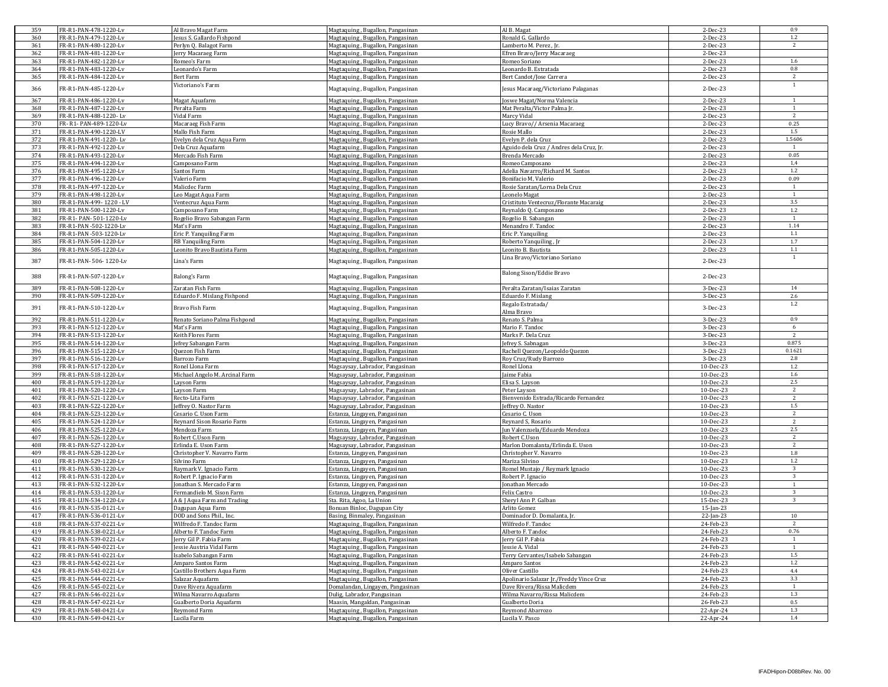| 359 | FR-R1-PAN-478-1220-Lv | Al Bravo Magat Farm | Magtaquing , Bugallon, Pangasinan | Al B. Magat | 2-Dec-23 | 0.9 |
|---|---|---|---|---|---|---|
| 360 | FR-R1-PAN-479-1220-Lv | Jesus S. Gallardo Fishpond | Magtaquing , Bugallon, Pangasinan | Ronald G. Gallardo | 2-Dec-23 | 1.2 |
| 361 | FR-R1-PAN-480-1220-Lv | Perlyn Q. Balagot Farm | Magtaquing , Bugallon, Pangasinan | Lamberto M. Perez , Jr. | 2-Dec-23 | 2 |
| 362 | FR-R1-PAN-481-1220-Lv | Jerry Macaraeg Farm | Magtaquing , Bugallon, Pangasinan | Efren Bravo/Jerry Macaraeg | 2-Dec-23 | |
| 363 | FR-R1-PAN-482-1220-Lv | Romeo's Farm | Magtaquing , Bugallon, Pangasinan | Romeo Soriano | 2-Dec-23 | 1.6 |
| 364 | FR-R1-PAN-483-1220-Lv | Leonardo's Farm | Magtaquing , Bugallon, Pangasinan | Leonardo B. Estratada | 2-Dec-23 | 0.8 |
| 365 | FR-R1-PAN-484-1220-Lv | Bert Farm | Magtaquing , Bugallon, Pangasinan | Bert Candot/Jose Carrera | 2-Dec-23 | 2 |
| 366 | FR-R1-PAN-485-1220-Lv | Victoriano's Farm | Magtaquing , Bugallon, Pangasinan | Jesus Macaraeg/Victoriano Palaganas | 2-Dec-23 | 1 |
| 367 | FR-R1-PAN-486-1220-Lv | Magat Aquafarm | Magtaquing , Bugallon, Pangasinan | Joswe Magat/Norma Valencia | 2-Dec-23 | 1 |
| 368 | FR-R1-PAN-487-1220-Lv | Peralta Farm | Magtaquing , Bugallon, Pangasinan | Mat Peralta/Victor Palma Jr. | 2-Dec-23 | 1 |
| 369 | FR-R1-PAN-488-1220- Lv | Vidal Farm | Magtaquing , Bugallon, Pangasinan | Marcy Vidal | 2-Dec-23 | 2 |
| 370 | FR- R1- PAN-489-1220-Lv | Macaraeg Fish Farm | Magtaquing , Bugallon, Pangasinan | Lucy Bravo// Arsenia Macaraeg | 2-Dec-23 | 0.25 |
| 371 | FR-R1-PAN-490-1220-LV | Mallo Fish Farm | Magtaquing , Bugallon, Pangasinan | Rosie Mallo | 2-Dec-23 | 1.5 |
| 372 | FR-R1-PAN-491-1220- Lv | Evelyn dela Cruz Aqua Farm | Magtaquing , Bugallon, Pangasinan | Evelyn P. dela Cruz | 2-Dec-23 | 1.5606 |
| 373 | FR-R1-PAN-492-1220-Lv | Dela Cruz Aquafarm | Magtaquing , Bugallon, Pangasinan | Aguido dela Cruz / Andres dela Cruz, Jr. | 2-Dec-23 | 1 |
| 374 | FR-R1-PAN-493-1220-Lv | Mercado Fish Farm | Magtaquing , Bugallon, Pangasinan | Brenda Mercado | 2-Dec-23 | 0.05 |
| 375 | FR-R1-PAN-494-1220-Lv | Camposano Farm | Magtaquing , Bugallon, Pangasinan | Romeo Camposano | 2-Dec-23 | 1,4 |
| 376 | FR-R1-PAN-495-1220-Lv | Santos Farm | Magtaquing , Bugallon, Pangasinan | Adelia Navarro/Richard M. Santos | 2-Dec-23 | 1.2 |
| 377 | FR-R1-PAN-496-1220-Lv | Valerio Farm | Magtaquing , Bugallon, Pangasinan | Bonifacio M, Valerio | 2-Dec-23 | 0.09 |
| 378 | FR-R1-PAN-497-1220-Lv | Malicdec Farm | Magtaquing , Bugallon, Pangasinan | Rosie Saratan/Lorna Dela Cruz | 2-Dec-23 | 1 |
| 379 | FR-R1-PAN-498-1220-Lv | Leo Magat Aqua Farm | Magtaquing , Bugallon, Pangasinan | Leonelo Magat | 2-Dec-23 | 1 |
| 380 | FR-R1-PAN-499- 1220 - LV | Ventecruz Aqua Farm | Magtaquing , Bugallon, Pangasinan | Cristituto Ventecruz/Florante Macaraig | 2-Dec-23 | 3.5 |
| 381 | FR-R1-PAN-500-1220-Lv | Camposano Farm | Magtaquing , Bugallon, Pangasinan | Reynaldo Q. Camposano | 2-Dec-23 | 1.2 |
| 382 | FR-R1- PAN- 501-1220-Lv | Rogelio Bravo Sabangan Farm | Magtaquing , Bugallon, Pangasinan | Rogelio B. Sabangan | 2-Dec-23 | 1 |
| 383 | FR-R1-PAN -502-1220-Lv | Mat's Farm | Magtaquing , Bugallon, Pangasinan | Menandro F. Tandoc | 2-Dec-23 | 1.14 |
| 384 | FR-R1-PAN -503-1220-Lv | Eric P. Yanquiling Farm | Magtaquing , Bugallon, Pangasinan | Eric P. Yanquiling | 2-Dec-23 | 1.1 |
| 385 | FR-R1-PAN-504-1220-Lv | RB Yanquiling Farm | Magtaquing , Bugallon, Pangasinan | Roberto Yanquiling , Jr | 2-Dec-23 | 1.7 |
| 386 | FR-R1-PAN-505-1220-Lv | Leonito Bravo Bautista Farm | Magtaquing , Bugallon, Pangasinan | Leonito B. Bautista | 2-Dec-23 | 1.1 |
| 387 | FR-R1-PAN- 506- 1220-Lv | Lina's Farm | Magtaquing , Bugallon, Pangasinan | Lina Bravo/Victoriano Soriano | 2-Dec-23 | 1 |
| 388 | FR-R1-PAN-507-1220-Lv | Balong's Farm | Magtaquing , Bugallon, Pangasinan | Balong Sison/Eddie Bravo | 2-Dec-23 | |
| 389 | FR-R1-PAN-508-1220-Lv | Zaratan Fish Farm | Magtaquing , Bugallon, Pangasinan | Peralta Zaratan/Isaias Zaratan | 3-Dec-23 | 14 |
| 390 | FR-R1-PAN-509-1220-Lv | Eduardo F. Mislang Fishpond | Magtaquing , Bugallon, Pangasinan | Eduardo F. Mislang | 3-Dec-23 | 2.6 |
| 391 | FR-R1-PAN-510-1220-Lv | Bravo Fish Farm | Magtaquing , Bugallon, Pangasinan | Regalo Estratada/ Alma Bravo | 3-Dec-23 | 1.2 |
| 392 | FR-R1-PAN-511-1220-Lv | Renato Soriano Palma Fishpond | Magtaquing , Bugallon, Pangasinan | Renato S. Palma | 3-Dec-23 | 0.9 |
| 393 | FR-R1-PAN-512-1220-Lv | Mat's Farm | Magtaquing , Bugallon, Pangasinan | Mario F. Tandoc | 3-Dec-23 | 6 |
| 394 | FR-R1-PAN-513-1220-Lv | Keith Flores Farm | Magtaquing , Bugallon, Pangasinan | Marks P. Dela Cruz | 3-Dec-23 | 2 |
| 395 | FR-R1-PAN-514-1220-Lv | Jefrey Sabangan Farm | Magtaquing , Bugallon, Pangasinan | Jefrey S. Sabnagan | 3-Dec-23 | 0.875 |
| 396 | FR-R1-PAN-515-1220-Lv | Quezon Fish Farm | Magtaquing , Bugallon, Pangasinan | Rachell Quezon/Leopoldo Quezon | 3-Dec-23 | 0.1621 |
| 397 | FR-R1-PAN-516-1220-Lv | Barrozo Farm | Magtaquing , Bugallon, Pangasinan | Roy Cruz/Rudy Barrozo | 3-Dec-23 | 2.8 |
| 398 | FR-R1-PAN-517-1220-Lv | Ronel Llona Farm | Magsaysay, Labrador, Pangasinan | Ronel Llona | 10-Dec-23 | 1.2 |
| 399 | FR-R1-PAN-518-1220-Lv | Michael Angelo M. Arcinal Farm | Magsaysay, Labrador, Pangasinan | Jaime Fabia | 10-Dec-23 | 1.6 |
| 400 | FR-R1-PAN-519-1220-Lv | Layson Farm | Magsaysay, Labrador, Pangasinan | Elisa S. Layson | 10-Dec-23 | 2.5 |
| 401 | FR-R1-PAN-520-1220-Lv | Layson Farm | Magsaysay, Labrador, Pangasinan | Peter Layson | 10-Dec-23 | 2 |
| 402 | FR-R1-PAN-521-1220-Lv | Recto-Lita Farm | Magsaysay, Labrador, Pangasinan | Bienvenido Estrada/Ricardo Fernandez | 10-Dec-23 | 2 |
| 403 | FR-R1-PAN-522-1220-Lv | Jeffrey O. Nastor Farm | Magsaysay, Labrador, Pangasinan | Jeffrey O. Nastor | 10-Dec-23 | 1.5 |
| 404 | FR-R1-PAN-523-1220-Lv | Cesario C. Uson Farm | Estanza, Lingayen, Pangasinan | Cesario C. Uson | 10-Dec-23 | 2 |
| 405 | FR-R1-PAN-524-1220-Lv | Reynard Sison Rosario Farm | Estanza, Lingayen, Pangasinan | Reynard S, Rosario | 10-Dec-23 | 2 |
| 406 | FR-R1-PAN-525-1220-Lv | Mendoza Farm | Estanza, Lingayen, Pangasinan | Jun Valenzuela/Eduardo Mendoza | 10-Dec-23 | 2.5 |
| 407 | FR-R1-PAN-526-1220-Lv | Robert C.Uson Farm | Magsaysay, Labrador, Pangasinan | Robert C.Uson | 10-Dec-23 | 2 |
| 408 | FR-R1-PAN-527-1220-Lv | Erlinda E. Uson Farm | Magsaysay, Labrador, Pangasinan | Marlon Domalanta/Erlinda E. Uson | 10-Dec-23 | 2 |
| 409 | FR-R1-PAN-528-1220-Lv | Christopher V. Navarro Farm | Estanza, Lingayen, Pangasinan | Christopher V. Navarro | 10-Dec-23 | 1.8 |
| 410 | FR-R1-PAN-529-1220-Lv | Silvino Farm | Estanza, Lingayen, Pangasinan | Mariza Silvino | 10-Dec-23 | 1.2 |
| 411 | FR-R1-PAN-530-1220-Lv | Raymark V. Ignacio Farm | Estanza, Lingayen, Pangasinan | Romel Mustajo / Reymark Ignacio | 10-Dec-23 | 3 |
| 412 | FR-R1-PAN-531-1220-Lv | Robert P. Ignacio Farm | Estanza, Lingayen, Pangasinan | Robert P. Ignacio | 10-Dec-23 | 3 |
| 413 | FR-R1-PAN-532-1220-Lv | Jonathan S. Mercado Farm | Estanza, Lingayen, Pangasinan | Jonathan Mercado | 10-Dec-23 | 1 |
| 414 | FR-R1-PAN-533-1220-Lv | Fermandielo M. Sison Farm | Estanza, Lingayen, Pangasinan | Felix Castro | 10-Dec-23 | 3 |
| 415 | FR-R1-LUN-534-1220-Lv | A & J Aqua Farm and Trading | Sta. Rita, Agoo, La Union | Sheryl Ann P. Galban | 15-Dec-23 | 3 |
| 416 | FR-R1-PAN-535-0121-Lv | Dagupan Aqua Farm | Bonuan Binloc, Dagupan City | Arlito Gomez | 15-Jan-23 | |
| 417 | FR-R1-PAN-536-0121-Lv | DOD and Sons Phil., Inc. | Basing, Binmaley, Pangasinan | Dominador D. Domalanta, Jr. | 22-Jan-23 | 10 |
| 418 | FR-R1-PAN-537-0221-Lv | Wilfredo F. Tandoc Farm | Magtaquing , Bugallon, Pangasinan | Wilfredo F. Tandoc | 24-Feb-23 | 2 |
| 419 | FR-R1-PAN-538-0221-Lv | Alberto F. Tandoc Farm | Magtaquing , Bugallon, Pangasinan | Alberto F. Tandoc | 24-Feb-23 | 0.76 |
| 420 | FR-R1-PAN-539-0221-Lv | Jerry Gil P. Fabia Farm | Magtaquing , Bugallon, Pangasinan | Jerry Gil P. Fabia | 24-Feb-23 | 1 |
| 421 | FR-R1-PAN-540-0221-Lv | Jessie Austria Vidal Farm | Magtaquing , Bugallon, Pangasinan | Jessie A. Vidal | 24-Feb-23 | 1 |
| 422 | FR-R1-PAN-541-0221-Lv | Isabelo Sabangan Farm | Magtaquing , Bugallon, Pangasinan | Terry Cervantes/Isabelo Sabangan | 24-Feb-23 | 1.5 |
| 423 | FR-R1-PAN-542-0221-Lv | Amparo Santos Farm | Magtaquing , Bugallon, Pangasinan | Amparo Santos | 24-Feb-23 | 1.2 |
| 424 | FR-R1-PAN-543-0221-Lv | Castillo Brothers Aqua Farm | Magtaquing , Bugallon, Pangasinan | Oliver Castillo | 24-Feb-23 | 4.4 |
| 425 | FR-R1-PAN-544-0221-Lv | Salazar Aquafarm | Magtaquing , Bugallon, Pangasinan | Apolinario Salazar Jr./Freddy Vince Cruz | 24-Feb-23 | 3.3 |
| 426 | FR-R1-PAN-545-0221-Lv | Dave Rivera Aquafarm | Domalandan, Lingayen, Pangasinan | Dave Rivera/Rissa Malicdem | 24-Feb-23 | 1 |
| 427 | FR-R1-PAN-546-0221-Lv | Wilma Navarro Aquafarm | Dulig, Labrador, Pangasinan | Wilma Navarro/Rissa Malicdem | 24-Feb-23 | 1.3 |
| 428 | FR-R1-PAN-547-0221-Lv | Gualberto Doria Aquafarm | Maasin, Mangaldan, Pangasinan | Gualberto Doria | 26-Feb-23 | 0.5 |
| 429 | FR-R1-PAN-548-0421-Lv | Reymond Farm | Magtaquing , Bugallon, Pangasinan | Reymond Abarrozo | 22-Apr-24 | 1.3 |
| 430 | FR-R1-PAN-549-0421-Lv | Lucila Farm | Magtaquing , Bugallon, Pangasinan | Lucila V. Pasco | 22-Apr-24 | 1.4 |

IFADHipon-D08bRev. No. 00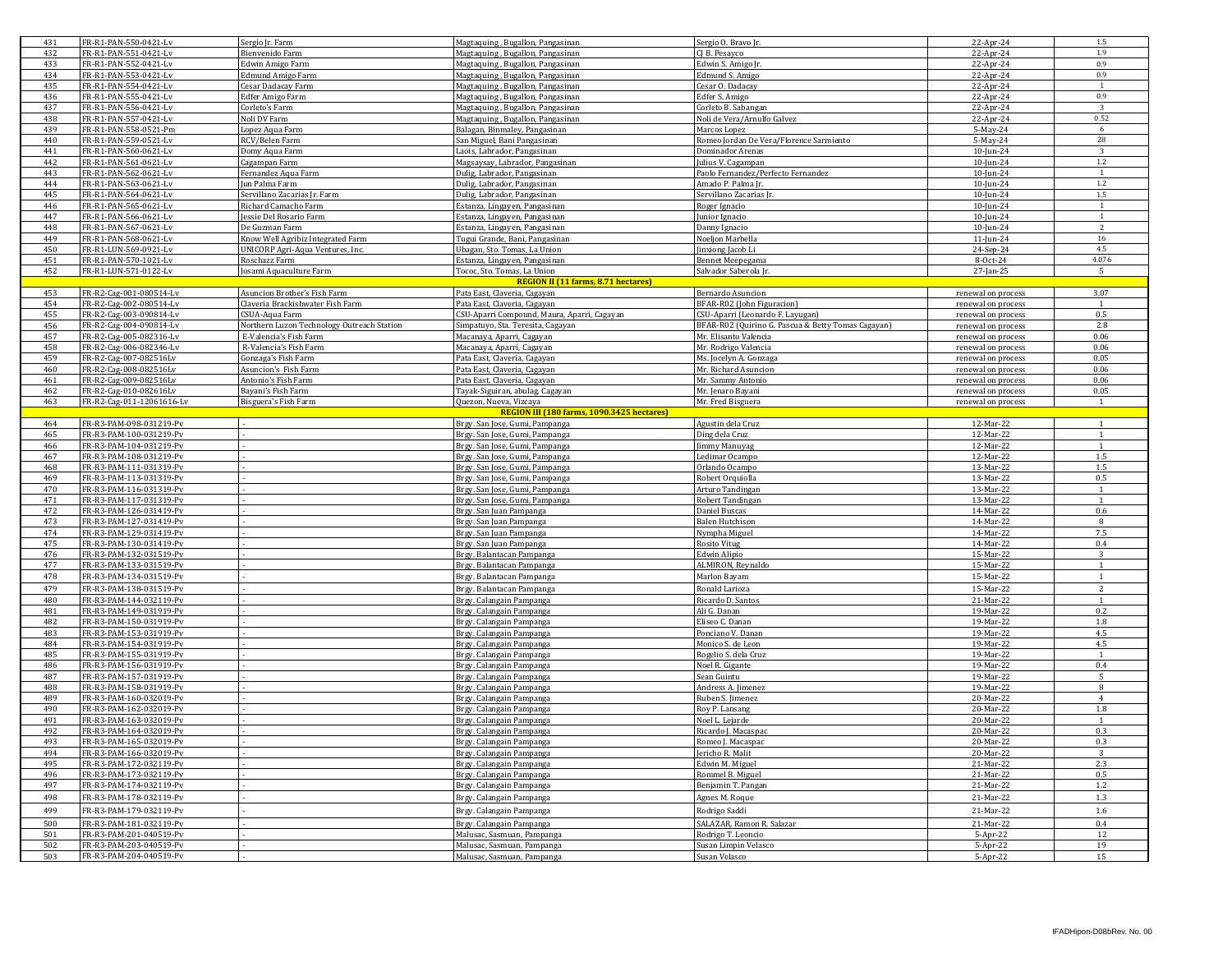| | | | | | |
|---|---|---|---|---|---|
| 431 | FR-R1-PAN-550-0421-Lv | Sergio Jr. Farm | Magtaquing , Bugallon, Pangasinan | Sergio O. Bravo Jr. | 22-Apr-24 | 1.5 |
| 432 | FR-R1-PAN-551-0421-Lv | Bienvenido Farm | Magtaquing , Bugallon, Pangasinan | CJ B. Pesayco | 22-Apr-24 | 1.9 |
| 433 | FR-R1-PAN-552-0421-Lv | Edwin Amigo Farm | Magtaquing , Bugallon, Pangasinan | Edwin S. Amigo Jr. | 22-Apr-24 | 0.9 |
| 434 | FR-R1-PAN-553-0421-Lv | Edmund Amigo Farm | Magtaquing , Bugallon, Pangasinan | Edmund S. Amigo | 22-Apr-24 | 0.9 |
| 435 | FR-R1-PAN-554-0421-Lv | Cesar Dadacay Farm | Magtaquing , Bugallon, Pangasinan | Cesar O. Dadacay | 22-Apr-24 | 1 |
| 436 | FR-R1-PAN-555-0421-Lv | Edfer Amigo Farm | Magtaquing , Bugallon, Pangasinan | Edfer S. Amigo | 22-Apr-24 | 0.9 |
| 437 | FR-R1-PAN-556-0421-Lv | Corleto's Farm | Magtaquing , Bugallon, Pangasinan | Corleto B. Sabangan | 22-Apr-24 | 3 |
| 438 | FR-R1-PAN-557-0421-Lv | Noli DV Farm | Magtaquing , Bugallon, Pangasinan | Noli de Vera/Arnulfo Galvez | 22-Apr-24 | 0.52 |
| 439 | FR-R1-PAN-558-0521-Pm | Lopez Aqua Farm | Balagan, Binmaley, Pangasinan | Marcos Lopez | 5-May-24 | 6 |
| 440 | FR-R1-PAN-559-0521-Lv | RCV/Belen Farm | San Miguel, Bani Pangasinan | Romeo Jordan De Vera/Florence Sarmiento | 5-May-24 | 28 |
| 441 | FR-R1-PAN-560-0621-Lv | Domy Aqua Farm | Laois, Labrador, Pangasinan | Dominador Arenas | 10-Jun-24 | 3 |
| 442 | FR-R1-PAN-561-0621-Lv | Cagampan Farm | Magsaysay, Labrador, Pangasinan | Julius V. Cagampan | 10-Jun-24 | 1.2 |
| 443 | FR-R1-PAN-562-0621-Lv | Fernandez Aqua Farm | Dulig, Labrador, Pangasinan | Paolo Fernandez/Perfecto Fernandez | 10-Jun-24 | 1 |
| 444 | FR-R1-PAN-563-0621-Lv | Jun Palma Farm | Dulig, Labrador, Pangasinan | Amado P. Palma Jr. | 10-Jun-24 | 1.2 |
| 445 | FR-R1-PAN-564-0621-Lv | Servillano Zacarias Jr. Farm | Dulig, Labrador, Pangasinan | Servillano Zacarias Jr. | 10-Jun-24 | 1.5 |
| 446 | FR-R1-PAN-565-0621-Lv | Richard Camacho Farm | Estanza, Lingayen, Pangasinan | Roger Ignacio | 10-Jun-24 | 1 |
| 447 | FR-R1-PAN-566-0621-Lv | Jessie Del Rosario Farm | Estanza, Lingayen, Pangasinan | Junior Ignacio | 10-Jun-24 | 1 |
| 448 | FR-R1-PAN-567-0621-Lv | De Guzman Farm | Estanza, Lingayen, Pangasinan | Danny Ignacio | 10-Jun-24 | 2 |
| 449 | FR-R1-PAN-568-0621-Lv | Know Well Agribiz Integrated Farm | Tugui Grande, Bani, Pangasinan | Noeljon Marbella | 11-Jun-24 | 16 |
| 450 | FR-R1-LUN-569-0921-Lv | UNICORP Agri-Aqua Ventures, Inc. | Ubagan, Sto. Tomas, La Union | Jinxiong Jacob Li | 24-Sep-24 | 4.5 |
| 451 | FR-R1-PAN-570-1021-Lv | Roschazz Farm | Estanza, Lingayen, Pangasinan | Bennet Meepegama | 8-Oct-24 | 4.076 |
| 452 | FR-R1-LUN-571-0122-Lv | Josami Aquaculture Farm | Tococ, Sto. Tomas, La Union | Salvador Saberola Jr. | 27-Jan-25 | 5 |
| | | | **REGION II (11 farms, 8.71 hectares)** | | | |
| 453 | FR-R2-Cag-001-080514-Lv | Asuncion Brother's Fish Farm | Pata East, Claveria, Cagayan | Bernardo Asuncion | renewal on process | 3.07 |
| 454 | FR-R2-Cag-002-080514-Lv | Claveria Brackishwater Fish Farm | Pata East, Claveria, Cagayan | BFAR-R02 (John Figuracion) | renewal on process | 1 |
| 455 | FR-R2-Cag-003-090814-Lv | CSUA-Aqua Farm | CSU-Aparri Compound, Maura, Aparri, Cagayan | CSU-Aparri (Leonardo F. Layugan) | renewal on process | 0.5 |
| 456 | FR-R2-Cag-004-090814-Lv | Northern Luzon Technology Outreach Station | Simpatuyo, Sta. Teresita, Cagayan | BFAR-R02 (Quirino G. Pascua & Betty Tomas Cagayan) | renewal on process | 2.8 |
| 457 | FR-R2-Cag-005-082316-Lv | E-Valencia's Fish Farm | Macanaya, Aparri, Cagayan | Mr. Elisanto Valencia | renewal on process | 0.06 |
| 458 | FR-R2-Cag-006-082346-Lv | R-Valencia's Fish Farm | Macanaya, Aparri, Cagayan | Mr. Rodrigo Valencia | renewal on process | 0.06 |
| 459 | FR-R2-Cag-007-082516Lv | Gonzaga's Fish Farm | Pata East, Claveria, Cagayan | Ms. Jocelyn A. Gonzaga | renewal on process | 0.05 |
| 460 | FR-R2-Cag-008-082516Lv | Asuncion's Fish Farm | Pata East, Claveria, Cagayan | Mr. Richard Asuncion | renewal on process | 0.06 |
| 461 | FR-R2-Cag-009-082516Lv | Antonio's Fish Farm | Pata East, Claveria, Cagayan | Mr. Sammy Antonio | renewal on process | 0.06 |
| 462 | FR-R2-Cag-010-082616Lv | Bayani's Fish Farm | Tayak-Siguiran, abulag, Cagayan | Mr. Jenaro Bayani | renewal on process | 0.05 |
| 463 | FR-R2-Cag-011-12061616-Lv | Bisguera's Fish Farm | Quezon, Nueva, Vizcaya | Mr. Fred Bisguera | renewal on process | 1 |
| | | | **REGION III (180 farms, 1090.3425 hectares)** | | | |
| 464 | FR-R3-PAM-098-031219-Pv | - | Brgy. San Jose, Gumi, Pampanga | Agustin dela Cruz | 12-Mar-22 | 1 |
| 465 | FR-R3-PAM-100-031219-Pv | - | Brgy. San Jose, Gumi, Pampanga | Ding dela Cruz | 12-Mar-22 | 1 |
| 466 | FR-R3-PAM-104-031219-Pv | - | Brgy. San Jose, Gumi, Pampanga | Jimmy Manuyag | 12-Mar-22 | 1 |
| 467 | FR-R3-PAM-108-031219-Pv | - | Brgy. San Jose, Gumi, Pampanga | Ledimar Ocampo | 12-Mar-22 | 1.5 |
| 468 | FR-R3-PAM-111-031319-Pv | - | Brgy. San Jose, Gumi, Pampanga | Orlando Ocampo | 13-Mar-22 | 1.5 |
| 469 | FR-R3-PAM-113-031319-Pv | - | Brgy. San Jose, Gumi, Pampanga | Robert Orquiolla | 13-Mar-22 | 0.5 |
| 470 | FR-R3-PAM-116-031319-Pv | - | Brgy. San Jose, Gumi, Pampanga | Arturo Tandingan | 13-Mar-22 | 1 |
| 471 | FR-R3-PAM-117-031319-Pv | - | Brgy. San Jose, Gumi, Pampanga | Robert Tandingan | 13-Mar-22 | 1 |
| 472 | FR-R3-PAM-126-031419-Pv | - | Brgy. San Juan Pampanga | Daniel Buscas | 14-Mar-22 | 0.6 |
| 473 | FR-R3-PAM-127-031419-Pv | - | Brgy. San Juan Pampanga | Balen Hutchison | 14-Mar-22 | 8 |
| 474 | FR-R3-PAM-129-031419-Pv | - | Brgy. San Juan Pampanga | Nympha Miguel | 14-Mar-22 | 7.5 |
| 475 | FR-R3-PAM-130-031419-Pv | - | Brgy. San Juan Pampanga | Rosito Vitug | 14-Mar-22 | 0.4 |
| 476 | FR-R3-PAM-132-031519-Pv | - | Brgy. Balantacan Pampanga | Edwin Alipio | 15-Mar-22 | 3 |
| 477 | FR-R3-PAM-133-031519-Pv | - | Brgy. Balantacan Pampanga | ALMIRON, Reynaldo | 15-Mar-22 | 1 |
| 478 | FR-R3-PAM-134-031519-Pv | - | Brgy. Balantacan Pampanga | Marlon Bayam | 15-Mar-22 | 1 |
| 479 | FR-R3-PAM-138-031519-Pv | - | Brgy. Balantacan Pampanga | Ronald Larioza | 15-Mar-22 | 2 |
| 480 | FR-R3-PAM-144-032119-Pv | - | Brgy. Calangain Pampanga | Ricardo D. Santos | 21-Mar-22 | 1 |
| 481 | FR-R3-PAM-149-031919-Pv | - | Brgy. Calangain Pampanga | Ali G. Danan | 19-Mar-22 | 0.2 |
| 482 | FR-R3-PAM-150-031919-Pv | - | Brgy. Calangain Pampanga | Eliseo C. Danan | 19-Mar-22 | 1.8 |
| 483 | FR-R3-PAM-153-031919-Pv | - | Brgy. Calangain Pampanga | Ponciano V. Danan | 19-Mar-22 | 4.5 |
| 484 | FR-R3-PAM-154-031919-Pv | - | Brgy. Calangain Pampanga | Monico S. de Leon | 19-Mar-22 | 4.5 |
| 485 | FR-R3-PAM-155-031919-Pv | - | Brgy. Calangain Pampanga | Rogelio S. dela Cruz | 19-Mar-22 | 1 |
| 486 | FR-R3-PAM-156-031919-Pv | - | Brgy. Calangain Pampanga | Noel R. Gigante | 19-Mar-22 | 0.4 |
| 487 | FR-R3-PAM-157-031919-Pv | - | Brgy. Calangain Pampanga | Sean Guintu | 19-Mar-22 | 5 |
| 488 | FR-R3-PAM-158-031919-Pv | - | Brgy. Calangain Pampanga | Andress A. Jimenez | 19-Mar-22 | 8 |
| 489 | FR-R3-PAM-160-032019-Pv | - | Brgy. Calangain Pampanga | Ruben S. Jimenez | 20-Mar-22 | 4 |
| 490 | FR-R3-PAM-162-032019-Pv | - | Brgy. Calangain Pampanga | Roy P. Lansang | 20-Mar-22 | 1.8 |
| 491 | FR-R3-PAM-163-032019-Pv | - | Brgy. Calangain Pampanga | Noel L. Lejarde | 20-Mar-22 | 1 |
| 492 | FR-R3-PAM-164-032019-Pv | - | Brgy. Calangain Pampanga | Ricardo J. Macaspac | 20-Mar-22 | 0.3 |
| 493 | FR-R3-PAM-165-032019-Pv | - | Brgy. Calangain Pampanga | Romeo J. Macaspac | 20-Mar-22 | 0.3 |
| 494 | FR-R3-PAM-166-032019-Pv | - | Brgy. Calangain Pampanga | Jericho R. Malit | 20-Mar-22 | 3 |
| 495 | FR-R3-PAM-172-032119-Pv | - | Brgy. Calangain Pampanga | Edwin M. Miguel | 21-Mar-22 | 2.3 |
| 496 | FR-R3-PAM-173-032119-Pv | - | Brgy. Calangain Pampanga | Rommel B. Miguel | 21-Mar-22 | 0.5 |
| 497 | FR-R3-PAM-174-032119-Pv | - | Brgy. Calangain Pampanga | Benjamin T. Pangan | 21-Mar-22 | 1.2 |
| 498 | FR-R3-PAM-178-032119-Pv | - | Brgy. Calangain Pampanga | Agnes M. Roque | 21-Mar-22 | 1.3 |
| 499 | FR-R3-PAM-179-032119-Pv | - | Brgy. Calangain Pampanga | Rodrigo Saddi | 21-Mar-22 | 1.6 |
| 500 | FR-R3-PAM-181-032119-Pv | - | Brgy. Calangain Pampanga | SALAZAR, Ramon R. Salazar | 21-Mar-22 | 0.4 |
| 501 | FR-R3-PAM-201-040519-Pv | - | Malusac, Sasmuan, Pampanga | Rodrigo T. Leoncio | 5-Apr-22 | 12 |
| 502 | FR-R3-PAM-203-040519-Pv | - | Malusac, Sasmuan, Pampanga | Susan Limpin Velasco | 5-Apr-22 | 19 |
| 503 | FR-R3-PAM-204-040519-Pv | - | Malusac, Sasmuan, Pampanga | Susan Velasco | 5-Apr-22 | 15 |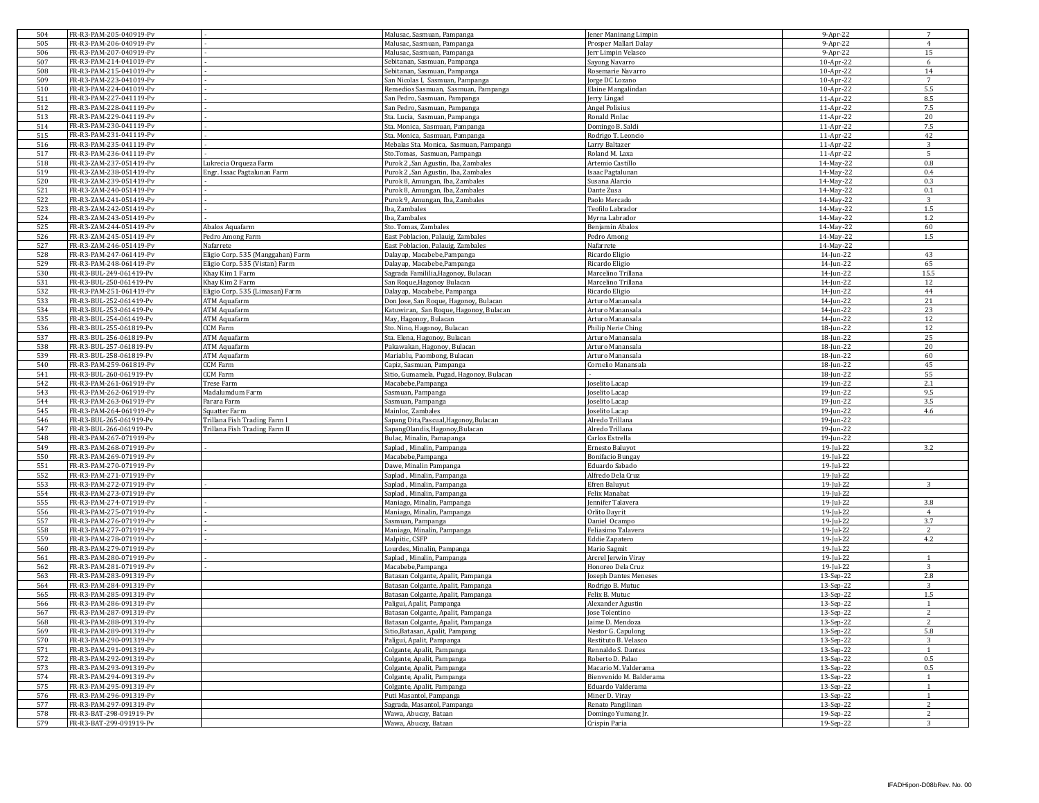| 504 | FR-R3-PAM-205-040919-Pv | - | Malusac, Sasmuan, Pampanga | Jener Maninang Limpin | 9-Apr-22 | 7 |
|---|---|---|---|---|---|---|
| 505 | FR-R3-PAM-206-040919-Pv | - | Malusac, Sasmuan, Pampanga | Prosper Mallari Dalay | 9-Apr-22 | 4 |
| 506 | FR-R3-PAM-207-040919-Pv | - | Malusac, Sasmuan, Pampanga | Jerr Limpin Velasco | 9-Apr-22 | 15 |
| 507 | FR-R3-PAM-214-041019-Pv | - | Sebitanan, Sasmuan, Pampanga | Sayong Navarro | 10-Apr-22 | 6 |
| 508 | FR-R3-PAM-215-041019-Pv | - | Sebitanan, Sasmuan, Pampanga | Rosemarie Navarro | 10-Apr-22 | 14 |
| 509 | FR-R3-PAM-223-041019-Pv | - | San Nicolas I, Sasmuan, Pampanga | Jorge DC Lozano | 10-Apr-22 | 7 |
| 510 | FR-R3-PAM-224-041019-Pv | - | Remedios Sasmuan, Sasmuan, Pampanga | Elaine Mangalindan | 10-Apr-22 | 5.5 |
| 511 | FR-R3-PAM-227-041119-Pv | - | San Pedro, Sasmuan, Pampanga | Jerry Lingad | 11-Apr-22 | 8.5 |
| 512 | FR-R3-PAM-228-041119-Pv | - | San Pedro, Sasmuan, Pampanga | Angel Polisius | 11-Apr-22 | 7.5 |
| 513 | FR-R3-PAM-229-041119-Pv | - | Sta. Lucia, Sasmuan, Pampanga | Ronald Pinlac | 11-Apr-22 | 20 |
| 514 | FR-R3-PAM-230-041119-Pv | - | Sta. Monica, Sasmuan, Pampanga | Domingo B. Saldi | 11-Apr-22 | 7.5 |
| 515 | FR-R3-PAM-231-041119-Pv | - | Sta. Monica, Sasmuan, Pampanga | Rodrigo T. Leoncio | 11-Apr-22 | 42 |
| 516 | FR-R3-PAM-235-041119-Pv | - | Mebalas Sta. Monica, Sasmuan, Pampanga | Larry Baltazer | 11-Apr-22 | 3 |
| 517 | FR-R3-PAM-236-041119-Pv | - | Sto.Tomas, Sasmuan, Pampanga | Roland M. Laxa | 11-Apr-22 | 5 |
| 518 | FR-R3-ZAM-237-051419-Pv | Lukrecia Orqueza Farm | Purok 2 ,San Agustin, Iba, Zambales | Artemio Castillo | 14-May-22 | 0.8 |
| 519 | FR-R3-ZAM-238-051419-Pv | Engr. Isaac Pagtalunan Farm | Purok 2 ,San Agustin, Iba, Zambales | Isaac Pagtalunan | 14-May-22 | 0.4 |
| 520 | FR-R3-ZAM-239-051419-Pv | - | Purok 8, Amungan, Iba, Zambales | Susana Alarcio | 14-May-22 | 0.3 |
| 521 | FR-R3-ZAM-240-051419-Pv | - | Purok 8, Amungan, Iba, Zambales | Dante Zusa | 14-May-22 | 0.1 |
| 522 | FR-R3-ZAM-241-051419-Pv | - | Purok 9, Amungan, Iba, Zambales | Paolo Mercado | 14-May-22 | 3 |
| 523 | FR-R3-ZAM-242-051419-Pv | - | Iba, Zambales | Teofilo Labrador | 14-May-22 | 1.5 |
| 524 | FR-R3-ZAM-243-051419-Pv | - | Iba, Zambales | Myrna Labrador | 14-May-22 | 1.2 |
| 525 | FR-R3-ZAM-244-051419-Pv | Abalos Aquafarm | Sto. Tomas, Zambales | Benjamin Abalos | 14-May-22 | 60 |
| 526 | FR-R3-ZAM-245-051419-Pv | Pedro Among Farm | East Poblacion, Palauig, Zambales | Pedro Among | 14-May-22 | 1.5 |
| 527 | FR-R3-ZAM-246-051419-Pv | Nafarrete | East Poblacion, Palauig, Zambales | Nafarrete | 14-May-22 | |
| 528 | FR-R3-PAM-247-061419-Pv | Eligio Corp. 535 (Manggahan) Farm | Dalayap, Macabebe,Pampanga | Ricardo Eligio | 14-Jun-22 | 43 |
| 529 | FR-R3-PAM-248-061419-Pv | Eligio Corp. 535 (Vistan) Farm | Dalayap, Macabebe,Pampanga | Ricardo Eligio | 14-Jun-22 | 65 |
| 530 | FR-R3-BUL-249-061419-Pv | Khay Kim 1 Farm | Sagrada Famililia,Hagonoy, Bulacan | Marcelino Trillana | 14-Jun-22 | 15.5 |
| 531 | FR-R3-BUL-250-061419-Pv | Khay Kim 2 Farm | San Roque,Hagonoy Bulacan | Marcelino Trillana | 14-Jun-22 | 12 |
| 532 | FR-R3-PAM-251-061419-Pv | Eligio Corp. 535 (Limasan) Farm | Dalayap, Macabebe, Pampanga | Ricardo Eligio | 14-Jun-22 | 44 |
| 533 | FR-R3-BUL-252-061419-Pv | ATM Aquafarm | Don Jose, San Roque, Hagonoy, Bulacan | Arturo Manansala | 14-Jun-22 | 21 |
| 534 | FR-R3-BUL-253-061419-Pv | ATM Aquafarm | Katuwiran, San Roque, Hagonoy, Bulacan | Arturo Manansala | 14-Jun-22 | 23 |
| 535 | FR-R3-BUL-254-061419-Pv | ATM Aquafarm | May, Hagonoy, Bulacan | Arturo Manansala | 14-Jun-22 | 12 |
| 536 | FR-R3-BUL-255-061819-Pv | CCM Farm | Sto. Nino, Hagonoy, Bulacan | Philip Nerie Ching | 18-Jun-22 | 12 |
| 537 | FR-R3-BUL-256-061819-Pv | ATM Aquafarm | Sta. Elena, Hagonoy, Bulacan | Arturo Manansala | 18-Jun-22 | 25 |
| 538 | FR-R3-BUL-257-061819-Pv | ATM Aquafarm | Pakawakan, Hagonoy, Bulacan | Arturo Manansala | 18-Jun-22 | 20 |
| 539 | FR-R3-BUL-258-061819-Pv | ATM Aquafarm | Mariablu, Paombong, Bulacan | Arturo Manansala | 18-Jun-22 | 60 |
| 540 | FR-R3-PAM-259-061819-Pv | CCM Farm | Capiz, Sasmuan, Pampanga | Cornelio Manansala | 18-Jun-22 | 45 |
| 541 | FR-R3-BUL-260-061919-Pv | CCM Farm | Sitio, Gumamela, Pugad, Hagonoy, Bulacan | - | 18-Jun-22 | 55 |
| 542 | FR-R3-PAM-261-061919-Pv | Trese Farm | Macabebe,Pampanga | Joselito Lacap | 19-Jun-22 | 2.1 |
| 543 | FR-R3-PAM-262-061919-Pv | Madalumdum Farm | Sasmuan, Pampanga | Joselito Lacap | 19-Jun-22 | 9.5 |
| 544 | FR-R3-PAM-263-061919-Pv | Parara Farm | Sasmuan, Pampanga | Joselito Lacap | 19-Jun-22 | 3.5 |
| 545 | FR-R3-PAM-264-061919-Pv | Squatter Farm | Mainloc, Zambales | Joselito Lacap | 19-Jun-22 | 4.6 |
| 546 | FR-R3-BUL-265-061919-Pv | Trillana Fish Trading Farm I | Sapang Dita,Pascual,Hagonoy,Bulacan | Alredo Trillana | 19-Jun-22 | |
| 547 | FR-R3-BUL-266-061919-Pv | Trillana Fish Trading Farm II | SapangOlandis,Hagonoy,Bulacan | Alredo Trillana | 19-Jun-22 | |
| 548 | FR-R3-PAM-267-071919-Pv | | Bulac, Minalin, Pamapanga | Carlos Estrella | 19-Jun-22 | |
| 549 | FR-R3-PAM-268-071919-Pv | - | Saplad , Minalin, Pampanga | Ernesto Baluyot | 19-Jul-22 | 3.2 |
| 550 | FR-R3-PAM-269-071919-Pv | | Macabebe,Pampanga | Bonifacio Bungay | 19-Jul-22 | |
| 551 | FR-R3-PAM-270-071919-Pv | | Dawe, Minalin Pampanga | Eduardo Sabado | 19-Jul-22 | |
| 552 | FR-R3-PAM-271-071919-Pv | | Saplad , Minalin, Pampanga | Alfredo Dela Cruz | 19-Jul-22 | |
| 553 | FR-R3-PAM-272-071919-Pv | - | Saplad , Minalin, Pampanga | Efren Baluyut | 19-Jul-22 | 3 |
| 554 | FR-R3-PAM-273-071919-Pv | | Saplad , Minalin, Pampanga | Felix Manabat | 19-Jul-22 | |
| 555 | FR-R3-PAM-274-071919-Pv | - | Maniago, Minalin, Pampanga | Jennifer Talavera | 19-Jul-22 | 3.8 |
| 556 | FR-R3-PAM-275-071919-Pv | - | Maniago, Minalin, Pampanga | Orlito Dayrit | 19-Jul-22 | 4 |
| 557 | FR-R3-PAM-276-071919-Pv | - | Sasmuan, Pampanga | Daniel Ocampo | 19-Jul-22 | 3.7 |
| 558 | FR-R3-PAM-277-071919-Pv | - | Maniago, Minalin, Pampanga | Feliasimo Talavera | 19-Jul-22 | 2 |
| 559 | FR-R3-PAM-278-071919-Pv | - | Malpitic, CSFP | Eddie Zapatero | 19-Jul-22 | 4.2 |
| 560 | FR-R3-PAM-279-071919-Pv | | Lourdes, Minalin, Pampanga | Mario Sagmit | 19-Jul-22 | |
| 561 | FR-R3-PAM-280-071919-Pv | - | Saplad , Minalin, Pampanga | Arcrel Jerwin Viray | 19-Jul-22 | 1 |
| 562 | FR-R3-PAM-281-071919-Pv | - | Macabebe,Pampanga | Honoreo Dela Cruz | 19-Jul-22 | 3 |
| 563 | FR-R3-PAM-283-091319-Pv | | Batasan Colgante, Apalit, Pampanga | Joseph Dantes Meneses | 13-Sep-22 | 2.8 |
| 564 | FR-R3-PAM-284-091319-Pv | | Batasan Colgante, Apalit, Pampanga | Rodrigo B. Mutuc | 13-Sep-22 | 3 |
| 565 | FR-R3-PAM-285-091319-Pv | | Batasan Colgante, Apalit, Pampanga | Felix B. Mutuc | 13-Sep-22 | 1.5 |
| 566 | FR-R3-PAM-286-091319-Pv | | Paligui, Apalit, Pampanga | Alexander Agustin | 13-Sep-22 | 1 |
| 567 | FR-R3-PAM-287-091319-Pv | | Batasan Colgante, Apalit, Pampanga | Jose Tolentino | 13-Sep-22 | 2 |
| 568 | FR-R3-PAM-288-091319-Pv | | Batasan Colgante, Apalit, Pampanga | Jaime D. Mendoza | 13-Sep-22 | 2 |
| 569 | FR-R3-PAM-289-091319-Pv | | Sitio,Batasan, Apalit, Pampang | Nestor G. Capulong | 13-Sep-22 | 5.8 |
| 570 | FR-R3-PAM-290-091319-Pv | | Paligui, Apalit, Pampanga | Restituto B. Velasco | 13-Sep-22 | 3 |
| 571 | FR-R3-PAM-291-091319-Pv | | Colgante, Apalit, Pampanga | Rennaldo S. Dantes | 13-Sep-22 | 1 |
| 572 | FR-R3-PAM-292-091319-Pv | | Colgante, Apalit, Pampanga | Roberto D. Palao | 13-Sep-22 | 0.5 |
| 573 | FR-R3-PAM-293-091319-Pv | | Colgante, Apalit, Pampanga | Macario M. Valderama | 13-Sep-22 | 0.5 |
| 574 | FR-R3-PAM-294-091319-Pv | | Colgante, Apalit, Pampanga | Bienvenido M. Balderama | 13-Sep-22 | 1 |
| 575 | FR-R3-PAM-295-091319-Pv | | Colgante, Apalit, Pampanga | Eduardo Valderama | 13-Sep-22 | 1 |
| 576 | FR-R3-PAM-296-091319-Pv | | Puti Masantol, Pampanga | Miner D. Viray | 13-Sep-22 | 1 |
| 577 | FR-R3-PAM-297-091319-Pv | | Sagrada, Masantol, Pampanga | Renato Pangilinan | 13-Sep-22 | 2 |
| 578 | FR-R3-BAT-298-091919-Pv | | Wawa, Abucay, Bataan | Domingo Yumang Jr. | 19-Sep-22 | 2 |
| 579 | FR-R3-BAT-299-091919-Pv | | Wawa, Abucay, Bataan | Crispin Paria | 19-Sep-22 | 3 |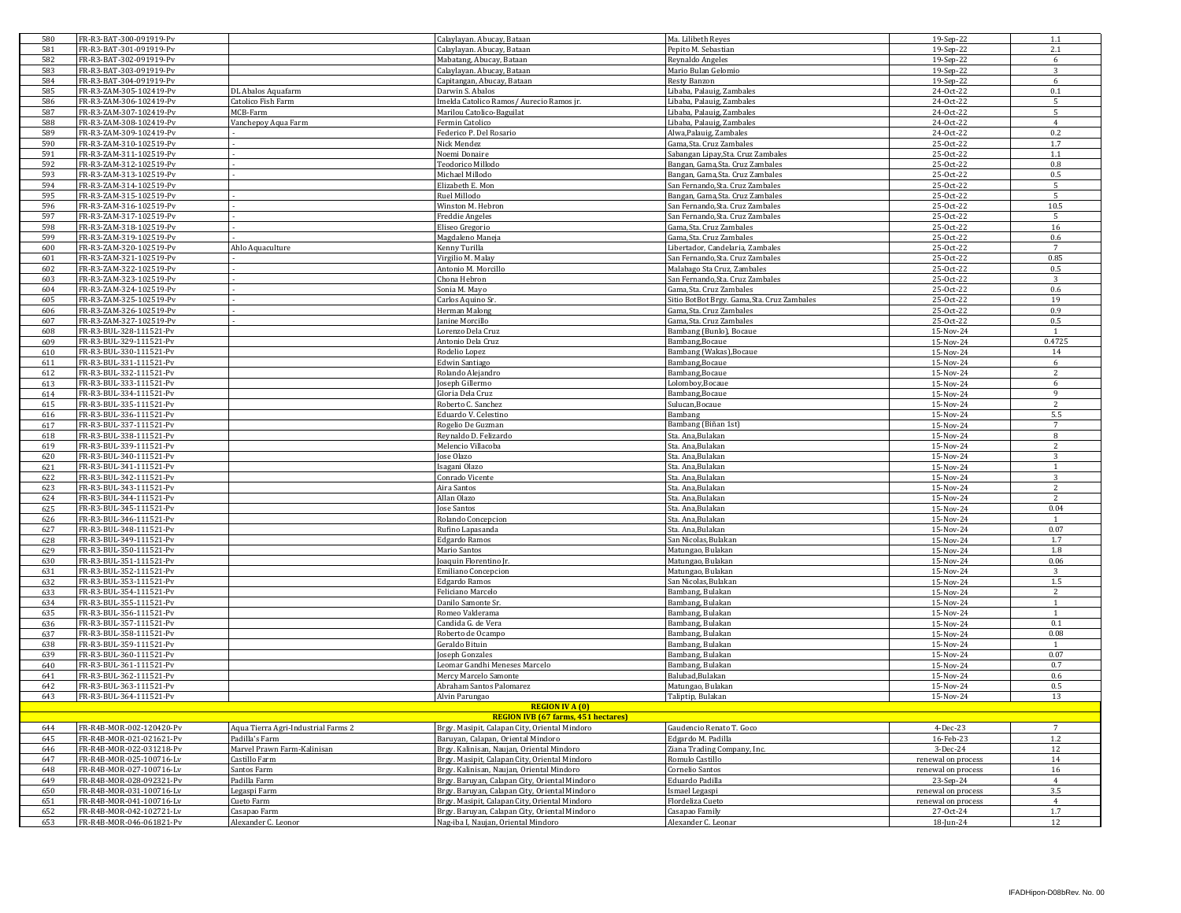| | | | | | | |
|---|---|---|---|---|---|---|
| 580 | FR-R3-BAT-300-091919-Pv | | Calaylayan. Abucay, Bataan | Ma. Lilibeth Reyes | 19-Sep-22 | 1.1 |
| 581 | FR-R3-BAT-301-091919-Pv | | Calaylayan. Abucay, Bataan | Pepito M. Sebastian | 19-Sep-22 | 2.1 |
| 582 | FR-R3-BAT-302-091919-Pv | | Mabatang, Abucay, Bataan | Reynaldo Angeles | 19-Sep-22 | 6 |
| 583 | FR-R3-BAT-303-091919-Pv | | Calaylayan. Abucay, Bataan | Mario Bulan Gelomio | 19-Sep-22 | 3 |
| 584 | FR-R3-BAT-304-091919-Pv | | Capitangan, Abucay, Bataan | Resty Banzon | 19-Sep-22 | 6 |
| 585 | FR-R3-ZAM-305-102419-Pv | DL Abalos Aquafarm | Darwin S. Abalos | Libaba, Palauig, Zambales | 24-Oct-22 | 0.1 |
| 586 | FR-R3-ZAM-306-102419-Pv | Catolico Fish Farm | Imelda Catolico Ramos/ Aurecio Ramos jr. | Libaba, Palauig, Zambales | 24-Oct-22 | 5 |
| 587 | FR-R3-ZAM-307-102419-Pv | MCB-Farm | Marilou Catolico-Baguilat | Libaba, Palauig, Zambales | 24-Oct-22 | 5 |
| 588 | FR-R3-ZAM-308-102419-Pv | Vanchepoy Aqua Farm | Fermin Catolico | Libaba, Palauig, Zambales | 24-Oct-22 | 4 |
| 589 | FR-R3-ZAM-309-102419-Pv | - | Federico P. Del Rosario | Alwa,Palauig, Zambales | 24-Oct-22 | 0.2 |
| 590 | FR-R3-ZAM-310-102519-Pv | - | Nick Mendez | Gama, Sta. Cruz Zambales | 25-Oct-22 | 1.7 |
| 591 | FR-R3-ZAM-311-102519-Pv | - | Noemi Donaire | Sabangan Lipay,Sta. Cruz Zambales | 25-Oct-22 | 1.1 |
| 592 | FR-R3-ZAM-312-102519-Pv | - | Teodorico Millodo | Bangan, Gama,Sta. Cruz Zambales | 25-Oct-22 | 0.8 |
| 593 | FR-R3-ZAM-313-102519-Pv | - | Michael Millodo | Bangan, Gama,Sta. Cruz Zambales | 25-Oct-22 | 0.5 |
| 594 | FR-R3-ZAM-314-102519-Pv | | Elizabeth E. Mon | San Fernando,Sta. Cruz Zambales | 25-Oct-22 | 5 |
| 595 | FR-R3-ZAM-315-102519-Pv | - | Ruel Millodo | Bangan, Gama,Sta. Cruz Zambales | 25-Oct-22 | 5 |
| 596 | FR-R3-ZAM-316-102519-Pv | - | Winston M. Hebron | San Fernando,Sta. Cruz Zambales | 25-Oct-22 | 10.5 |
| 597 | FR-R3-ZAM-317-102519-Pv | - | Freddie Angeles | San Fernando,Sta. Cruz Zambales | 25-Oct-22 | 5 |
| 598 | FR-R3-ZAM-318-102519-Pv | - | Eliseo Gregorio | Gama, Sta. Cruz Zambales | 25-Oct-22 | 16 |
| 599 | FR-R3-ZAM-319-102519-Pv | - | Magdaleno Maneja | Gama, Sta. Cruz Zambales | 25-Oct-22 | 0.6 |
| 600 | FR-R3-ZAM-320-102519-Pv | Ahlo Aquaculture | Kenny Turilla | Libertador, Candelaria, Zambales | 25-Oct-22 | 7 |
| 601 | FR-R3-ZAM-321-102519-Pv | - | Virgilio M. Malay | San Fernando,Sta. Cruz Zambales | 25-Oct-22 | 0.85 |
| 602 | FR-R3-ZAM-322-102519-Pv | - | Antonio M. Morcillo | Malabago Sta Cruz, Zambales | 25-Oct-22 | 0.5 |
| 603 | FR-R3-ZAM-323-102519-Pv | - | Chona Hebron | San Fernando,Sta. Cruz Zambales | 25-Oct-22 | 3 |
| 604 | FR-R3-ZAM-324-102519-Pv | - | Sonia M. Mayo | Gama, Sta. Cruz Zambales | 25-Oct-22 | 0.6 |
| 605 | FR-R3-ZAM-325-102519-Pv | - | Carlos Aquino Sr. | Sitio BotBot Brgy. Gama, Sta. Cruz Zambales | 25-Oct-22 | 19 |
| 606 | FR-R3-ZAM-326-102519-Pv | - | Herman Malong | Gama, Sta. Cruz Zambales | 25-Oct-22 | 0.9 |
| 607 | FR-R3-ZAM-327-102519-Pv | - | Janine Morcillo | Gama, Sta. Cruz Zambales | 25-Oct-22 | 0.5 |
| 608 | FR-R3-BUL-328-111521-Pv | | Lorenzo Dela Cruz | Bambang (Bunlo), Bocaue | 15-Nov-24 | 1 |
| 609 | FR-R3-BUL-329-111521-Pv | | Antonio Dela Cruz | Bambang,Bocaue | 15-Nov-24 | 0.4725 |
| 610 | FR-R3-BUL-330-111521-Pv | | Rodelio Lopez | Bambang (Wakas),Bocaue | 15-Nov-24 | 14 |
| 611 | FR-R3-BUL-331-111521-Pv | | Edwin Santiago | Bambang,Bocaue | 15-Nov-24 | 6 |
| 612 | FR-R3-BUL-332-111521-Pv | | Rolando Alejandro | Bambang,Bocaue | 15-Nov-24 | 2 |
| 613 | FR-R3-BUL-333-111521-Pv | | Joseph Gillermo | Lolomboy,Bocaue | 15-Nov-24 | 6 |
| 614 | FR-R3-BUL-334-111521-Pv | | Gloria Dela Cruz | Bambang,Bocaue | 15-Nov-24 | 9 |
| 615 | FR-R3-BUL-335-111521-Pv | | Roberto C. Sanchez | Sulucan,Bocaue | 15-Nov-24 | 2 |
| 616 | FR-R3-BUL-336-111521-Pv | | Eduardo V. Celestino | Bambang | 15-Nov-24 | 5.5 |
| 617 | FR-R3-BUL-337-111521-Pv | | Rogelio De Guzman | Bambang (Biñan 1st) | 15-Nov-24 | 7 |
| 618 | FR-R3-BUL-338-111521-Pv | | Reynaldo D. Felizardo | Sta. Ana,Bulakan | 15-Nov-24 | 8 |
| 619 | FR-R3-BUL-339-111521-Pv | | Melencio Villacoba | Sta. Ana,Bulakan | 15-Nov-24 | 2 |
| 620 | FR-R3-BUL-340-111521-Pv | | Jose Olazo | Sta. Ana,Bulakan | 15-Nov-24 | 3 |
| 621 | FR-R3-BUL-341-111521-Pv | | Isagani Olazo | Sta. Ana,Bulakan | 15-Nov-24 | 1 |
| 622 | FR-R3-BUL-342-111521-Pv | | Conrado Vicente | Sta. Ana,Bulakan | 15-Nov-24 | 3 |
| 623 | FR-R3-BUL-343-111521-Pv | | Aira Santos | Sta. Ana,Bulakan | 15-Nov-24 | 2 |
| 624 | FR-R3-BUL-344-111521-Pv | | Allan Olazo | Sta. Ana,Bulakan | 15-Nov-24 | 2 |
| 625 | FR-R3-BUL-345-111521-Pv | | Jose Santos | Sta. Ana,Bulakan | 15-Nov-24 | 0.04 |
| 626 | FR-R3-BUL-346-111521-Pv | | Rolando Concepcion | Sta. Ana,Bulakan | 15-Nov-24 | 1 |
| 627 | FR-R3-BUL-348-111521-Pv | | Rufino Lapasanda | Sta. Ana,Bulakan | 15-Nov-24 | 0.07 |
| 628 | FR-R3-BUL-349-111521-Pv | | Edgardo Ramos | San Nicolas,Bulakan | 15-Nov-24 | 1.7 |
| 629 | FR-R3-BUL-350-111521-Pv | | Mario Santos | Matungao, Bulakan | 15-Nov-24 | 1.8 |
| 630 | FR-R3-BUL-351-111521-Pv | | Joaquin Florentino Jr. | Matungao, Bulakan | 15-Nov-24 | 0.06 |
| 631 | FR-R3-BUL-352-111521-Pv | | Emiliano Concepcion | Matungao, Bulakan | 15-Nov-24 | 3 |
| 632 | FR-R3-BUL-353-111521-Pv | | Edgardo Ramos | San Nicolas,Bulakan | 15-Nov-24 | 1.5 |
| 633 | FR-R3-BUL-354-111521-Pv | | Feliciano Marcelo | Bambang, Bulakan | 15-Nov-24 | 2 |
| 634 | FR-R3-BUL-355-111521-Pv | | Danilo Samonte Sr. | Bambang, Bulakan | 15-Nov-24 | 1 |
| 635 | FR-R3-BUL-356-111521-Pv | | Romeo Valderama | Bambang, Bulakan | 15-Nov-24 | 1 |
| 636 | FR-R3-BUL-357-111521-Pv | | Candida G. de Vera | Bambang, Bulakan | 15-Nov-24 | 0.1 |
| 637 | FR-R3-BUL-358-111521-Pv | | Roberto de Ocampo | Bambang, Bulakan | 15-Nov-24 | 0.08 |
| 638 | FR-R3-BUL-359-111521-Pv | | Geraldo Bituin | Bambang, Bulakan | 15-Nov-24 | 1 |
| 639 | FR-R3-BUL-360-111521-Pv | | Joseph Gonzales | Bambang, Bulakan | 15-Nov-24 | 0.07 |
| 640 | FR-R3-BUL-361-111521-Pv | | Leomar Gandhi Meneses Marcelo | Bambang, Bulakan | 15-Nov-24 | 0.7 |
| 641 | FR-R3-BUL-362-111521-Pv | | Mercy Marcelo Samonte | Balubad,Bulakan | 15-Nov-24 | 0.6 |
| 642 | FR-R3-BUL-363-111521-Pv | | Abraham Santos Palomarez | Matungao, Bulakan | 15-Nov-24 | 0.5 |
| 643 | FR-R3-BUL-364-111521-Pv | | Alvin Parungao | Taliptip, Bulakan | 15-Nov-24 | 13 |
| | | | **REGION IV A (0)** | | | |
| | | | **REGION IVB (67 farms, 451 hectares)** | | | |
| 644 | FR-R4B-MOR-002-120420-Pv | Aqua Tierra Agri-Industrial Farms 2 | Brgy. Masipit, Calapan City, Oriental Mindoro | Gaudencio Renato T. Goco | 4-Dec-23 | 7 |
| 645 | FR-R4B-MOR-021-021621-Pv | Padilla's Farm | Baruyan, Calapan, Oriental Mindoro | Edgardo M. Padilla | 16-Feb-23 | 1.2 |
| 646 | FR-R4B-MOR-022-031218-Pv | Marvel Prawn Farm-Kalinisan | Brgy. Kalinisan, Naujan, Oriental Mindoro | Ziana Trading Company, Inc. | 3-Dec-24 | 12 |
| 647 | FR-R4B-MOR-025-100716-Lv | Castillo Farm | Brgy. Masipit, Calapan City, Oriental Mindoro | Romulo Castillo | renewal on process | 14 |
| 648 | FR-R4B-MOR-027-100716-Lv | Santos Farm | Brgy. Kalinisan, Naujan, Oriental Mindoro | Cornelio Santos | renewal on process | 16 |
| 649 | FR-R4B-MOR-028-092321-Pv | Padilla Farm | Brgy. Baruyan, Calapan City, Oriental Mindoro | Eduardo Padilla | 23-Sep-24 | 4 |
| 650 | FR-R4B-MOR-031-100716-Lv | Legaspi Farm | Brgy. Baruyan, Calapan City, Oriental Mindoro | Ismael Legaspi | renewal on process | 3.5 |
| 651 | FR-R4B-MOR-041-100716-Lv | Cueto Farm | Brgy. Masipit, Calapan City, Oriental Mindoro | Flordeliza Cueto | renewal on process | 4 |
| 652 | FR-R4B-MOR-042-102721-Lv | Casapao Farm | Brgy. Baruyan, Calapan City, Oriental Mindoro | Casapao Family | 27-Oct-24 | 1.7 |
| 653 | FR-R4B-MOR-046-061821-Pv | Alexander C. Leonor | Nag-iba I, Naujan, Oriental Mindoro | Alexander C. Leonar | 18-Jun-24 | 12 |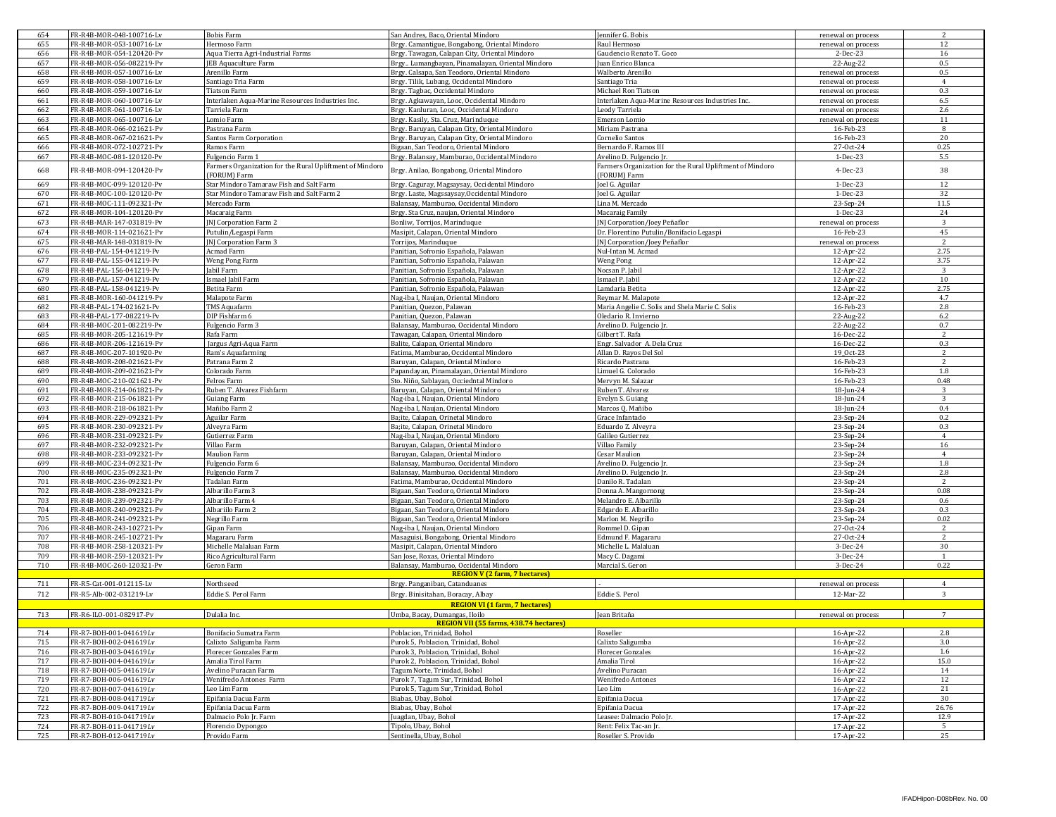| | | | | | | |
|---|---|---|---|---|---|---|
| 654 | FR-R4B-MOR-048-100716-Lv | Bobis Farm | San Andres, Baco, Oriental Mindoro | Jennifer G. Bobis | renewal on process | 2 |
| 655 | FR-R4B-MOR-053-100716-Lv | Hermoso Farm | Brgy. Camantigue, Bongabong, Oriental Mindoro | Raul Hermoso | renewal on process | 12 |
| 656 | FR-R4B-MOR-054-120420-Pv | Aqua Tierra Agri-Industrial Farms | Brgy. Tawagan, Calapan City, Oriental Mindoro | Gaudencio Renato T. Goco | 2-Dec-23 | 16 |
| 657 | FR-R4B-MOR-056-082219-Pv | JEB Aquaculture Farm | Brgy.. Lumangbayan, Pinamalayan, Oriental Mindoro | Juan Enrico Blanca | 22-Aug-22 | 0.5 |
| 658 | FR-R4B-MOR-057-100716-Lv | Arenillo Farm | Brgy. Calsapa, San Teodoro, Oriental Mindoro | Walberto Arenillo | renewal on process | 0.5 |
| 659 | FR-R4B-MOR-058-100716-Lv | Santiago Tria Farm | Brgy. Tilik, Lubang, Occidental Mindoro | Santiago Tria | renewal on process | 4 |
| 660 | FR-R4B-MOR-059-100716-Lv | Tiatson Farm | Brgy. Tagbac, Occidental Mindoro | Michael Ron Tiatson | renewal on process | 0.3 |
| 661 | FR-R4B-MOR-060-100716-Lv | Interlaken Aqua-Marine Resources Industries Inc. | Brgy. Agkawayan, Looc, Occidental Mindoro | Interlaken Aqua-Marine Resources Industries Inc. | renewal on process | 6.5 |
| 662 | FR-R4B-MOR-061-100716-Lv | Tarriela Farm | Brgy. Kanluran, Looc, Occidental Mindoro | Leody Tarriela | renewal on process | 2.6 |
| 663 | FR-R4B-MOR-065-100716-Lv | Lomio Farm | Brgy. Kasily, Sta. Cruz, Marinduque | Emerson Lomio | renewal on process | 11 |
| 664 | FR-R4B-MOR-066-021621-Pv | Pastrana Farm | Brgy. Baruyan, Calapan City, Oriental Mindoro | Miriam Pastrana | 16-Feb-23 | 8 |
| 665 | FR-R4B-MOR-067-021621-Pv | Santos Farm Corporation | Brgy. Baruyan, Calapan City, Oriental Mindoro | Cornelio Santos | 16-Feb-23 | 20 |
| 666 | FR-R4B-MOR-072-102721-Pv | Ramos Farm | Bigaan, San Teodoro, Oriental Mindoro | Bernardo F. Ramos III | 27-Oct-24 | 0.25 |
| 667 | FR-R4B-MOC-081-120120-Pv | Fulgencio Farm 1 | Brgy. Balansay, Mamburao, Occidental Mindoro | Avelino D. Fulgencio Jr. | 1-Dec-23 | 5.5 |
| 668 | FR-R4B-MOR-094-120420-Pv | Farmers Organization for the Rural Upliftment of Mindoro (FORUM) Farm | Brgy. Anilao, Bongabong, Oriental Mindoro | Farmers Organization for the Rural Upliftment of Mindoro (FORUM) Farm | 4-Dec-23 | 38 |
| 669 | FR-R4B-MOC-099-120120-Pv | Star Mindoro Tamaraw Fish and Salt Farm | Brgy. Caguray, Magsaysay, Occidental Mindoro | Joel G. Aguilar | 1-Dec-23 | 12 |
| 670 | FR-R4B-MOC-100-120120-Pv | Star Mindoro Tamaraw Fish and Salt Farm 2 | Brgy. Laste, Magssaysay,Occidental Mindoro | Joel G. Aguilar | 1-Dec-23 | 32 |
| 671 | FR-R4B-MOC-111-092321-Pv | Mercado Farm | Balansay, Mamburao, Occidental Mindoro | Lina M. Mercado | 23-Sep-24 | 11.5 |
| 672 | FR-R4B-MOR-104-120120-Pv | Macaraig Farm | Brgy. Sta Cruz, naujan, Oriental Mindoro | Macaraig Family | 1-Dec-23 | 24 |
| 673 | FR-R4B-MAR-147-031819-Pv | JNJ Corporation Farm 2 | Bonliw, Torrijos, Marinduque | JNJ Corporation/Joey Peñaflor | renewal on process | 3 |
| 674 | FR-R4B-MOR-114-021621-Pv | Putulin/Legaspi Farm | Masipit, Calapan, Oriental Mindoro | Dr. Florentino Putulin/Bonifacio Legaspi | 16-Feb-23 | 45 |
| 675 | FR-R4B-MAR-148-031819-Pv | JNJ Corporation Farm 3 | Torrijos, Marinduque | JNJ Corporation/Joey Peñaflor | renewal on process | 2 |
| 676 | FR-R4B-PAL-154-041219-Pv | Acmad Farm | Panitian, Sofronio Española, Palawan | Nul-Intan M. Acmad | 12-Apr-22 | 2.75 |
| 677 | FR-R4B-PAL-155-041219-Pv | Weng Pong Farm | Panitian, Sofronio Española, Palawan | Weng Pong | 12-Apr-22 | 3.75 |
| 678 | FR-R4B-PAL-156-041219-Pv | Jabil Farm | Panitian, Sofronio Española, Palawan | Nocsan P. Jabil | 12-Apr-22 | 3 |
| 679 | FR-R4B-PAL-157-041219-Pv | Ismael Jabil Farm | Panitian, Sofronio Española, Palawan | Ismael P. Jabil | 12-Apr-22 | 10 |
| 680 | FR-R4B-PAL-158-041219-Pv | Betita Farm | Panitian, Sofronio Española, Palawan | Lamdaria Betita | 12-Apr-22 | 2.75 |
| 681 | FR-R4B-MOR-160-041219-Pv | Malapote Farm | Nag-iba I, Naujan, Oriental Mindoro | Reymar M. Malapote | 12-Apr-22 | 4.7 |
| 682 | FR-R4B-PAL-174-021621-Pv | TMS Aquafarm | Panitian, Quezon, Palawan | Maria Angelie C. Solis and Shela Marie C. Solis | 16-Feb-23 | 2.8 |
| 683 | FR-R4B-PAL-177-082219-Pv | DIP Fishfarm 6 | Panitian, Quezon, Palawan | Oledario R. Invierno | 22-Aug-22 | 6.2 |
| 684 | FR-R4B-MOC-201-082219-Pv | Fulgencio Farm 3 | Balansay, Mamburao, Occidental Mindoro | Avelino D. Fulgencio Jr. | 22-Aug-22 | 0.7 |
| 685 | FR-R4B-MOR-205-121619-Pv | Rafa Farm | Tawagan, Calapan, Oriental Mindoro | Gilbert T. Rafa | 16-Dec-22 | 2 |
| 686 | FR-R4B-MOR-206-121619-Pv | Jargus Agri-Aqua Farm | Balite, Calapan, Oriental Mindoro | Engr. Salvador A. Dela Cruz | 16-Dec-22 | 0.3 |
| 687 | FR-R4B-MOC-207-101920-Pv | Ram's Aquafarming | Fatima, Mamburao, Occidental Mindoro | Allan D. Rayos Del Sol | 19_Oct-23 | 2 |
| 688 | FR-R4B-MOR-208-021621-Pv | Patrana Farm 2 | Baruyan, Calapan, Oriental Mindoro | Ricardo Pastrana | 16-Feb-23 | 2 |
| 689 | FR-R4B-MOR-209-021621-Pv | Colorado Farm | Papandayan, Pinamalayan, Oriental Mindoro | Limuel G. Colorado | 16-Feb-23 | 1.8 |
| 690 | FR-R4B-MOC-210-021621-Pv | Felros Farm | Sto. Niño, Sablayan, Occiedntal Mindoro | Mervyn M. Salazar | 16-Feb-23 | 0.48 |
| 691 | FR-R4B-MOR-214-061821-Pv | Ruben T. Alvarez Fishfarm | Baruyan, Calapan, Oriental Mindoro | Ruben T. Alvarez | 18-Jun-24 | 3 |
| 692 | FR-R4B-MOR-215-061821-Pv | Guiang Farm | Nag-iba I, Naujan, Oriental Mindoro | Evelyn S. Guiang | 18-Jun-24 | 3 |
| 693 | FR-R4B-MOR-218-061821-Pv | Mañibo Farm 2 | Nag-iba I, Naujan, Oriental Mindoro | Marcos Q. Mañibo | 18-Jun-24 | 0.4 |
| 694 | FR-R4B-MOR-229-092321-Pv | Aguilar Farm | Ba;ite, Calapan, Orinetal Mindoro | Grace Infantado | 23-Sep-24 | 0.2 |
| 695 | FR-R4B-MOR-230-092321-Pv | Alveyra Farm | Ba;ite, Calapan, Orinetal Mindoro | Eduardo Z. Alveyra | 23-Sep-24 | 0.3 |
| 696 | FR-R4B-MOR-231-092321-Pv | Gutierrez Farm | Nag-iba I, Naujan, Oriental Mindoro | Galileo Gutierrez | 23-Sep-24 | 4 |
| 697 | FR-R4B-MOR-232-092321-Pv | Villao Farm | Baruyan, Calapan, Oriental Mindoro | Villao Family | 23-Sep-24 | 16 |
| 698 | FR-R4B-MOR-233-092321-Pv | Maulion Farm | Baruyan, Calapan, Oriental Mindoro | Cesar Maulion | 23-Sep-24 | 4 |
| 699 | FR-R4B-MOC-234-092321-Pv | Fulgencio Farm 6 | Balansay, Mamburao, Occidental Mindoro | Avelino D. Fulgencio Jr. | 23-Sep-24 | 1.8 |
| 700 | FR-R4B-MOC-235-092321-Pv | Fulgencio Farm 7 | Balansay, Mamburao, Occidental Mindoro | Avelino D. Fulgencio Jr. | 23-Sep-24 | 2.8 |
| 701 | FR-R4B-MOC-236-092321-Pv | Tadalan Farm | Fatima, Mamburao, Occidental Mindoro | Danilo R. Tadalan | 23-Sep-24 | 2 |
| 702 | FR-R4B-MOR-238-092321-Pv | Albarillo Farm 3 | Bigaan, San Teodoro, Oriental Mindoro | Donna A. Mangornong | 23-Sep-24 | 0.08 |
| 703 | FR-R4B-MOR-239-092321-Pv | Albarillo Farm 4 | Bigaan, San Teodoro, Oriental Mindoro | Melandro E. Albarillo | 23-Sep-24 | 0.6 |
| 704 | FR-R4B-MOR-240-092321-Pv | Albariilo Farm 2 | Bigaan, San Teodoro, Oriental Mindoro | Edgardo E. Albarillo | 23-Sep-24 | 0.3 |
| 705 | FR-R4B-MOR-241-092321-Pv | Negrillo Farm | Bigaan, San Teodoro, Oriental Mindoro | Marlon M. Negrillo | 23-Sep-24 | 0.02 |
| 706 | FR-R4B-MOR-243-102721-Pv | Gipan Farm | Nag-iba I, Naujan, Oriental Mindoro | Rommel D. Gipan | 27-Oct-24 | 2 |
| 707 | FR-R4B-MOR-245-102721-Pv | Magararu Farm | Masaguisi, Bongabong, Oriental Mindoro | Edmund F. Magararu | 27-Oct-24 | 2 |
| 708 | FR-R4B-MOR-258-120321-Pv | Michelle Malaluan Farm | Masipit, Calapan, Oriental Mindoro | Michelle L. Malaluan | 3-Dec-24 | 30 |
| 709 | FR-R4B-MOR-259-120321-Pv | Rico Agricultural Farm | San Jose, Roxas, Oriental Mindoro | Macy C. Dagami | 3-Dec-24 | 1 |
| 710 | FR-R4B-MOC-260-120321-Pv | Geron Farm | Balansay, Mamburao, Occidental Mindoro | Marcial S. Geron | 3-Dec-24 | 0.22 |
| | | | **REGION V (2 farm, 7 hectares)** | | | |
| 711 | FR-R5-Cat-001-012115-Lv | Northseed | Brgy. Panganiban, Catanduanes | - | renewal on process | 4 |
| 712 | FR-R5-Alb-002-031219-Lv | Eddie S. Perol Farm | Brgy. Binisitahan, Boracay, Albay | Eddie S. Perol | 12-Mar-22 | 3 |
| | | | **REGION VI (1 farm, 7 hectares)** | | | |
| 713 | FR-R6-ILO-001-082917-Pv | Dulalia Inc. | Umba, Bacay, Dumangas, Iloilo | Jean Britaña | renewal on process | 7 |
| | | | **REGION VII (55 farms, 438.74 hectares)** | | | |
| 714 | FR-R7-BOH-001-041619Lv | Bonifacio Sumatra Farm | Poblacion, Trinidad, Bohol | Roseller | 16-Apr-22 | 2.8 |
| 715 | FR-R7-BOH-002-041619Lv | Calixto Saligumba Farm | Purok 5, Poblacion, Trinidad, Bohol | Calixto Saligumba | 16-Apr-22 | 3.0 |
| 716 | FR-R7-BOH-003-041619Lv | Florecer Gonzales Farm | Purok 3, Poblacion, Trinidad, Bohol | Florecer Gonzales | 16-Apr-22 | 1.6 |
| 717 | FR-R7-BOH-004-041619Lv | Amalia Tirol Farm | Purok 2, Poblacion, Trinidad, Bohol | Amalia Tirol | 16-Apr-22 | 15.0 |
| 718 | FR-R7-BOH-005-041619Lv | Avelino Puracan Farm | Tagum Norte, Trinidad, Bohol | Avelino Puracan | 16-Apr-22 | 14 |
| 719 | FR-R7-BOH-006-041619Lv | Wenifredo Antones Farm | Purok 7, Tagum Sur, Trinidad, Bohol | Wenifredo Antones | 16-Apr-22 | 12 |
| 720 | FR-R7-BOH-007-041619Lv | Leo Lim Farm | Purok 5, Tagum Sur, Trinidad, Bohol | Leo Lim | 16-Apr-22 | 21 |
| 721 | FR-R7-BOH-008-041719Lv | Epifania Dacua Farm | Biabas, Ubay, Bohol | Epifania Dacua | 17-Apr-22 | 30 |
| 722 | FR-R7-BOH-009-041719Lv | Epifania Dacua Farm | Biabas, Ubay, Bohol | Epifania Dacua | 17-Apr-22 | 26.76 |
| 723 | FR-R7-BOH-010-041719Lv | Dalmacio Polo Jr. Farm | Juagdan, Ubay, Bohol | Leasee: Dalmacio Polo Jr. | 17-Apr-22 | 12.9 |
| 724 | FR-R7-BOH-011-041719Lv | Florencio Dypongco | Tipolo, Ubay, Bohol | Rent: Felix Tac-an Jr. | 17-Apr-22 | 5 |
| 725 | FR-R7-BOH-012-041719Lv | Provido Farm | Sentinella, Ubay, Bohol | Roseller S. Provido | 17-Apr-22 | 25 |

IFADHipon-D08bRev. No. 00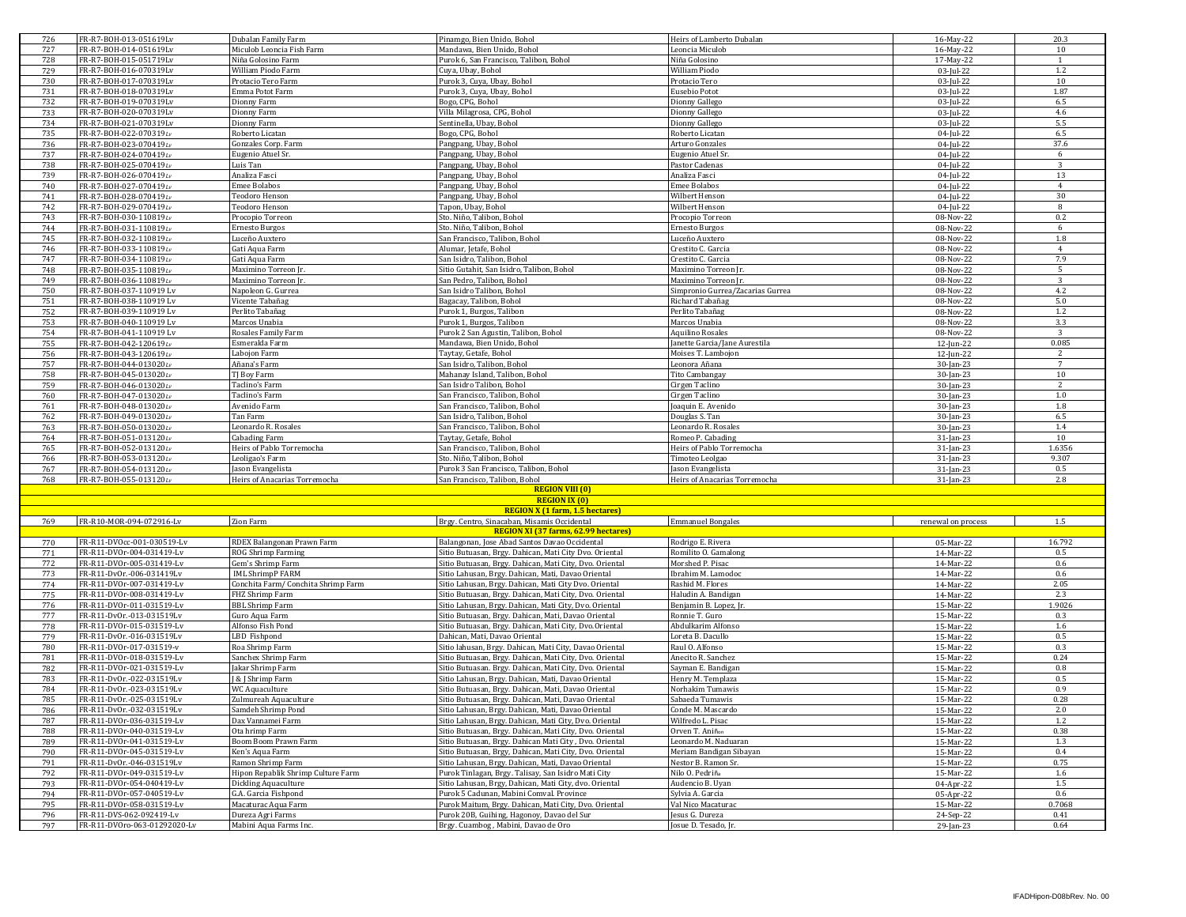| 726 | FR-R7-BOH-013-051619Lv | Dubalan Family Farm | Pinamgo, Bien Unido, Bohol | Heirs of Lamberto Dubalan | 16-May-22 | 20.3 |
|---|---|---|---|---|---|---|
| 727 | FR-R7-BOH-014-051619Lv | Miculob Leoncia Fish Farm | Mandawa, Bien Unido, Bohol | Leoncia Miculob | 16-May-22 | 10 |
| 728 | FR-R7-BOH-015-051719Lv | Niña Golosino Farm | Purok 6, San Francisco, Talibon, Bohol | Niña Golosino | 17-May-22 | 1 |
| 729 | FR-R7-BOH-016-070319Lv | William Piodo Farm | Cuya, Ubay, Bohol | William Piodo | 03-Jul-22 | 1.2 |
| 730 | FR-R7-BOH-017-070319Lv | Protacio Tero Farm | Purok 3, Cuya, Ubay, Bohol | Protacio Tero | 03-Jul-22 | 10 |
| 731 | FR-R7-BOH-018-070319Lv | Emma Potot Farm | Purok 3, Cuya, Ubay, Bohol | Eusebio Potot | 03-Jul-22 | 1.87 |
| 732 | FR-R7-BOH-019-070319Lv | Dionny Farm | Bogo, CPG, Bohol | Dionny Gallego | 03-Jul-22 | 6.5 |
| 733 | FR-R7-BOH-020-070319Lv | Dionny Farm | Villa Milagrosa, CPG, Bohol | Dionny Gallego | 03-Jul-22 | 4.6 |
| 734 | FR-R7-BOH-021-070319Lv | Dionny Farm | Sentinella, Ubay, Bohol | Dionny Gallego | 03-Jul-22 | 5.5 |
| 735 | FR-R7-BOH-022-070319Lv | Roberto Licatan | Bogo, CPG, Bohol | Roberto Licatan | 04-Jul-22 | 6.5 |
| 736 | FR-R7-BOH-023-070419Lv | Gonzales Corp. Farm | Pangpang, Ubay, Bohol | Arturo Gonzales | 04-Jul-22 | 37.6 |
| 737 | FR-R7-BOH-024-070419Lv | Eugenio Atuel Sr. | Pangpang, Ubay, Bohol | Eugenio Atuel Sr. | 04-Jul-22 | 6 |
| 738 | FR-R7-BOH-025-070419Lv | Luis Tan | Pangpang, Ubay, Bohol | Pastor Cadenas | 04-Jul-22 | 3 |
| 739 | FR-R7-BOH-026-070419Lv | Analiza Fasci | Pangpang, Ubay, Bohol | Analiza Fasci | 04-Jul-22 | 13 |
| 740 | FR-R7-BOH-027-070419Lv | Emee Bolabos | Pangpang, Ubay, Bohol | Emee Bolabos | 04-Jul-22 | 4 |
| 741 | FR-R7-BOH-028-070419Lv | Teodoro Henson | Pangpang, Ubay, Bohol | Wilbert Henson | 04-Jul-22 | 30 |
| 742 | FR-R7-BOH-029-070419Lv | Teodoro Henson | Tapon, Ubay, Bohol | Wilbert Henson | 04-Jul-22 | 8 |
| 743 | FR-R7-BOH-030-110819Lv | Procopio Torreon | Sto. Niño, Talibon, Bohol | Procopio Torreon | 08-Nov-22 | 0.2 |
| 744 | FR-R7-BOH-031-110819Lv | Ernesto Burgos | Sto. Niño, Talibon, Bohol | Ernesto Burgos | 08-Nov-22 | 6 |
| 745 | FR-R7-BOH-032-110819Lv | Luceño Auxtero | San Francisco, Talibon, Bohol | Luceño Auxtero | 08-Nov-22 | 1.8 |
| 746 | FR-R7-BOH-033-110819Lv | Gati Aqua Farm | Alumar, Jetafe, Bohol | Crestito C. Garcia | 08-Nov-22 | 4 |
| 747 | FR-R7-BOH-034-110819Lv | Gati Aqua Farm | San Isidro, Talibon, Bohol | Crestito C. Garcia | 08-Nov-22 | 7.9 |
| 748 | FR-R7-BOH-035-110819Lv | Maximino Torreon Jr. | Sitio Gutahit, San Isidro, Talibon, Bohol | Maximino Torreon Jr. | 08-Nov-22 | 5 |
| 749 | FR-R7-BOH-036-110819Lv | Maximino Torreon Jr. | San Pedro, Talibon, Bohol | Maximino Torreon Jr. | 08-Nov-22 | 3 |
| 750 | FR-R7-BOH-037-110919 Lv | Napoleon G. Gurrea | San Isidro Talibon, Bohol | Simpronio Gurrea/Zacarias Gurrea | 08-Nov-22 | 4.2 |
| 751 | FR-R7-BOH-038-110919 Lv | Vicente Tabañag | Bagacay, Talibon, Bohol | Richard Tabañag | 08-Nov-22 | 5.0 |
| 752 | FR-R7-BOH-039-110919 Lv | Perlito Tabañag | Purok 1, Burgos, Talibon | Perlito Tabañag | 08-Nov-22 | 1.2 |
| 753 | FR-R7-BOH-040-110919 Lv | Marcos Unabia | Purok 1, Burgos, Talibon | Marcos Unabia | 08-Nov-22 | 3.3 |
| 754 | FR-R7-BOH-041-110919 Lv | Rosales Family Farm | Purok 2 San Agustin, Talibon, Bohol | Aquilino Rosales | 08-Nov-22 | 3 |
| 755 | FR-R7-BOH-042-120619Lv | Esmeralda Farm | Mandawa, Bien Unido, Bohol | Janette Garcia/Jane Aurestila | 12-Jun-22 | 0.085 |
| 756 | FR-R7-BOH-043-120619Lv | Labojon Farm | Taytay, Getafe, Bohol | Moises T. Lambojon | 12-Jun-22 | 2 |
| 757 | FR-R7-BOH-044-013020Lv | Añana's Farm | San Isidro, Talibon, Bohol | Leonora Añana | 30-Jan-23 | 7 |
| 758 | FR-R7-BOH-045-013020Lv | TJ Boy Farm | Mahanay Island, Talibon, Bohol | Tito Cambangay | 30-Jan-23 | 10 |
| 759 | FR-R7-BOH-046-013020Lv | Taclino's Farm | San Isidro Talibon, Bohol | Cirgen Taclino | 30-Jan-23 | 2 |
| 760 | FR-R7-BOH-047-013020Lv | Taclino's Farm | San Francisco, Talibon, Bohol | Cirgen Taclino | 30-Jan-23 | 1.0 |
| 761 | FR-R7-BOH-048-013020Lv | Avenido Farm | San Francisco, Talibon, Bohol | Joaquin E. Avenido | 30-Jan-23 | 1.8 |
| 762 | FR-R7-BOH-049-013020Lv | Tan Farm | San Isidro, Talibon, Bohol | Douglas S. Tan | 30-Jan-23 | 6.5 |
| 763 | FR-R7-BOH-050-013020Lv | Leonardo R. Rosales | San Francisco, Talibon, Bohol | Leonardo R. Rosales | 30-Jan-23 | 1.4 |
| 764 | FR-R7-BOH-051-013120Lv | Cabading Farm | Taytay, Getafe, Bohol | Romeo P. Cabading | 31-Jan-23 | 10 |
| 765 | FR-R7-BOH-052-013120Lv | Heirs of Pablo Torremocha | San Francisco, Talibon, Bohol | Heirs of Pablo Torremocha | 31-Jan-23 | 1.6356 |
| 766 | FR-R7-BOH-053-013120Lv | Leoligao's Farm | Sto. Niño, Talibon, Bohol | Timoteo Leolgao | 31-Jan-23 | 9.307 |
| 767 | FR-R7-BOH-054-013120Lv | Jason Evangelista | Purok 3 San Francisco, Talibon, Bohol | Jason Evangelista | 31-Jan-23 | 0.5 |
| 768 | FR-R7-BOH-055-013120Lv | Heirs of Anacarias Torremocha | San Francisco, Talibon, Bohol | Heirs of Anacarias Torremocha | 31-Jan-23 | 2.8 |
| | | | **REGION VIII (0)** | | | |
| | | | **REGION IX (0)** | | | |
| | | | **REGION X (1 farm, 1.5 hectares)** | | | |
| 769 | FR-R10-MOR-094-072916-Lv | Zion Farm | Brgy. Centro, Sinacaban, Misamis Occidental | Emmanuel Bongales | renewal on process | 1.5 |
| | | | **REGION XI (37 farms, 62.99 hectares)** | | | |
| 770 | FR-R11-DVOcc-001-030519-Lv | RDEX Balangonan Prawn Farm | Balangonan, Jose Abad Santos Davao Occidental | Rodrigo E. Rivera | 05-Mar-22 | 16.792 |
| 771 | FR-R11-DVOr-004-031419-Lv | ROG Shrimp Farming | Sitio Butuasan, Brgy. Dahican, Mati City Dvo. Oriental | Romilito O. Gamalong | 14-Mar-22 | 0.5 |
| 772 | FR-R11-DVOr-005-031419-Lv | Gem's Shrimp Farm | Sitio Butuasan, Brgy. Dahican, Mati City, Dvo. Oriental | Morshed P. Pisac | 14-Mar-22 | 0.6 |
| 773 | FR-R11-DvOr.-006-031419Lv | IML ShrimpP FARM | Sitio Lahusan, Brgy. Dahican, Mati, Davao Oriental | Ibrahim M. Lamodoc | 14-Mar-22 | 0.6 |
| 774 | FR-R11-DVOr-007-031419-Lv | Conchita Farm/ Conchita Shrimp Farm | Sitio Lahusan, Brgy. Dahican, Mati City Dvo. Oriental | Rashid M. Flores | 14-Mar-22 | 2.05 |
| 775 | FR-R11-DVOr-008-031419-Lv | FHZ Shrimp Farm | Sitio Butuasan, Brgy. Dahican, Mati City, Dvo. Oriental | Haludin A. Bandigan | 14-Mar-22 | 2.3 |
| 776 | FR-R11-DVOr-011-031519-Lv | BBL Shrimp Farm | Sitio Lahusan, Brgy. Dahican, Mati City, Dvo. Oriental | Benjamin B. Lopez, Jr. | 15-Mar-22 | 1.9026 |
| 777 | FR-R11-DvOr.-013-031519Lv | Guro Aqua Farm | Sitio Butuasan, Brgy. Dahican, Mati, Davao Oriental | Ronnie T. Guro | 15-Mar-22 | 0.3 |
| 778 | FR-R11-DVOr-015-031519-Lv | Alfonso Fish Pond | Sitio Butuasan, Brgy. Dahican, Mati City, Dvo.Oriental | Abdulkarim Alfonso | 15-Mar-22 | 1.6 |
| 779 | FR-R11-DvOr.-016-031519Lv | LBD Fishpond | Dahican, Mati, Davao Oriental | Loreta B. Dacullo | 15-Mar-22 | 0.5 |
| 780 | FR-R11-DVOr-017-031519-v | Roa Shrimp Farm | Sitio lahusan, Brgy. Dahican, Mati City, Davao Oriental | Raul O. Alfonso | 15-Mar-22 | 0.3 |
| 781 | FR-R11-DVOr-018-031519-Lv | Sanchez Shrimp Farm | Sitio Butuasan, Brgy. Dahican, Mati City, Dvo. Oriental | Anecito R. Sanchez | 15-Mar-22 | 0.24 |
| 782 | FR-R11-DVOr-021-031519-Lv | Jakar Shrimp Farm | Sitio Butuasan, Brgy. Dahican, Mati City, Dvo. Oriental | Sayman E. Bandigan | 15-Mar-22 | 0.8 |
| 783 | FR-R11-DvOr.-022-031519Lv | J & J Shrimp Farm | Sitio Lahusan, Brgy. Dahican, Mati, Davao Oriental | Henry M. Templaza | 15-Mar-22 | 0.5 |
| 784 | FR-R11-DvOr.-023-031519Lv | WC Aquaculture | Sitio Butuasan, Brgy. Dahican, Mati, Davao Oriental | Norhakim Tumawis | 15-Mar-22 | 0.9 |
| 785 | FR-R11-DvOr.-025-031519Lv | Zulmureah Aquaculture | Sitio Butuasan, Brgy. Dahican, Mati, Davao Oriental | Sabaeda Tumawis | 15-Mar-22 | 0.28 |
| 786 | FR-R11-DvOr.-032-031519Lv | Samdeh Shrimp Pond | Sitio Lahusan, Brgy. Dahican, Mati, Davao Oriental | Conde M. Mascardo | 15-Mar-22 | 2.0 |
| 787 | FR-R11-DVOr-036-031519-Lv | Dax Vannamei Farm | Sitio Lahusan, Brgy. Dahican, Mati City, Dvo. Oriental | Wilfredo L. Pisac | 15-Mar-22 | 1.2 |
| 788 | FR-R11-DVOr-040-031519-Lv | Ota hrimp Farm | Sitio Butuasan, Brgy. Dahican, Mati City, Dvo. Oriental | Orven T. Aniñon | 15-Mar-22 | 0.38 |
| 789 | FR-R11-DVOr-041-031519-Lv | Boom Boom Prawn Farm | Sitio Butuasan, Brgy. Dahican Mati City , Dvo. Oriental | Leonardo M. Naduaran | 15-Mar-22 | 1.3 |
| 790 | FR-R11-DVOr-045-031519-Lv | Ken's Aqua Farm | Sitio Butuasan, Brgy. Dahican, Mati City, Dvo. Oriental | Meriam Bandigan Sibayan | 15-Mar-22 | 0.4 |
| 791 | FR-R11-DvOr.-046-031519Lv | Ramon Shrimp Farm | Sitio Lahusan, Brgy. Dahican, Mati, Davao Oriental | Nestor B. Ramon Sr. | 15-Mar-22 | 0.75 |
| 792 | FR-R11-DVOr-049-031519-Lv | Hipon Repablik Shrimp Culture Farm | Purok Tinlagan, Brgy. Talisay, San Isidro Mati City | Nilo O. Pedriña | 15-Mar-22 | 1.6 |
| 793 | FR-R11-DVOr-054-040419-Lv | Dickling Aquaculture | Sitio Lahusan, Brgy Dahican, Mati City, dvo. Oriental | Audencio B. Uyan | 04-Apr-22 | 1.5 |
| 794 | FR-R11-DVOr-057-040519-Lv | G.A. Garcia Fishpond | Purok 5 Cadunan, Mabini Comval. Province | Sylvia A. Garcia | 05-Apr-22 | 0.6 |
| 795 | FR-R11-DVOr-058-031519-Lv | Macaturac Aqua Farm | Purok Maitum, Brgy. Dahican, Mati City, Dvo. Oriental | Val Nico Macaturac | 15-Mar-22 | 0.7068 |
| 796 | FR-R11-DVS-062-092419-Lv | Dureza Agri Farms | Purok 20B, Guihing, Hagonoy, Davao del Sur | Jesus G. Dureza | 24-Sep-22 | 0.41 |
| 797 | FR-R11-DVOro-063-01292020-Lv | Mabini Aqua Farms Inc. | Brgy. Cuambog , Mabini, Davao de Oro | Josue D. Tesado, Jr. | 29-Jan-23 | 0.64 |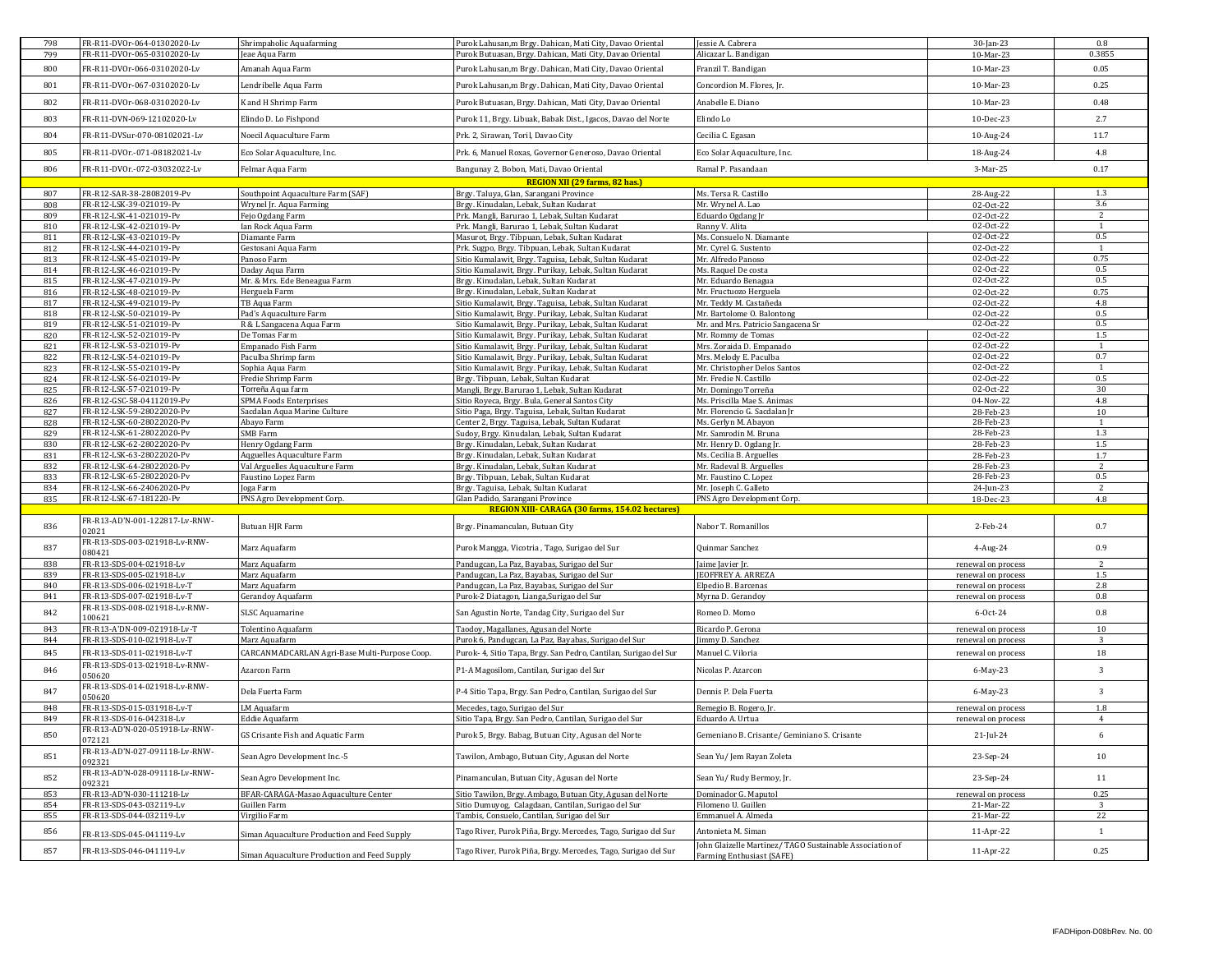| 798 | FR-R11-DVOr-064-01302020-Lv | Shrimpaholic Aquafarming | Purok Lahusan,m Brgy. Dahican, Mati City, Davao Oriental | Jessie A. Cabrera | 30-Jan-23 | 0.8 |
|---|---|---|---|---|---|---|
| 799 | FR-R11-DVOr-065-03102020-Lv | Jeae Aqua Farm | Purok Butuasan, Brgy. Dahican, Mati City, Davao Oriental | Alicazar L. Bandigan | 10-Mar-23 | 0.3855 |
| 800 | FR-R11-DVOr-066-03102020-Lv | Amanah Aqua Farm | Purok Lahusan,m Brgy. Dahican, Mati City, Davao Oriental | Franzil T. Bandigan | 10-Mar-23 | 0.05 |
| 801 | FR-R11-DVOr-067-03102020-Lv | Lendribelle Aqua Farm | Purok Lahusan,m Brgy. Dahican, Mati City, Davao Oriental | Concordion M. Flores, Jr. | 10-Mar-23 | 0.25 |
| 802 | FR-R11-DVOr-068-03102020-Lv | K and H Shrimp Farm | Purok Butuasan, Brgy. Dahican, Mati City, Davao Oriental | Anabelle E. Diano | 10-Mar-23 | 0.48 |
| 803 | FR-R11-DVN-069-12102020-Lv | Elindo D. Lo Fishpond | Purok 11, Brgy. Libuak, Babak Dist., Igacos, Davao del Norte | Elindo Lo | 10-Dec-23 | 2.7 |
| 804 | FR-R11-DVSur-070-08102021-Lv | Noecil Aquaculture Farm | Prk. 2, Sirawan, Toril, Davao City | Cecilia C. Egasan | 10-Aug-24 | 11.7 |
| 805 | FR-R11-DVOr.-071-08182021-Lv | Eco Solar Aquaculture, Inc. | Prk. 6, Manuel Roxas, Governor Generoso, Davao Oriental | Eco Solar Aquaculture, Inc. | 18-Aug-24 | 4.8 |
| 806 | FR-R11-DVOr.-072-03032022-Lv | Felmar Aqua Farm | Bangunay 2, Bobon, Mati, Davao Oriental | Ramal P. Pasandaan | 3-Mar-25 | 0.17 |
| | | | **REGION XII (29 farms, 82 has.)** | | | |
| 807 | FR-R12-SAR-38-28082019-Pv | Southpoint Aquaculture Farm (SAF) | Brgy. Taluya, Glan, Sarangani Province | Ms. Tersa R. Castillo | 28-Aug-22 | 1.3 |
| 808 | FR-R12-LSK-39-021019-Pv | Wrynel Jr. Aqua Farming | Brgy. Kinudalan, Lebak, Sultan Kudarat | Mr. Wrynel A. Lao | 02-Oct-22 | 3.6 |
| 809 | FR-R12-LSK-41-021019-Pv | Fejo Ogdang Farm | Prk. Mangli, Barurao 1, Lebak, Sultan Kudarat | Eduardo Ogdang Jr | 02-Oct-22 | 2 |
| 810 | FR-R12-LSK-42-021019-Pv | Ian Rock Aqua Farm | Prk. Mangli, Barurao 1, Lebak, Sultan Kudarat | Ranny V. Alita | 02-Oct-22 | 1 |
| 811 | FR-R12-LSK-43-021019-Pv | Diamante Farm | Masurot, Brgy. Tibpuan, Lebak, Sultan Kudarat | Ms. Consuelo N. Diamante | 02-Oct-22 | 0.5 |
| 812 | FR-R12-LSK-44-021019-Pv | Gestosani Aqua Farm | Prk. Sugpo, Brgy. Tibpuan, Lebak, Sultan Kudarat | Mr. Cyrel G. Sustento | 02-Oct-22 | 1 |
| 813 | FR-R12-LSK-45-021019-Pv | Panoso Farm | Sitio Kumalawit, Brgy. Taguisa, Lebak, Sultan Kudarat | Mr. Alfredo Panoso | 02-Oct-22 | 0.75 |
| 814 | FR-R12-LSK-46-021019-Pv | Daday Aqua Farm | Sitio Kumalawit, Brgy. Purikay, Lebak, Sultan Kudarat | Ms. Raquel De costa | 02-Oct-22 | 0.5 |
| 815 | FR-R12-LSK-47-021019-Pv | Mr. & Mrs. Ede Beneagua Farm | Brgy. Kinudalan, Lebak, Sultan Kudarat | Mr. Eduardo Benagua | 02-Oct-22 | 0.5 |
| 816 | FR-R12-LSK-48-021019-Pv | Herguela Farm | Brgy. Kinudalan, Lebak, Sultan Kudarat | Mr. Fructuozo Herguela | 02-Oct-22 | 0.75 |
| 817 | FR-R12-LSK-49-021019-Pv | TB Aqua Farm | Sitio Kumalawit, Brgy. Taguisa, Lebak, Sultan Kudarat | Mr. Teddy M. Castañeda | 02-Oct-22 | 4.8 |
| 818 | FR-R12-LSK-50-021019-Pv | Pad's Aquaculture Farm | Sitio Kumalawit, Brgy. Purikay, Lebak, Sultan Kudarat | Mr. Bartolome O. Balontong | 02-Oct-22 | 0.5 |
| 819 | FR-R12-LSK-51-021019-Pv | R & L Sangacena Aqua Farm | Sitio Kumalawit, Brgy. Purikay, Lebak, Sultan Kudarat | Mr. and Mrs. Patricio Sangacena Sr | 02-Oct-22 | 0.5 |
| 820 | FR-R12-LSK-52-021019-Pv | De Tomas Farm | Sitio Kumalawit, Brgy. Purikay, Lebak, Sultan Kudarat | Mr. Rommy de Tomas | 02-Oct-22 | 1.5 |
| 821 | FR-R12-LSK-53-021019-Pv | Empanado Fish Farm | Sitio Kumalawit, Brgy. Purikay, Lebak, Sultan Kudarat | Mrs. Zoraida D. Empanado | 02-Oct-22 | 1 |
| 822 | FR-R12-LSK-54-021019-Pv | Paculba Shrimp farm | Sitio Kumalawit, Brgy. Purikay, Lebak, Sultan Kudarat | Mrs. Melody E. Paculba | 02-Oct-22 | 0.7 |
| 823 | FR-R12-LSK-55-021019-Pv | Sophia Aqua Farm | Sitio Kumalawit, Brgy. Purikay, Lebak, Sultan Kudarat | Mr. Christopher Delos Santos | 02-Oct-22 | 1 |
| 824 | FR-R12-LSK-56-021019-Pv | Fredie Shrimp Farm | Brgy. Tibpuan, Lebak, Sultan Kudarat | Mr. Fredie N. Castillo | 02-Oct-22 | 0.5 |
| 825 | FR-R12-LSK-57-021019-Pv | Torreña Aqua farm | Mangli, Brgy. Barurao 1, Lebak, Sultan Kudarat | Mr. Domingo Torreña | 02-Oct-22 | 30 |
| 826 | FR-R12-GSC-58-04112019-Pv | SPMA Foods Enterprises | Sitio Royeca, Brgy. Bula, General Santos City | Ms. Priscilla Mae S. Animas | 04-Nov-22 | 4.8 |
| 827 | FR-R12-LSK-59-28022020-Pv | Sacdalan Aqua Marine Culture | Sitio Paga, Brgy. Taguisa, Lebak, Sultan Kudarat | Mr. Florencio G. Sacdalan Jr | 28-Feb-23 | 10 |
| 828 | FR-R12-LSK-60-28022020-Pv | Abayo Farm | Center 2, Brgy. Taguisa, Lebak, Sultan Kudarat | Ms. Gerlyn M. Abayon | 28-Feb-23 | 1 |
| 829 | FR-R12-LSK-61-28022020-Pv | SMB Farm | Sudoy, Brgy. Kinudalan, Lebak, Sultan Kudarat | Mr. Samrodin M. Bruna | 28-Feb-23 | 1.3 |
| 830 | FR-R12-LSK-62-28022020-Pv | Henry Ogdang Farm | Brgy. Kinudalan, Lebak, Sultan Kudarat | Mr. Henry D. Ogdang Jr. | 28-Feb-23 | 1.5 |
| 831 | FR-R12-LSK-63-28022020-Pv | Aqguelles Aquaculture Farm | Brgy. Kinudalan, Lebak, Sultan Kudarat | Ms. Cecilia B. Arguelles | 28-Feb-23 | 1.7 |
| 832 | FR-R12-LSK-64-28022020-Pv | Val Arguelles Aquaculture Farm | Brgy. Kinudalan, Lebak, Sultan Kudarat | Mr. Radeval B. Arguelles | 28-Feb-23 | 2 |
| 833 | FR-R12-LSK-65-28022020-Pv | Faustino Lopez Farm | Brgy. Tibpuan, Lebak, Sultan Kudarat | Mr. Faustino C. Lopez | 28-Feb-23 | 0.5 |
| 834 | FR-R12-LSK-66-24062020-Pv | Joga Farm | Brgy. Taguisa, Lebak, Sultan Kudarat | Mr. Joseph C. Galleto | 24-Jun-23 | 2 |
| 835 | FR-R12-LSK-67-181220-Pv | PNS Agro Development Corp. | Glan Padido, Sarangani Province | PNS Agro Development Corp. | 18-Dec-23 | 4.8 |
| | | | **REGION XIII- CARAGA (30 farms, 154.02 hectares)** | | | |
| 836 | FR-R13-AD'N-001-122817-Lv-RNW-02021 | Butuan HJR Farm | Brgy. Pinamanculan, Butuan City | Nabor T. Romanillos | 2-Feb-24 | 0.7 |
| 837 | FR-R13-SDS-003-021918-Lv-RNW-080421 | Marz Aquafarm | Purok Mangga, Vicotria , Tago, Surigao del Sur | Quinmar Sanchez | 4-Aug-24 | 0.9 |
| 838 | FR-R13-SDS-004-021918-Lv | Marz Aquafarm | Pandugcan, La Paz, Bayabas, Surigao del Sur | Jaime Javier Jr. | renewal on process | 2 |
| 839 | FR-R13-SDS-005-021918-Lv | Marz Aquafarm | Pandugcan, La Paz, Bayabas, Surigao del Sur | JEOFFREY A. ARREZA | renewal on process | 1.5 |
| 840 | FR-R13-SDS-006-021918-Lv-T | Marz Aquafarm | Pandugcan, La Paz, Bayabas, Surigao del Sur | Elpedio B. Barcenas | renewal on process | 2.8 |
| 841 | FR-R13-SDS-007-021918-Lv-T | Gerandoy Aquafarm | Purok-2 Diatagon, Lianga,Surigao del Sur | Myrna D. Gerandoy | renewal on process | 0.8 |
| 842 | FR-R13-SDS-008-021918-Lv-RNW-100621 | SLSC Aquamarine | San Agustin Norte, Tandag City, Surigao del Sur | Romeo D. Momo | 6-Oct-24 | 0.8 |
| 843 | FR-R13-A'DN-009-021918-Lv-T | Tolentino Aquafarm | Taotoy, Magallanes, Agusan del Norte | Ricardo P. Gerona | renewal on process | 10 |
| 844 | FR-R13-SDS-010-021918-Lv-T | Marz Aquafarm | Purok 6, Pandugcan, La Paz, Bayabas, Surigao del Sur | Jimmy D. Sanchez | renewal on process | 3 |
| 845 | FR-R13-SDS-011-021918-Lv-T | CARCANMADCARLAN Agri-Base Multi-Purpose Coop. | Purok- 4, Sitio Tapa, Brgy. San Pedro, Cantilan, Surigao del Sur | Manuel C. Viloria | renewal on process | 18 |
| 846 | FR-R13-SDS-013-021918-Lv-RNW-050620 | Azarcon Farm | P1-A Magosilom, Cantilan, Surigao del Sur | Nicolas P. Azarcon | 6-May-23 | 3 |
| 847 | FR-R13-SDS-014-021918-Lv-RNW-050620 | Dela Fuerta Farm | P-4 Sitio Tapa, Brgy. San Pedro, Cantilan, Surigao del Sur | Dennis P. Dela Fuerta | 6-May-23 | 3 |
| 848 | FR-R13-SDS-015-031918-Lv-T | LM Aquafarm | Mecedes, tago, Surigao del Sur | Remegio B. Rogero, Jr. | renewal on process | 1.8 |
| 849 | FR-R13-SDS-016-042318-Lv | Eddie Aquafarm | Sitio Tapa, Brgy. San Pedro, Cantilan, Surigao del Sur | Eduardo A. Urtua | renewal on process | 4 |
| 850 | FR-R13-AD'N-020-051918-Lv-RNW-072121 | GS Crisante Fish and Aquatic Farm | Purok 5, Brgy. Babag, Butuan City, Agusan del Norte | Gemeniano B. Crisante/ Geminiano S. Crisante | 21-Jul-24 | 6 |
| 851 | FR-R13-AD'N-027-091118-Lv-RNW-092321 | Sean Agro Development Inc.-5 | Tawilon, Ambago, Butuan City, Agusan del Norte | Sean Yu/ Jem Rayan Zoleta | 23-Sep-24 | 10 |
| 852 | FR-R13-AD'N-028-091118-Lv-RNW-092321 | Sean Agro Development Inc. | Pinamanculan, Butuan City, Agusan del Norte | Sean Yu/ Rudy Bermoy, Jr. | 23-Sep-24 | 11 |
| 853 | FR-R13-AD'N-030-111218-Lv | BFAR-CARAGA-Masao Aquaculture Center | Sitio Tawilon, Brgy. Ambago, Butuan City, Agusan del Norte | Dominador G. Maputol | renewal on process | 0.25 |
| 854 | FR-R13-SDS-043-032119-Lv | Guillen Farm | Sitio Dumuyog, Calagdaan, Cantilan, Surigao del Sur | Filomeno U. Guillen | 21-Mar-22 | 3 |
| 855 | FR-R13-SDS-044-032119-Lv | Virgilio Farm | Tambis, Consuelo, Cantilan, Surigao del Sur | Emmanuel A. Almeda | 21-Mar-22 | 22 |
| 856 | FR-R13-SDS-045-041119-Lv | Siman Aquaculture Production and Feed Supply | Tago River, Purok Piña, Brgy. Mercedes, Tago, Surigao del Sur | Antonieta M. Siman | 11-Apr-22 | 1 |
| 857 | FR-R13-SDS-046-041119-Lv | Siman Aquaculture Production and Feed Supply | Tago River, Purok Piña, Brgy. Mercedes, Tago, Surigao del Sur | John Glaizelle Martinez/ TAGO Sustainable Association of Farming Enthusiast (SAFE) | 11-Apr-22 | 0.25 |

IFADHipon-D08bRev. No. 00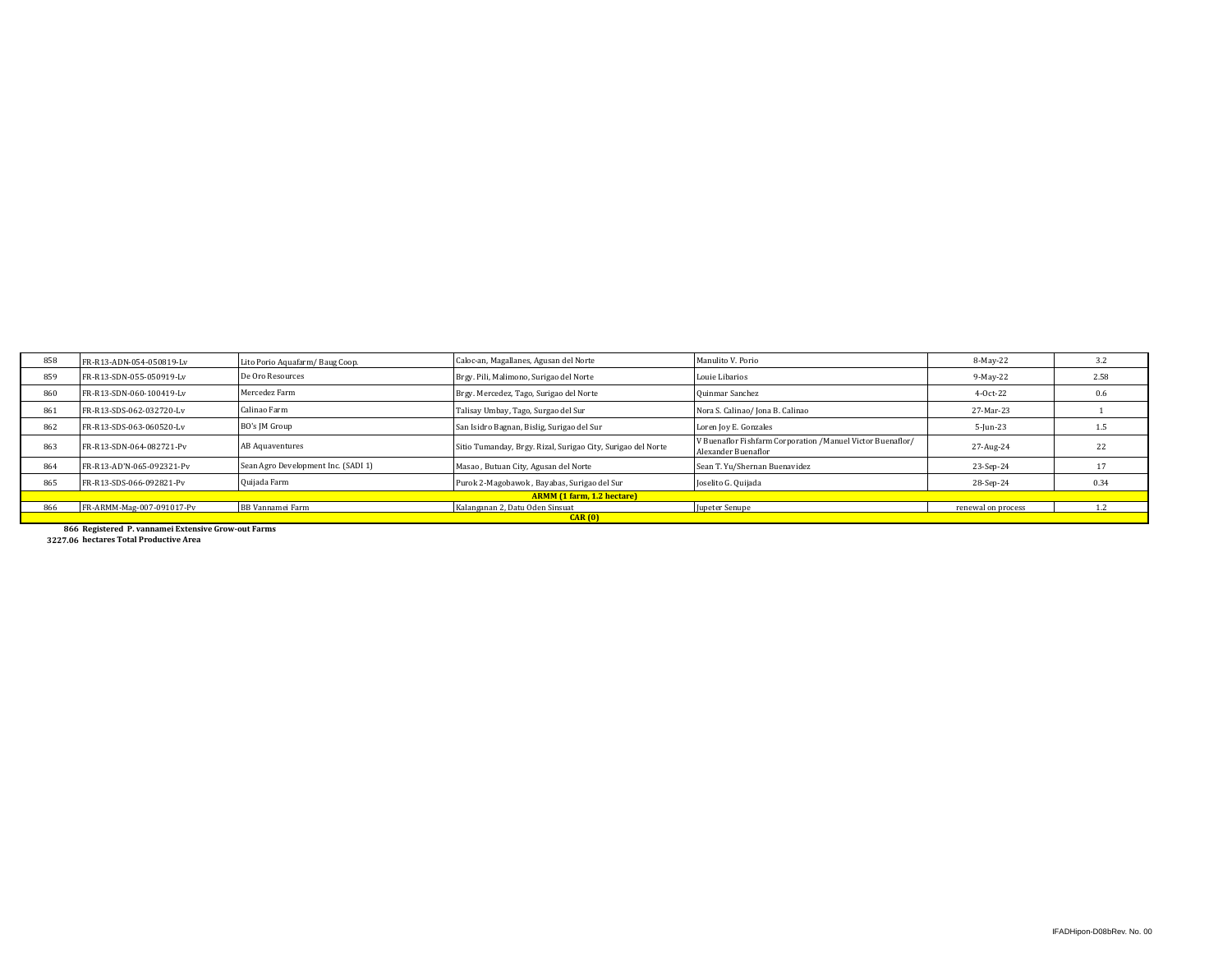| | | | | | | |
|---|---|---|---|---|---|---|
| 858 | FR-R13-ADN-054-050819-Lv | Lito Porio Aquafarm/ Baug Coop. | Caloc-an, Magallanes, Agusan del Norte | Manulito V. Porio | 8-May-22 | 3.2 |
| 859 | FR-R13-SDN-055-050919-Lv | De Oro Resources | Brgy. Pili, Malimono, Surigao del Norte | Louie Libarios | 9-May-22 | 2.58 |
| 860 | FR-R13-SDN-060-100419-Lv | Mercedez Farm | Brgy. Mercedez, Tago, Surigao del Norte | Quinmar Sanchez | 4-Oct-22 | 0.6 |
| 861 | FR-R13-SDS-062-032720-Lv | Calinao Farm | Talisay Umbay, Tago, Surgao del Sur | Nora S. Calinao/ Jona B. Calinao | 27-Mar-23 | 1 |
| 862 | FR-R13-SDS-063-060520-Lv | BO's JM Group | San Isidro Bagnan, Bislig, Surigao del Sur | Loren Joy E. Gonzales | 5-Jun-23 | 1.5 |
| 863 | FR-R13-SDN-064-082721-Pv | AB Aquaventures | Sitio Tumanday, Brgy. Rizal, Surigao City, Surigao del Norte | V Buenaflor Fishfarm Corporation /Manuel Victor Buenaflor/ Alexander Buenaflor | 27-Aug-24 | 22 |
| 864 | FR-R13-AD'N-065-092321-Pv | Sean Agro Development Inc. (SADI 1) | Masao , Butuan City, Agusan del Norte | Sean T. Yu/Shernan Buenavidez | 23-Sep-24 | 17 |
| 865 | FR-R13-SDS-066-092821-Pv | Quijada Farm | Purok 2-Magobawok , Bayabas, Surigao del Sur | Joselito G. Quijada | 28-Sep-24 | 0.34 |
| **ARMM (1 farm, 1.2 hectare)** | | | | | | |
| 866 | FR-ARMM-Mag-007-091017-Pv | BB Vannamei Farm | Kalanganan 2, Datu Oden Sinsuat | Jupeter Senupe | renewal on process | 1.2 |
| **CAR (0)** | | | | | | |

**866 Registered P. vannamei Extensive Grow-out Farms**

**3227.06 hectares Total Productive Area**

IFADHipon-D08bRev. No. 00